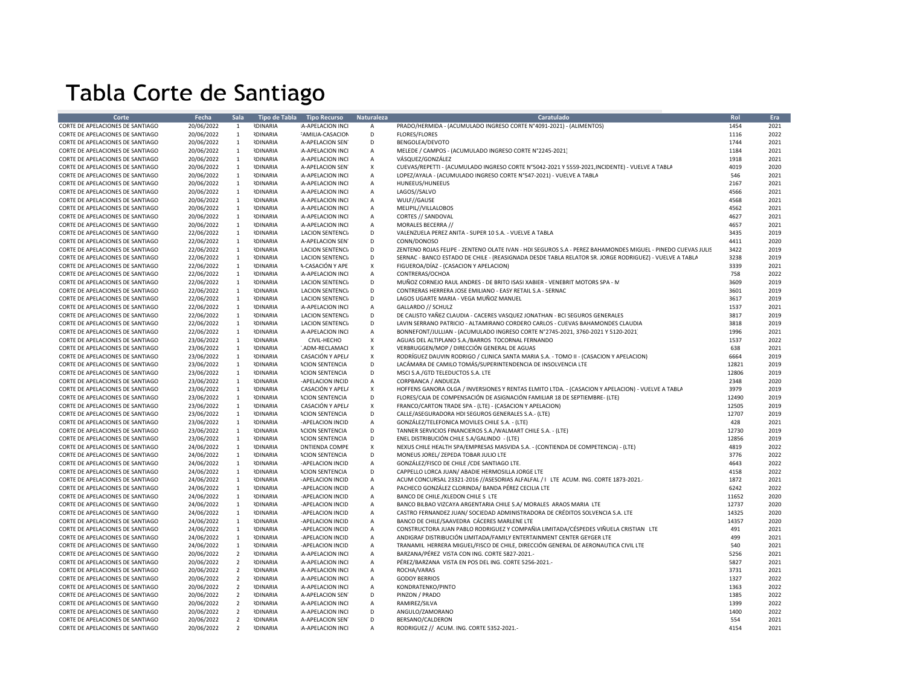# Tabla Corte de Santiago

| Corte | Fecha | Sala | Tipo de Tabla | Tipo Recurso | Naturaleza | Caratulado | Rol | Era |
|---|---|---|---|---|---|---|---|---|
| CORTE DE APELACIONES DE SANTIAGO | 20/06/2022 | 1 | RDINARIA | A-APELACION INCI | A | PRADO/HERMIDA - (ACUMULADO INGRESO CORTE N°4091-2021) - (ALIMENTOS) | 1454 | 2021 |
| CORTE DE APELACIONES DE SANTIAGO | 20/06/2022 | 1 | RDINARIA | FAMILIA-CASACION | D | FLORES/FLORES | 1116 | 2022 |
| CORTE DE APELACIONES DE SANTIAGO | 20/06/2022 | 1 | RDINARIA | A-APELACION SEN | D | BENGOLEA/DEVOTO | 1744 | 2021 |
| CORTE DE APELACIONES DE SANTIAGO | 20/06/2022 | 1 | RDINARIA | A-APELACION INCI | A | MELEDE / CAMPOS - (ACUMULADO INGRESO CORTE N°2245-2021) | 1184 | 2021 |
| CORTE DE APELACIONES DE SANTIAGO | 20/06/2022 | 1 | RDINARIA | A-APELACION INCI | A | VÁSQUEZ/GONZÁLEZ | 1918 | 2021 |
| CORTE DE APELACIONES DE SANTIAGO | 20/06/2022 | 1 | RDINARIA | A-APELACION SEN | X | CUEVAS/REPETTI - (ACUMULADO INGRESO CORTE N°5042-2021 Y 5559-2021,INCIDENTE) - VUELVE A TABLA | 4019 | 2020 |
| CORTE DE APELACIONES DE SANTIAGO | 20/06/2022 | 1 | RDINARIA | A-APELACION INCI | A | LOPEZ/AYALA - (ACUMULADO INGRESO CORTE N°547-2021) - VUELVE A TABLA | 546 | 2021 |
| CORTE DE APELACIONES DE SANTIAGO | 20/06/2022 | 1 | RDINARIA | A-APELACION INCI | A | HUNEEUS/HUNEEUS | 2167 | 2021 |
| CORTE DE APELACIONES DE SANTIAGO | 20/06/2022 | 1 | RDINARIA | A-APELACION INCI | A | LAGOS//SALVO | 4566 | 2021 |
| CORTE DE APELACIONES DE SANTIAGO | 20/06/2022 | 1 | RDINARIA | A-APELACION INCI | A | WULF//GAUSE | 4568 | 2021 |
| CORTE DE APELACIONES DE SANTIAGO | 20/06/2022 | 1 | RDINARIA | A-APELACION INCI | A | MELIPIL//VILLALOBOS | 4562 | 2021 |
| CORTE DE APELACIONES DE SANTIAGO | 20/06/2022 | 1 | RDINARIA | A-APELACION INCI | A | CORTES // SANDOVAL | 4627 | 2021 |
| CORTE DE APELACIONES DE SANTIAGO | 20/06/2022 | 1 | RDINARIA | A-APELACION INCI | A | MORALES BECERRA // | 4657 | 2021 |
| CORTE DE APELACIONES DE SANTIAGO | 22/06/2022 | 1 | RDINARIA | LACION SENTENCI | D | VALENZUELA PEREZ ANITA - SUPER 10 S.A. - VUELVE A TABLA | 3435 | 2019 |
| CORTE DE APELACIONES DE SANTIAGO | 22/06/2022 | 1 | RDINARIA | A-APELACION SEN | D | CONN/DONOSO | 4411 | 2020 |
| CORTE DE APELACIONES DE SANTIAGO | 22/06/2022 | 1 | RDINARIA | LACION SENTENCI | D | ZENTENO ROJAS FELIPE - ZENTENO OLATE IVAN - HDI SEGUROS S.A - PEREZ BAHAMONDES MIGUEL - PINEDO CUEVAS JULIS | 3422 | 2019 |
| CORTE DE APELACIONES DE SANTIAGO | 22/06/2022 | 1 | RDINARIA | LACION SENTENCI | D | SERNAC - BANCO ESTADO DE CHILE - (REASIGNADA DESDE TABLA RELATOR SR. JORGE RODRIGUEZ) - VUELVE A TABLA | 3238 | 2019 |
| CORTE DE APELACIONES DE SANTIAGO | 22/06/2022 | 1 | RDINARIA | A-CASACIÓN Y APE | X | FIGUEROA/DÍAZ - (CASACION Y APELACION) | 3339 | 2021 |
| CORTE DE APELACIONES DE SANTIAGO | 22/06/2022 | 1 | RDINARIA | A-APELACION INCI | A | CONTRERAS/OCHOA | 758 | 2022 |
| CORTE DE APELACIONES DE SANTIAGO | 22/06/2022 | 1 | RDINARIA | LACION SENTENCI | D | MUÑOZ CORNEJO RAUL ANDRES - DE BRITO ISASI XABIER - VENEBRIT MOTORS SPA - M | 3609 | 2019 |
| CORTE DE APELACIONES DE SANTIAGO | 22/06/2022 | 1 | RDINARIA | LACION SENTENCI | D | CONTRERAS HERRERA JOSE EMILIANO - EASY RETAIL S.A - SERNAC | 3601 | 2019 |
| CORTE DE APELACIONES DE SANTIAGO | 22/06/2022 | 1 | RDINARIA | LACION SENTENCI | D | LAGOS UGARTE MARIA - VEGA MUÑOZ MANUEL | 3617 | 2019 |
| CORTE DE APELACIONES DE SANTIAGO | 22/06/2022 | 1 | RDINARIA | A-APELACION INCI | A | GALLARDO // SCHULZ | 1537 | 2021 |
| CORTE DE APELACIONES DE SANTIAGO | 22/06/2022 | 1 | RDINARIA | LACION SENTENCI | D | DE CALISTO YAÑEZ CLAUDIA - CACERES VASQUEZ JONATHAN - BCI SEGUROS GENERALES | 3817 | 2019 |
| CORTE DE APELACIONES DE SANTIAGO | 22/06/2022 | 1 | RDINARIA | LACION SENTENCI | D | LAVIN SERRANO PATRICIO - ALTAMIRANO CORDERO CARLOS - CUEVAS BAHAMONDES CLAUDIA | 3818 | 2019 |
| CORTE DE APELACIONES DE SANTIAGO | 22/06/2022 | 1 | RDINARIA | A-APELACION INCI | A | BONNEFONT/JULLIAN - (ACUMULADO INGRESO CORTE N°2745-2021, 3760-2021 Y 5120-2021) | 1996 | 2021 |
| CORTE DE APELACIONES DE SANTIAGO | 23/06/2022 | 1 | RDINARIA | CIVIL-HECHO | X | AGUAS DEL ALTIPLANO S.A./BARROS TOCORNAL FERNANDO | 1537 | 2022 |
| CORTE DE APELACIONES DE SANTIAGO | 23/06/2022 | 1 | RDINARIA | ADM-RECLAMACI | X | VERBRUGGEN/MOP / DIRECCIÓN GENERAL DE AGUAS | 638 | 2021 |
| CORTE DE APELACIONES DE SANTIAGO | 23/06/2022 | 1 | RDINARIA | CASACIÓN Y APEL | X | RODRÍGUEZ DAUVIN RODRIGO / CLINICA SANTA MARIA S.A. - TOMO II - (CASACION Y APELACION) | 6664 | 2019 |
| CORTE DE APELACIONES DE SANTIAGO | 23/06/2022 | 1 | RDINARIA | ACION SENTENCIA | D | LACÁMARA DE CAMILO TOMÁS/SUPERINTENDENCIA DE INSOLVENCIA LTE | 12821 | 2019 |
| CORTE DE APELACIONES DE SANTIAGO | 23/06/2022 | 1 | RDINARIA | ACION SENTENCIA | D | MSCI S.A./GTD TELEDUCTOS S.A. LTE | 12806 | 2019 |
| CORTE DE APELACIONES DE SANTIAGO | 23/06/2022 | 1 | RDINARIA | -APELACION INCID | A | CORPBANCA / ANDUEZA | 2348 | 2020 |
| CORTE DE APELACIONES DE SANTIAGO | 23/06/2022 | 1 | RDINARIA | CASACIÓN Y APEL | X | HOFFENS GANORA OLGA / INVERSIONES Y RENTAS ELMITO LTDA. - (CASACION Y APELACION) - VUELVE A TABLA | 3979 | 2019 |
| CORTE DE APELACIONES DE SANTIAGO | 23/06/2022 | 1 | RDINARIA | ACION SENTENCIA | D | FLORES/CAJA DE COMPENSACIÓN DE ASIGNACIÓN FAMILIAR 18 DE SEPTIEMBRE- (LTE) | 12490 | 2019 |
| CORTE DE APELACIONES DE SANTIAGO | 23/06/2022 | 1 | RDINARIA | CASACIÓN Y APEL | X | FRANCO/CARTON TRADE SPA - (LTE) - (CASACION Y APELACION) | 12505 | 2019 |
| CORTE DE APELACIONES DE SANTIAGO | 23/06/2022 | 1 | RDINARIA | ACION SENTENCIA | D | CALLE/ASEGURADORA HDI SEGUROS GENERALES S.A.- (LTE) | 12707 | 2019 |
| CORTE DE APELACIONES DE SANTIAGO | 23/06/2022 | 1 | RDINARIA | -APELACION INCID | A | GONZÁLEZ/TELEFONICA MOVILES CHILE S.A. - (LTE) | 428 | 2021 |
| CORTE DE APELACIONES DE SANTIAGO | 23/06/2022 | 1 | RDINARIA | ACION SENTENCIA | D | TANNER SERVICIOS FINANCIEROS S.A./WALMART CHILE S.A. - (LTE) | 12730 | 2019 |
| CORTE DE APELACIONES DE SANTIAGO | 23/06/2022 | 1 | RDINARIA | ACION SENTENCIA | D | ENEL DISTRIBUCIÓN CHILE S.A/GALINDO - (LTE) | 12856 | 2019 |
| CORTE DE APELACIONES DE SANTIAGO | 24/06/2022 | 1 | RDINARIA | ONTIENDA COMPE | X | NEXUS CHILE HEALTH SPA/EMPRESAS MASVIDA S.A. - (CONTIENDA DE COMPETENCIA) - (LTE) | 4819 | 2022 |
| CORTE DE APELACIONES DE SANTIAGO | 24/06/2022 | 1 | RDINARIA | ACION SENTENCIA | D | MONEUS JOREL/ ZEPEDA TOBAR JULIO LTE | 3776 | 2022 |
| CORTE DE APELACIONES DE SANTIAGO | 24/06/2022 | 1 | RDINARIA | -APELACION INCID | A | GONZÁLEZ/FISCO DE CHILE /CDE SANTIAGO LTE. | 4643 | 2022 |
| CORTE DE APELACIONES DE SANTIAGO | 24/06/2022 | 1 | RDINARIA | ACION SENTENCIA | D | CAPPELLO LORCA JUAN/ ABADIE HERMOSILLA JORGE LTE | 4158 | 2022 |
| CORTE DE APELACIONES DE SANTIAGO | 24/06/2022 | 1 | RDINARIA | -APELACION INCID | A | ACUM CONCURSAL 23321-2016 //ASESORIAS ALFALFAL / I LTE ACUM. ING. CORTE 1873-2021.- | 1872 | 2021 |
| CORTE DE APELACIONES DE SANTIAGO | 24/06/2022 | 1 | RDINARIA | -APELACION INCID | A | PACHECO GONZÁLEZ CLORINDA/ BANDA PÉREZ CECILIA LTE | 6242 | 2022 |
| CORTE DE APELACIONES DE SANTIAGO | 24/06/2022 | 1 | RDINARIA | -APELACION INCID | A | BANCO DE CHILE./KLEDON CHILE S LTE | 11652 | 2020 |
| CORTE DE APELACIONES DE SANTIAGO | 24/06/2022 | 1 | RDINARIA | -APELACION INCID | A | BANCO BILBAO VIZCAYA ARGENTARIA CHILE S.A/ MORALES ARAOS MARIA LTE | 12737 | 2020 |
| CORTE DE APELACIONES DE SANTIAGO | 24/06/2022 | 1 | RDINARIA | -APELACION INCID | A | CASTRO FERNANDEZ JUAN/ SOCIEDAD ADMINISTRADORA DE CRÉDITOS SOLVENCIA S.A. LTE | 14325 | 2020 |
| CORTE DE APELACIONES DE SANTIAGO | 24/06/2022 | 1 | RDINARIA | -APELACION INCID | A | BANCO DE CHILE/SAAVEDRA CÁCERES MARLENE LTE | 14357 | 2020 |
| CORTE DE APELACIONES DE SANTIAGO | 24/06/2022 | 1 | RDINARIA | -APELACION INCID | A | CONSTRUCTORA JUAN PABLO RODRIGUEZ Y COMPAÑIA LIMITADA/CÉSPEDES VIÑUELA CRISTIAN LTE | 491 | 2021 |
| CORTE DE APELACIONES DE SANTIAGO | 24/06/2022 | 1 | RDINARIA | -APELACION INCID | A | ANDIGRAF DISTRIBUCIÓN LIMITADA/FAMILY ENTERTAINMENT CENTER GEYGER LTE | 499 | 2021 |
| CORTE DE APELACIONES DE SANTIAGO | 24/06/2022 | 1 | RDINARIA | -APELACION INCID | A | TRANAMIL HERRERA MIGUEL/FISCO DE CHILE, DIRECCIÓN GENERAL DE AERONAUTICA CIVIL LTE | 540 | 2021 |
| CORTE DE APELACIONES DE SANTIAGO | 20/06/2022 | 2 | RDINARIA | A-APELACION INCI | A | BARZANA/PÉREZ VISTA CON ING. CORTE 5827-2021.- | 5256 | 2021 |
| CORTE DE APELACIONES DE SANTIAGO | 20/06/2022 | 2 | RDINARIA | A-APELACION INCI | A | PÉREZ/BARZANA VISTA EN POS DEL ING. CORTE 5256-2021.- | 5827 | 2021 |
| CORTE DE APELACIONES DE SANTIAGO | 20/06/2022 | 2 | RDINARIA | A-APELACION INCI | A | ROCHA/VARAS | 3731 | 2021 |
| CORTE DE APELACIONES DE SANTIAGO | 20/06/2022 | 2 | RDINARIA | A-APELACION INCI | A | GODOY BERRIOS | 1327 | 2022 |
| CORTE DE APELACIONES DE SANTIAGO | 20/06/2022 | 2 | RDINARIA | A-APELACION INCI | A | KONDRATENKO/PINTO | 1363 | 2022 |
| CORTE DE APELACIONES DE SANTIAGO | 20/06/2022 | 2 | RDINARIA | A-APELACION SEN | D | PINZON / PRADO | 1385 | 2022 |
| CORTE DE APELACIONES DE SANTIAGO | 20/06/2022 | 2 | RDINARIA | A-APELACION INCI | A | RAMIREZ/SILVA | 1399 | 2022 |
| CORTE DE APELACIONES DE SANTIAGO | 20/06/2022 | 2 | RDINARIA | A-APELACION INCI | D | ANGULO/ZAMORANO | 1400 | 2022 |
| CORTE DE APELACIONES DE SANTIAGO | 20/06/2022 | 2 | RDINARIA | A-APELACION SEN | D | BERSANO/CALDERON | 554 | 2021 |
| CORTE DE APELACIONES DE SANTIAGO | 20/06/2022 | 2 | RDINARIA | A-APELACION INCI | A | RODRIGUEZ // ACUM. ING. CORTE 5352-2021.- | 4154 | 2021 |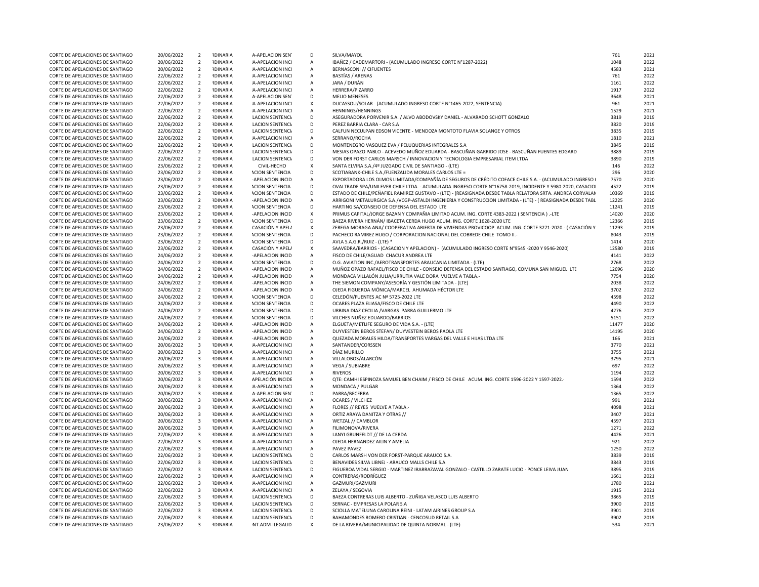| | | | | | | | | |
|---|---|---|---|---|---|---|---|---|
| CORTE DE APELACIONES DE SANTIAGO | 20/06/2022 | 2 | RDINARIA | A-APELACION SEN | D | SILVA/MAYOL | 761 | 2021 |
| CORTE DE APELACIONES DE SANTIAGO | 20/06/2022 | 2 | RDINARIA | A-APELACION INCI | A | IBAÑEZ / CADEMARTORI - (ACUMULADO INGRESO CORTE N°1287-2022) | 1048 | 2022 |
| CORTE DE APELACIONES DE SANTIAGO | 20/06/2022 | 2 | RDINARIA | A-APELACION INCI | A | BERNASCONI // CIFUENTES | 4583 | 2021 |
| CORTE DE APELACIONES DE SANTIAGO | 22/06/2022 | 2 | RDINARIA | A-APELACION INCI | A | BASTÍAS / ARENAS | 761 | 2022 |
| CORTE DE APELACIONES DE SANTIAGO | 22/06/2022 | 2 | RDINARIA | A-APELACION INCI | A | JARA / DURÁN | 1161 | 2022 |
| CORTE DE APELACIONES DE SANTIAGO | 22/06/2022 | 2 | RDINARIA | A-APELACION INCI | A | HERRERA/PIZARRO | 1917 | 2022 |
| CORTE DE APELACIONES DE SANTIAGO | 22/06/2022 | 2 | RDINARIA | A-APELACION SEN | D | MELIO MENESES | 3648 | 2021 |
| CORTE DE APELACIONES DE SANTIAGO | 22/06/2022 | 2 | RDINARIA | A-APELACION INCI | X | DUCASSOU/SOLAR - (ACUMULADO INGRESO CORTE N°1465-2022, SENTENCIA) | 961 | 2021 |
| CORTE DE APELACIONES DE SANTIAGO | 22/06/2022 | 2 | RDINARIA | A-APELACION INCI | A | HENNINGS/HENNINGS | 1529 | 2021 |
| CORTE DE APELACIONES DE SANTIAGO | 22/06/2022 | 2 | RDINARIA | LACION SENTENCI | D | ASEGURADORA PORVENIR S.A. / ALVO ABODOVSKY DANIEL - ALVARADO SCHOTT GONZALO | 3819 | 2019 |
| CORTE DE APELACIONES DE SANTIAGO | 22/06/2022 | 2 | RDINARIA | LACION SENTENCI | D | PEREZ BARRIA CLARA - CAR S.A | 3820 | 2019 |
| CORTE DE APELACIONES DE SANTIAGO | 22/06/2022 | 2 | RDINARIA | LACION SENTENCI | D | CALFUN NECULPAN EDSON VICENTE - MENDOZA MONTOTO FLAVIA SOLANGE Y OTROS | 3835 | 2019 |
| CORTE DE APELACIONES DE SANTIAGO | 22/06/2022 | 2 | RDINARIA | A-APELACION INCI | A | SERRANO/ROCHA | 1810 | 2021 |
| CORTE DE APELACIONES DE SANTIAGO | 22/06/2022 | 2 | RDINARIA | LACION SENTENCI | D | MONTENEGRO VASQUEZ EVA / PELUQUERIAS INTEGRALES S.A | 3845 | 2019 |
| CORTE DE APELACIONES DE SANTIAGO | 22/06/2022 | 2 | RDINARIA | LACION SENTENCI | D | MESIAS OPAZO PABLO - ACEVEDO MUÑOZ EDUARDA - BASCUÑAN GARRIDO JOSE - BASCUÑAN FUENTES EDGARD | 3889 | 2019 |
| CORTE DE APELACIONES DE SANTIAGO | 22/06/2022 | 2 | RDINARIA | LACION SENTENCI | D | VON DER FORST CARLOS MARSCH / INNOVACION Y TECNOLOGIA EMPRESARIAL ITEM LTDA | 3890 | 2019 |
| CORTE DE APELACIONES DE SANTIAGO | 23/06/2022 | 2 | RDINARIA | CIVIL-HECHO | X | SANTA ELVIRA S.A./4º JUZGADO CIVIL DE SANTIAGO - (LTE) | 146 | 2022 |
| CORTE DE APELACIONES DE SANTIAGO | 23/06/2022 | 2 | RDINARIA | ACION SENTENCIA | D | SCOTIABANK-CHILE S.A./FUENZALIDA MORALES CARLOS LTE = | 296 | 2020 |
| CORTE DE APELACIONES DE SANTIAGO | 23/06/2022 | 2 | RDINARIA | -APELACION INCID | A | EXPORTADORA LOS OLMOS LIMITADA/COMPAÑÍA DE SEGUROS DE CRÉDITO COFACE CHILE S.A. - (ACUMULADO INGRESO ( | 7570 | 2020 |
| CORTE DE APELACIONES DE SANTIAGO | 23/06/2022 | 2 | RDINARIA | ACION SENTENCIA | D | OVALTRADE SPA/UNILEVER CHILE LTDA. - ACUMULADA INGRESO CORTE N°16758-2019, INCIDENTE Y 5980-2020, CASACIO | 4522 | 2019 |
| CORTE DE APELACIONES DE SANTIAGO | 23/06/2022 | 2 | RDINARIA | ACION SENTENCIA | D | ESTADO DE CHILE/PEÑAFIEL RAMIREZ GUSTAVO - (LTE) - (REASIGNADA DESDE TABLA RELATORA SRTA. ANDREA CORVALAN | 10369 | 2019 |
| CORTE DE APELACIONES DE SANTIAGO | 23/06/2022 | 2 | RDINARIA | -APELACION INCID | A | ARRIGONI METALURGICA S.A./VCGP-ASTALDI INGENIERIA Y CONSTRUCCION LIMITADA - (LTE) - ( REASIGNADA DESDE TABL | 12225 | 2020 |
| CORTE DE APELACIONES DE SANTIAGO | 23/06/2022 | 2 | RDINARIA | ACION SENTENCIA | D | HARTING SA/CONSEJO DE DEFENSA DEL ESTADO LTE | 11241 | 2019 |
| CORTE DE APELACIONES DE SANTIAGO | 23/06/2022 | 2 | RDINARIA | -APELACION INCID | X | PRIMUS CAPITAL/JORGE BAZAN Y COMPAÑIA LIMITAD ACUM. ING. CORTE 4383-2022 ( SENTENCIA ) .-LTE | 14020 | 2020 |
| CORTE DE APELACIONES DE SANTIAGO | 23/06/2022 | 2 | RDINARIA | ACION SENTENCIA | D | BAEZA RIVERA HERNÁN/ IBACETA CERDA HUGO ACUM. ING. CORTE 1628-2020 LTE | 12366 | 2019 |
| CORTE DE APELACIONES DE SANTIAGO | 23/06/2022 | 2 | RDINARIA | CASACIÓN Y APEL/ | X | ZEREGA MORAGA ANA/ COOPERATIVA ABIERTA DE VIVIENDAS PROVICOOP ACUM. ING. CORTE 3271-2020.- ( CASACIÓN Y | 11293 | 2019 |
| CORTE DE APELACIONES DE SANTIAGO | 23/06/2022 | 2 | RDINARIA | ACION SENTENCIA | D | PACHECO RAMIREZ HUGO / CORPORACION NACIONAL DEL COBREDE CHILE TOMO II.- | 8043 | 2019 |
| CORTE DE APELACIONES DE SANTIAGO | 23/06/2022 | 2 | RDINARIA | ACION SENTENCIA | D | AVLA S.A.G.R./RUIZ - (LTE) * | 1414 | 2020 |
| CORTE DE APELACIONES DE SANTIAGO | 23/06/2022 | 2 | RDINARIA | CASACIÓN Y APEL/ | X | SAAVEDRA/BARRIOS - (CASACION Y APELACION) - (ACUMULADO INGRESO CORTE N°9545 -2020 Y 9546-2020) | 12580 | 2019 |
| CORTE DE APELACIONES DE SANTIAGO | 24/06/2022 | 2 | RDINARIA | -APELACION INCID | A | FISCO DE CHILE/AGUAD CHACUR ANDREA LTE | 4141 | 2022 |
| CORTE DE APELACIONES DE SANTIAGO | 24/06/2022 | 2 | RDINARIA | ACION SENTENCIA | D | O.G. AVIATION INC./AEROTRANSPORTES ARAUCANIA LIMITADA - (LTE) | 2768 | 2022 |
| CORTE DE APELACIONES DE SANTIAGO | 24/06/2022 | 2 | RDINARIA | -APELACION INCID | A | MUÑOZ OPAZO RAFAEL/FISCO DE CHILE - CONSEJO DEFENSA DEL ESTADO SANTIAGO, COMUNA SAN MIGUEL LTE | 12696 | 2020 |
| CORTE DE APELACIONES DE SANTIAGO | 24/06/2022 | 2 | RDINARIA | -APELACION INCID | A | MONDACA VILLALÓN JULIA/URRUTIA VALE DORA VUELVE A TABLA.- | 7754 | 2020 |
| CORTE DE APELACIONES DE SANTIAGO | 24/06/2022 | 2 | RDINARIA | -APELACION INCID | A | THE SIEMON COMPANY/ASESORÍA Y GESTIÓN LIMITADA - (LTE) | 2038 | 2022 |
| CORTE DE APELACIONES DE SANTIAGO | 24/06/2022 | 2 | RDINARIA | -APELACION INCID | A | OJEDA FIGUEROA MÓNICA/MARCEL AHUMADA HÉCTOR LTE | 3702 | 2022 |
| CORTE DE APELACIONES DE SANTIAGO | 24/06/2022 | 2 | RDINARIA | ACION SENTENCIA | D | CELEDÓN/FUENTES AC Nº 5725-2022 LTE | 4598 | 2022 |
| CORTE DE APELACIONES DE SANTIAGO | 24/06/2022 | 2 | RDINARIA | ACION SENTENCIA | D | OCARES PLAZA ELIASA/FISCO DE CHILE LTE | 4490 | 2022 |
| CORTE DE APELACIONES DE SANTIAGO | 24/06/2022 | 2 | RDINARIA | ACION SENTENCIA | D | URBINA DIAZ CECILIA /VARGAS PARRA GUILLERMO LTE | 4276 | 2022 |
| CORTE DE APELACIONES DE SANTIAGO | 24/06/2022 | 2 | RDINARIA | ACION SENTENCIA | D | VILCHES NUÑEZ EDUARDO/BARRIOS | 5151 | 2022 |
| CORTE DE APELACIONES DE SANTIAGO | 24/06/2022 | 2 | RDINARIA | -APELACION INCID | A | ELGUETA/METLIFE SEGURO DE VIDA S.A. - (LTE) | 11477 | 2020 |
| CORTE DE APELACIONES DE SANTIAGO | 24/06/2022 | 2 | RDINARIA | -APELACION INCID | A | DUYVESTEIN BEROS STEFAN/ DUYVESTEIN BEROS PAOLA LTE | 14195 | 2020 |
| CORTE DE APELACIONES DE SANTIAGO | 24/06/2022 | 2 | RDINARIA | -APELACION INCID | A | QUEZADA MORALES HILDA/TRANSPORTES VARGAS DEL VALLE E HIJAS LTDA LTE | 166 | 2021 |
| CORTE DE APELACIONES DE SANTIAGO | 20/06/2022 | 3 | RDINARIA | A-APELACION INCI | A | SANTANDER/CORSSEN | 3770 | 2021 |
| CORTE DE APELACIONES DE SANTIAGO | 20/06/2022 | 3 | RDINARIA | A-APELACION INCI | A | DÍAZ MURILLO | 3755 | 2021 |
| CORTE DE APELACIONES DE SANTIAGO | 20/06/2022 | 3 | RDINARIA | A-APELACION INCI | A | VILLALOBOS/ALARCÓN | 3795 | 2021 |
| CORTE DE APELACIONES DE SANTIAGO | 20/06/2022 | 3 | RDINARIA | A-APELACION INCI | A | VEGA / SUBIABRE | 697 | 2022 |
| CORTE DE APELACIONES DE SANTIAGO | 20/06/2022 | 3 | RDINARIA | A-APELACION INCI | A | RIVEROS | 1194 | 2022 |
| CORTE DE APELACIONES DE SANTIAGO | 20/06/2022 | 3 | RDINARIA | APELACIÓN INCIDE | A | QTE: CAMHI ESPINOZA SAMUEL BEN CHAIM / FISCO DE CHILE ACUM. ING. CORTE 1596-2022 Y 1597-2022.- | 1594 | 2022 |
| CORTE DE APELACIONES DE SANTIAGO | 20/06/2022 | 3 | RDINARIA | A-APELACION INCI | A | MONDACA / PULGAR | 1364 | 2022 |
| CORTE DE APELACIONES DE SANTIAGO | 20/06/2022 | 3 | RDINARIA | A-APELACION SEN | D | PARRA/BECERRA | 1365 | 2022 |
| CORTE DE APELACIONES DE SANTIAGO | 20/06/2022 | 3 | RDINARIA | A-APELACION INCI | A | OCARES / VILCHEZ | 991 | 2021 |
| CORTE DE APELACIONES DE SANTIAGO | 20/06/2022 | 3 | RDINARIA | A-APELACION INCI | A | FLORES // REYES VUELVE A TABLA.- | 4098 | 2021 |
| CORTE DE APELACIONES DE SANTIAGO | 20/06/2022 | 3 | RDINARIA | A-APELACION INCI | A | ORTIZ ARAYA DANITZA Y OTRAS // | 3407 | 2021 |
| CORTE DE APELACIONES DE SANTIAGO | 20/06/2022 | 3 | RDINARIA | A-APELACION INCI | A | WETZAL // CAMBLOR | 4597 | 2021 |
| CORTE DE APELACIONES DE SANTIAGO | 20/06/2022 | 3 | RDINARIA | A-APELACION INCI | A | FILIMONOVA/RIVERA | 1271 | 2022 |
| CORTE DE APELACIONES DE SANTIAGO | 22/06/2022 | 3 | RDINARIA | A-APELACION INCI | A | LANYI GRUNFELDT // DE LA CERDA | 4426 | 2021 |
| CORTE DE APELACIONES DE SANTIAGO | 22/06/2022 | 3 | RDINARIA | A-APELACION INCI | A | OJEDA HERNANDEZ AILIN Y AMELIA | 921 | 2022 |
| CORTE DE APELACIONES DE SANTIAGO | 22/06/2022 | 3 | RDINARIA | A-APELACION INCI | A | PAVEZ PAVEZ | 1250 | 2022 |
| CORTE DE APELACIONES DE SANTIAGO | 22/06/2022 | 3 | RDINARIA | LACION SENTENCI | D | CARLOS MARSH VON DER FORST-PARQUE ARAUCO S.A. | 3839 | 2019 |
| CORTE DE APELACIONES DE SANTIAGO | 22/06/2022 | 3 | RDINARIA | LACION SENTENCI | D | BENAVIDES SILVA LIBNEJ - ARAUCO MALLS CHILE S.A | 3843 | 2019 |
| CORTE DE APELACIONES DE SANTIAGO | 22/06/2022 | 3 | RDINARIA | LACION SENTENCI | D | FIGUEROA VIDAL SERGIO - MARTINEZ IRARRAZAVAL GONZALO - CASTILLO ZARATE LUCIO - PONCE LEIVA JUAN | 3895 | 2019 |
| CORTE DE APELACIONES DE SANTIAGO | 22/06/2022 | 3 | RDINARIA | A-APELACION INCI | A | CONTRERAS/RODRÍGUEZ | 1661 | 2021 |
| CORTE DE APELACIONES DE SANTIAGO | 22/06/2022 | 3 | RDINARIA | A-APELACION INCI | A | GAZMURI/GAZMURI | 1780 | 2021 |
| CORTE DE APELACIONES DE SANTIAGO | 22/06/2022 | 3 | RDINARIA | A-APELACION INCI | A | ZELAYA / SEGOVIA | 1915 | 2021 |
| CORTE DE APELACIONES DE SANTIAGO | 22/06/2022 | 3 | RDINARIA | LACION SENTENCI | D | BAEZA CONTRERAS LUIS ALBERTO - ZUÑIGA VELASCO LUIS ALBERTO | 3865 | 2019 |
| CORTE DE APELACIONES DE SANTIAGO | 22/06/2022 | 3 | RDINARIA | LACION SENTENCI | D | SERNAC - EMPRESAS LA POLAR S.A | 3900 | 2019 |
| CORTE DE APELACIONES DE SANTIAGO | 22/06/2022 | 3 | RDINARIA | LACION SENTENCI | D | SCIOLLA MATELUNA CAROLINA REINI - LATAM AIRINES GROUP S.A | 3901 | 2019 |
| CORTE DE APELACIONES DE SANTIAGO | 22/06/2022 | 3 | RDINARIA | LACION SENTENCI | D | BAHAMONDES ROMERO CRISTIAN - CENCOSUD RETAIL S.A | 3902 | 2019 |
| CORTE DE APELACIONES DE SANTIAGO | 23/06/2022 | 3 | RDINARIA | NT.ADM-ILEGALID | X | DE LA RIVERA/MUNICIPALIDAD DE QUINTA NORMAL - (LTE) | 534 | 2021 |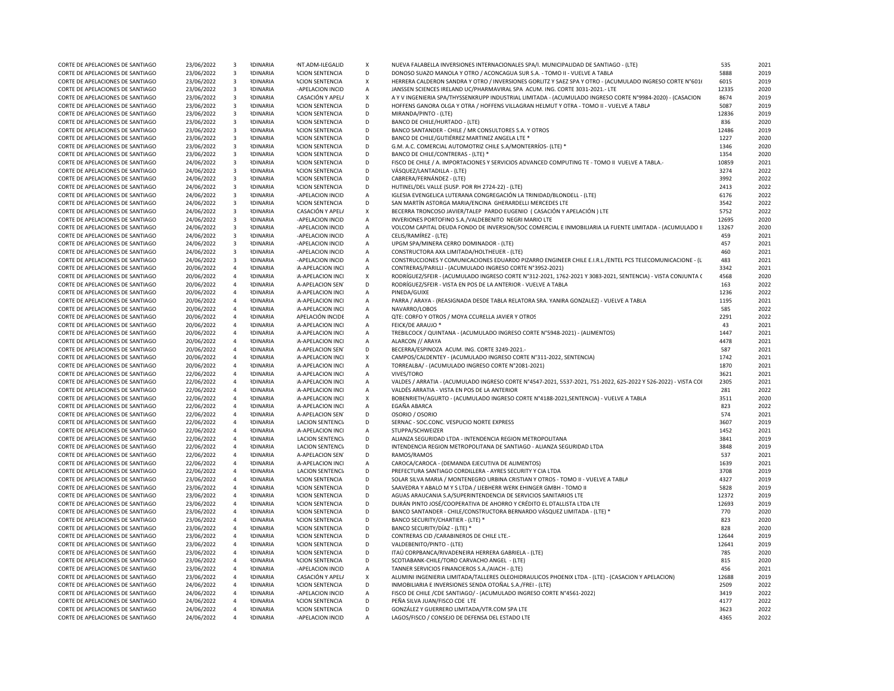| | | | | | | | | |
|---|---|---|---|---|---|---|---|---|
| CORTE DE APELACIONES DE SANTIAGO | 23/06/2022 | 3 | RDINARIA | NT.ADM-ILEGALID | X | NUEVA FALABELLA INVERSIONES INTERNACIONALES SPA/I. MUNICIPALIDAD DE SANTIAGO - (LTE) | 535 | 2021 |
| CORTE DE APELACIONES DE SANTIAGO | 23/06/2022 | 3 | RDINARIA | ACION SENTENCIA | D | DONOSO SUAZO MANOLA Y OTRO / ACONCAGUA SUR S.A. - TOMO II - VUELVE A TABLA | 5888 | 2019 |
| CORTE DE APELACIONES DE SANTIAGO | 23/06/2022 | 3 | RDINARIA | ACION SENTENCIA | X | HERRERA CALDERON SANDRA Y OTRO / INVERSIONES GORLITZ Y SAEZ SPA Y OTRO - (ACUMULADO INGRESO CORTE N°601 | 6015 | 2019 |
| CORTE DE APELACIONES DE SANTIAGO | 23/06/2022 | 3 | RDINARIA | -APELACION INCID | A | JANSSEN SCIENCES IRELAND UC/PHARMAVIRAL SPA ACUM. ING. CORTE 3031-2021.- LTE | 12335 | 2020 |
| CORTE DE APELACIONES DE SANTIAGO | 23/06/2022 | 3 | RDINARIA | CASACIÓN Y APELA | X | A Y V INGENIERIA SPA/THYSSENKRUPP INDUSTRIAL LIMITADA - (ACUMULADO INGRESO CORTE N°9984-2020) - (CASACION | 8674 | 2019 |
| CORTE DE APELACIONES DE SANTIAGO | 23/06/2022 | 3 | RDINARIA | ACION SENTENCIA | D | HOFFENS GANORA OLGA Y OTRA / HOFFENS VILLAGRAN HELMUT Y OTRA - TOMO II - VUELVE A TABLA | 5087 | 2019 |
| CORTE DE APELACIONES DE SANTIAGO | 23/06/2022 | 3 | RDINARIA | ACION SENTENCIA | D | MIRANDA/PINTO - (LTE) | 12836 | 2019 |
| CORTE DE APELACIONES DE SANTIAGO | 23/06/2022 | 3 | RDINARIA | ACION SENTENCIA | D | BANCO DE CHILE/HURTADO - (LTE) | 836 | 2020 |
| CORTE DE APELACIONES DE SANTIAGO | 23/06/2022 | 3 | RDINARIA | ACION SENTENCIA | D | BANCO SANTANDER - CHILE / MR CONSULTORES S.A. Y OTROS | 12486 | 2019 |
| CORTE DE APELACIONES DE SANTIAGO | 23/06/2022 | 3 | RDINARIA | ACION SENTENCIA | D | BANCO DE CHILE/GUTIÉRREZ MARTINEZ ANGELA LTE * | 1227 | 2020 |
| CORTE DE APELACIONES DE SANTIAGO | 23/06/2022 | 3 | RDINARIA | ACION SENTENCIA | D | G.M. A.C. COMERCIAL AUTOMOTRIZ CHILE S.A/MONTERRÍOS- (LTE) * | 1346 | 2020 |
| CORTE DE APELACIONES DE SANTIAGO | 23/06/2022 | 3 | RDINARIA | ACION SENTENCIA | D | BANCO DE CHILE/CONTRERAS - (LTE) * | 1354 | 2020 |
| CORTE DE APELACIONES DE SANTIAGO | 24/06/2022 | 3 | RDINARIA | ACION SENTENCIA | D | FISCO DE CHILE / A. IMPORTACIONES Y SERVICIOS ADVANCED COMPUTING TE - TOMO II VUELVE A TABLA.- | 10859 | 2021 |
| CORTE DE APELACIONES DE SANTIAGO | 24/06/2022 | 3 | RDINARIA | ACION SENTENCIA | D | VÁSQUEZ/LANTADILLA - (LTE) | 3274 | 2022 |
| CORTE DE APELACIONES DE SANTIAGO | 24/06/2022 | 3 | RDINARIA | ACION SENTENCIA | D | CABRERA/FERNÁNDEZ - (LTE) | 3992 | 2022 |
| CORTE DE APELACIONES DE SANTIAGO | 24/06/2022 | 3 | RDINARIA | ACION SENTENCIA | D | HUTINEL/DEL VALLE (SUSP. POR RH 2724-22) - (LTE) | 2413 | 2022 |
| CORTE DE APELACIONES DE SANTIAGO | 24/06/2022 | 3 | RDINARIA | -APELACION INCID | A | IGLESIA EVENGELICA LUTERANA CONGREGACIÓN LA TRINIDAD/BLONDELL - (LTE) | 6176 | 2022 |
| CORTE DE APELACIONES DE SANTIAGO | 24/06/2022 | 3 | RDINARIA | ACION SENTENCIA | D | SAN MARTÍN ASTORGA MARIA/ENCINA GHERARDELLI MERCEDES LTE | 3542 | 2022 |
| CORTE DE APELACIONES DE SANTIAGO | 24/06/2022 | 3 | RDINARIA | CASACIÓN Y APELA | X | BECERRA TRONCOSO JAVIER/TALEP PARDO EUGENIO ( CASACIÓN Y APELACIÓN ) LTE | 5752 | 2022 |
| CORTE DE APELACIONES DE SANTIAGO | 24/06/2022 | 3 | RDINARIA | -APELACION INCID | A | INVERIONES PORTOFINO S.A./VALDEBENITO NEGRI MARIO LTE | 12695 | 2020 |
| CORTE DE APELACIONES DE SANTIAGO | 24/06/2022 | 3 | RDINARIA | -APELACION INCID | A | VOLCOM CAPITAL DEUDA FONDO DE INVERSION/SOC COMERCIAL E INMOBILIARIA LA FUENTE LIMITADA - (ACUMULADO I | 13267 | 2020 |
| CORTE DE APELACIONES DE SANTIAGO | 24/06/2022 | 3 | RDINARIA | -APELACION INCID | A | CELIS/RAMÍREZ - (LTE) | 459 | 2021 |
| CORTE DE APELACIONES DE SANTIAGO | 24/06/2022 | 3 | RDINARIA | -APELACION INCID | A | UPGM SPA/MINERA CERRO DOMINADOR - (LTE) | 457 | 2021 |
| CORTE DE APELACIONES DE SANTIAGO | 24/06/2022 | 3 | RDINARIA | -APELACION INCID | A | CONSTRUCTORA AXA LIMITADA/HOLTHEUER - (LTE) | 460 | 2021 |
| CORTE DE APELACIONES DE SANTIAGO | 24/06/2022 | 3 | RDINARIA | -APELACION INCID | A | CONSTRUCCIONES Y COMUNICACIONES EDUARDO PIZARRO ENGINEER CHILE E.I.R.L./ENTEL PCS TELECOMUNICACIONE - (L | 483 | 2021 |
| CORTE DE APELACIONES DE SANTIAGO | 20/06/2022 | 4 | RDINARIA | A-APELACION INCI | A | CONTRERAS/PARILLI - (ACUMULADO INGRESO CORTE N°3952-2021) | 3342 | 2021 |
| CORTE DE APELACIONES DE SANTIAGO | 20/06/2022 | 4 | RDINARIA | A-APELACION INCI | X | RODRÍGUEZ/SFEIR - (ACUMULADO INGRESO CORTE N°312-2021, 1762-2021 Y 3083-2021, SENTENCIA) - VISTA CONJUNTA ( | 4568 | 2020 |
| CORTE DE APELACIONES DE SANTIAGO | 20/06/2022 | 4 | RDINARIA | A-APELACION SENT | D | RODRÍGUEZ/SFEIR - VISTA EN POS DE LA ANTERIOR - VUELVE A TABLA | 163 | 2022 |
| CORTE DE APELACIONES DE SANTIAGO | 20/06/2022 | 4 | RDINARIA | A-APELACION INCI | A | PINEDA/GUIXE | 1236 | 2022 |
| CORTE DE APELACIONES DE SANTIAGO | 20/06/2022 | 4 | RDINARIA | A-APELACION INCI | A | PARRA / ARAYA - (REASIGNADA DESDE TABLA RELATORA SRA. YANIRA GONZALEZ) - VUELVE A TABLA | 1195 | 2021 |
| CORTE DE APELACIONES DE SANTIAGO | 20/06/2022 | 4 | RDINARIA | A-APELACION INCI | A | NAVARRO/LOBOS | 585 | 2022 |
| CORTE DE APELACIONES DE SANTIAGO | 20/06/2022 | 4 | RDINARIA | APELACIÓN INCIDE | A | QTE: CORFO Y OTROS / MOYA CCURELLA JAVIER Y OTROS | 2291 | 2022 |
| CORTE DE APELACIONES DE SANTIAGO | 20/06/2022 | 4 | RDINARIA | A-APELACION INCI | A | FEICK/DE ARAUJO * | 43 | 2021 |
| CORTE DE APELACIONES DE SANTIAGO | 20/06/2022 | 4 | RDINARIA | A-APELACION INCI | A | TREBILCOCK / QUINTANA - (ACUMULADO INGRESO CORTE N°5948-2021) - (ALIMENTOS) | 1447 | 2021 |
| CORTE DE APELACIONES DE SANTIAGO | 20/06/2022 | 4 | RDINARIA | A-APELACION INCI | A | ALARCON // ARAYA | 4478 | 2021 |
| CORTE DE APELACIONES DE SANTIAGO | 20/06/2022 | 4 | RDINARIA | A-APELACION SENT | D | BECERRA/ESPINOZA ACUM. ING. CORTE 3249-2021.- | 587 | 2021 |
| CORTE DE APELACIONES DE SANTIAGO | 20/06/2022 | 4 | RDINARIA | A-APELACION INCI | X | CAMPOS/CALDENTEY - (ACUMULADO INGRESO CORTE N°311-2022, SENTENCIA) | 1742 | 2021 |
| CORTE DE APELACIONES DE SANTIAGO | 20/06/2022 | 4 | RDINARIA | A-APELACION INCI | A | TORREALBA/ - (ACUMULADO INGRESO CORTE N°2081-2021) | 1870 | 2021 |
| CORTE DE APELACIONES DE SANTIAGO | 22/06/2022 | 4 | RDINARIA | A-APELACION INCI | A | VIVES/TORO | 3621 | 2021 |
| CORTE DE APELACIONES DE SANTIAGO | 22/06/2022 | 4 | RDINARIA | A-APELACION INCI | A | VALDES / ARRATIA - (ACUMULADO INGRESO CORTE N°4547-2021, 5537-2021, 751-2022, 625-2022 Y 526-2022) - VISTA COI | 2305 | 2021 |
| CORTE DE APELACIONES DE SANTIAGO | 22/06/2022 | 4 | RDINARIA | A-APELACION INCI | A | VALDÉS ARRATIA - VISTA EN POS DE LA ANTERIOR | 281 | 2022 |
| CORTE DE APELACIONES DE SANTIAGO | 22/06/2022 | 4 | RDINARIA | A-APELACION INCI | X | BOBENRIETH/AGURTO - (ACUMULADO INGRESO CORTE N°4188-2021,SENTENCIA) - VUELVE A TABLA | 3511 | 2020 |
| CORTE DE APELACIONES DE SANTIAGO | 22/06/2022 | 4 | RDINARIA | A-APELACION INCI | A | EGAÑA ABARCA | 823 | 2022 |
| CORTE DE APELACIONES DE SANTIAGO | 22/06/2022 | 4 | RDINARIA | A-APELACION SENT | D | OSORIO / OSORIO | 574 | 2021 |
| CORTE DE APELACIONES DE SANTIAGO | 22/06/2022 | 4 | RDINARIA | LACION SENTENCIA | D | SERNAC - SOC.CONC. VESPUCIO NORTE EXPRESS | 3607 | 2019 |
| CORTE DE APELACIONES DE SANTIAGO | 22/06/2022 | 4 | RDINARIA | A-APELACION INCI | A | STUPPA/SCHWEIZER | 1452 | 2021 |
| CORTE DE APELACIONES DE SANTIAGO | 22/06/2022 | 4 | RDINARIA | LACION SENTENCIA | D | ALIANZA SEGURIDAD LTDA - INTENDENCIA REGION METROPOLITANA | 3841 | 2019 |
| CORTE DE APELACIONES DE SANTIAGO | 22/06/2022 | 4 | RDINARIA | LACION SENTENCIA | D | INTENDENCIA REGION METROPOLITANA DE SANTIAGO - ALIANZA SEGURIDAD LTDA | 3848 | 2019 |
| CORTE DE APELACIONES DE SANTIAGO | 22/06/2022 | 4 | RDINARIA | A-APELACION SENT | D | RAMOS/RAMOS | 537 | 2021 |
| CORTE DE APELACIONES DE SANTIAGO | 22/06/2022 | 4 | RDINARIA | A-APELACION INCI | A | CAROCA/CAROCA - (DEMANDA EJECUTIVA DE ALIMENTOS) | 1639 | 2021 |
| CORTE DE APELACIONES DE SANTIAGO | 22/06/2022 | 4 | RDINARIA | LACION SENTENCIA | D | PREFECTURA SANTIAGO CORDILLERA - AYRES SECURITY Y CIA LTDA | 3708 | 2019 |
| CORTE DE APELACIONES DE SANTIAGO | 23/06/2022 | 4 | RDINARIA | ACION SENTENCIA | D | SOLAR SILVA MARIA / MONTENEGRO URBINA CRISTIAN Y OTROS - TOMO II - VUELVE A TABLA | 4327 | 2019 |
| CORTE DE APELACIONES DE SANTIAGO | 23/06/2022 | 4 | RDINARIA | ACION SENTENCIA | D | SAAVEDRA Y ABALO M Y S LTDA / LIEBHERR WERK EHINGER GMBH - TOMO II | 5828 | 2019 |
| CORTE DE APELACIONES DE SANTIAGO | 23/06/2022 | 4 | RDINARIA | ACION SENTENCIA | D | AGUAS ARAUCANIA S.A/SUPERINTENDENCIA DE SERVICIOS SANITARIOS LTE | 12372 | 2019 |
| CORTE DE APELACIONES DE SANTIAGO | 23/06/2022 | 4 | RDINARIA | ACION SENTENCIA | D | DURÁN PINTO JOSÉ/COOPERATIVA DE AHORRO Y CRÉDITO EL DTALLISTA LTDA LTE | 12693 | 2019 |
| CORTE DE APELACIONES DE SANTIAGO | 23/06/2022 | 4 | RDINARIA | ACION SENTENCIA | D | BANCO SANTANDER - CHILE/CONSTRUCTORA BERNARDO VÁSQUEZ LIMITADA - (LTE) * | 770 | 2020 |
| CORTE DE APELACIONES DE SANTIAGO | 23/06/2022 | 4 | RDINARIA | ACION SENTENCIA | D | BANCO SECURITY/CHARTIER - (LTE) * | 823 | 2020 |
| CORTE DE APELACIONES DE SANTIAGO | 23/06/2022 | 4 | RDINARIA | ACION SENTENCIA | D | BANCO SECURITY/DÍAZ - (LTE) * | 828 | 2020 |
| CORTE DE APELACIONES DE SANTIAGO | 23/06/2022 | 4 | RDINARIA | ACION SENTENCIA | D | CONTRERAS CID /CARABINEROS DE CHILE LTE.- | 12644 | 2019 |
| CORTE DE APELACIONES DE SANTIAGO | 23/06/2022 | 4 | RDINARIA | ACION SENTENCIA | D | VALDEBENITO/PINTO - (LTE) | 12641 | 2019 |
| CORTE DE APELACIONES DE SANTIAGO | 23/06/2022 | 4 | RDINARIA | ACION SENTENCIA | D | ITAÚ CORPBANCA/RIVADENEIRA HERRERA GABRIELA - (LTE) | 785 | 2020 |
| CORTE DE APELACIONES DE SANTIAGO | 23/06/2022 | 4 | RDINARIA | ACION SENTENCIA | D | SCOTIABANK-CHILE/TORO CARVACHO ANGEL - (LTE) | 815 | 2020 |
| CORTE DE APELACIONES DE SANTIAGO | 23/06/2022 | 4 | RDINARIA | -APELACION INCID | A | TANNER SERVICIOS FINANCIEROS S.A./AIACH - (LTE) | 456 | 2021 |
| CORTE DE APELACIONES DE SANTIAGO | 23/06/2022 | 4 | RDINARIA | CASACIÓN Y APELA | X | ALUMINI INGENIERIA LIMITADA/TALLERES OLEOHIDRAULICOS PHOENIX LTDA - (LTE) - (CASACION Y APELACION) | 12688 | 2019 |
| CORTE DE APELACIONES DE SANTIAGO | 24/06/2022 | 4 | RDINARIA | ACION SENTENCIA | D | INMOBILIARIA E INVERSIONES SENDA OTOÑAL S.A./FREI - (LTE) | 2509 | 2022 |
| CORTE DE APELACIONES DE SANTIAGO | 24/06/2022 | 4 | RDINARIA | -APELACION INCID | A | FISCO DE CHILE /CDE SANTIAGO/ - (ACUMULADO INGRESO CORTE N°4561-2022) | 3419 | 2022 |
| CORTE DE APELACIONES DE SANTIAGO | 24/06/2022 | 4 | RDINARIA | ACION SENTENCIA | D | PEÑA SILVA JUAN/FISCO CDE LTE | 4177 | 2022 |
| CORTE DE APELACIONES DE SANTIAGO | 24/06/2022 | 4 | RDINARIA | ACION SENTENCIA | D | GONZÁLEZ Y GUERRERO LIMITADA/VTR.COM SPA LTE | 3623 | 2022 |
| CORTE DE APELACIONES DE SANTIAGO | 24/06/2022 | 4 | RDINARIA | -APELACION INCID | A | LAGOS/FISCO / CONSEJO DE DEFENSA DEL ESTADO LTE | 4365 | 2022 |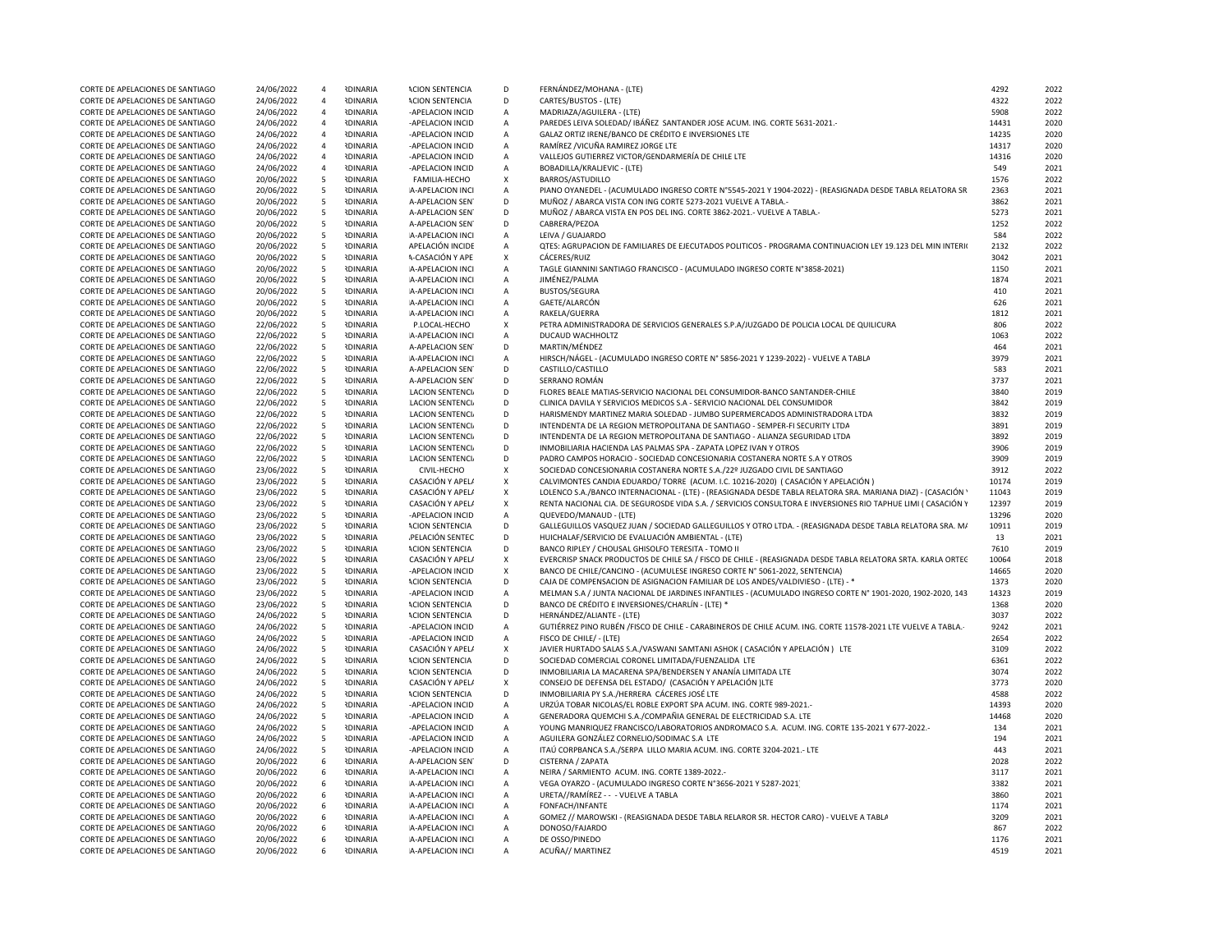| | | | | | | | | |
|---|---|---|---|---|---|---|---|---|
| CORTE DE APELACIONES DE SANTIAGO | 24/06/2022 | 4 | RDINARIA | ACION SENTENCIA | D | FERNÁNDEZ/MOHANA - (LTE) | 4292 | 2022 |
| CORTE DE APELACIONES DE SANTIAGO | 24/06/2022 | 4 | RDINARIA | ACION SENTENCIA | D | CARTES/BUSTOS - (LTE) | 4322 | 2022 |
| CORTE DE APELACIONES DE SANTIAGO | 24/06/2022 | 4 | RDINARIA | -APELACION INCID | A | MADRIAZA/AGUILERA - (LTE) | 5908 | 2022 |
| CORTE DE APELACIONES DE SANTIAGO | 24/06/2022 | 4 | RDINARIA | -APELACION INCID | A | PAREDES LEIVA SOLEDAD/ IBÁÑEZ SANTANDER JOSE ACUM. ING. CORTE 5631-2021.- | 14431 | 2020 |
| CORTE DE APELACIONES DE SANTIAGO | 24/06/2022 | 4 | RDINARIA | -APELACION INCID | A | GALAZ ORTIZ IRENE/BANCO DE CRÉDITO E INVERSIONES LTE | 14235 | 2020 |
| CORTE DE APELACIONES DE SANTIAGO | 24/06/2022 | 4 | RDINARIA | -APELACION INCID | A | RAMÍREZ /VICUÑA RAMIREZ JORGE LTE | 14317 | 2020 |
| CORTE DE APELACIONES DE SANTIAGO | 24/06/2022 | 4 | RDINARIA | -APELACION INCID | A | VALLEJOS GUTIERREZ VICTOR/GENDARMERÍA DE CHILE LTE | 14316 | 2020 |
| CORTE DE APELACIONES DE SANTIAGO | 24/06/2022 | 4 | RDINARIA | -APELACION INCID | A | BOBADILLA/KRALJEVIC - (LTE) | 549 | 2021 |
| CORTE DE APELACIONES DE SANTIAGO | 20/06/2022 | 5 | RDINARIA | FAMILIA-HECHO | X | BARROS/ASTUDILLO | 1576 | 2022 |
| CORTE DE APELACIONES DE SANTIAGO | 20/06/2022 | 5 | RDINARIA | A-APELACION INCI | A | PIANO OYANEDEL - (ACUMULADO INGRESO CORTE N°5545-2021 Y 1904-2022) - (REASIGNADA DESDE TABLA RELATORA SR | 2363 | 2021 |
| CORTE DE APELACIONES DE SANTIAGO | 20/06/2022 | 5 | RDINARIA | A-APELACION SENT | D | MUÑOZ / ABARCA VISTA CON ING CORTE 5273-2021 VUELVE A TABLA.- | 3862 | 2021 |
| CORTE DE APELACIONES DE SANTIAGO | 20/06/2022 | 5 | RDINARIA | A-APELACION SENT | D | MUÑOZ / ABARCA VISTA EN POS DEL ING. CORTE 3862-2021.- VUELVE A TABLA.- | 5273 | 2021 |
| CORTE DE APELACIONES DE SANTIAGO | 20/06/2022 | 5 | RDINARIA | A-APELACION SENT | D | CABRERA/PEZOA | 1252 | 2022 |
| CORTE DE APELACIONES DE SANTIAGO | 20/06/2022 | 5 | RDINARIA | A-APELACION INCI | A | LEIVA / GUAJARDO | 584 | 2022 |
| CORTE DE APELACIONES DE SANTIAGO | 20/06/2022 | 5 | RDINARIA | APELACIÓN INCIDE | A | QTES: AGRUPACION DE FAMILIARES DE EJECUTADOS POLITICOS - PROGRAMA CONTINUACION LEY 19.123 DEL MIN INTERI | 2132 | 2022 |
| CORTE DE APELACIONES DE SANTIAGO | 20/06/2022 | 5 | RDINARIA | A-CASACIÓN Y APE | X | CÁCERES/RUIZ | 3042 | 2021 |
| CORTE DE APELACIONES DE SANTIAGO | 20/06/2022 | 5 | RDINARIA | A-APELACION INCI | A | TAGLE GIANNINI SANTIAGO FRANCISCO - (ACUMULADO INGRESO CORTE N°3858-2021) | 1150 | 2021 |
| CORTE DE APELACIONES DE SANTIAGO | 20/06/2022 | 5 | RDINARIA | A-APELACION INCI | A | JIMÉNEZ/PALMA | 1874 | 2021 |
| CORTE DE APELACIONES DE SANTIAGO | 20/06/2022 | 5 | RDINARIA | A-APELACION INCI | A | BUSTOS/SEGURA | 410 | 2021 |
| CORTE DE APELACIONES DE SANTIAGO | 20/06/2022 | 5 | RDINARIA | A-APELACION INCI | A | GAETE/ALARCÓN | 626 | 2021 |
| CORTE DE APELACIONES DE SANTIAGO | 20/06/2022 | 5 | RDINARIA | A-APELACION INCI | A | RAKELA/GUERRA | 1812 | 2021 |
| CORTE DE APELACIONES DE SANTIAGO | 22/06/2022 | 5 | RDINARIA | P.LOCAL-HECHO | X | PETRA ADMINISTRADORA DE SERVICIOS GENERALES S.P.A/JUZGADO DE POLICIA LOCAL DE QUILICURA | 806 | 2022 |
| CORTE DE APELACIONES DE SANTIAGO | 22/06/2022 | 5 | RDINARIA | A-APELACION INCI | A | DUCAUD WACHHOLTZ | 1063 | 2022 |
| CORTE DE APELACIONES DE SANTIAGO | 22/06/2022 | 5 | RDINARIA | A-APELACION SENT | D | MARTIN/MÉNDEZ | 464 | 2021 |
| CORTE DE APELACIONES DE SANTIAGO | 22/06/2022 | 5 | RDINARIA | A-APELACION INCI | A | HIRSCH/NÁGEL - (ACUMULADO INGRESO CORTE N° 5856-2021 Y 1239-2022) - VUELVE A TABLA | 3979 | 2021 |
| CORTE DE APELACIONES DE SANTIAGO | 22/06/2022 | 5 | RDINARIA | A-APELACION SENT | D | CASTILLO/CASTILLO | 583 | 2021 |
| CORTE DE APELACIONES DE SANTIAGO | 22/06/2022 | 5 | RDINARIA | A-APELACION SENT | D | SERRANO ROMÁN | 3737 | 2021 |
| CORTE DE APELACIONES DE SANTIAGO | 22/06/2022 | 5 | RDINARIA | LACION SENTENCIA | D | FLORES BEALE MATIAS-SERVICIO NACIONAL DEL CONSUMIDOR-BANCO SANTANDER-CHILE | 3840 | 2019 |
| CORTE DE APELACIONES DE SANTIAGO | 22/06/2022 | 5 | RDINARIA | LACION SENTENCIA | D | CLINICA DAVILA Y SERVICIOS MEDICOS S.A - SERVICIO NACIONAL DEL CONSUMIDOR | 3842 | 2019 |
| CORTE DE APELACIONES DE SANTIAGO | 22/06/2022 | 5 | RDINARIA | LACION SENTENCIA | D | HARISMENDY MARTINEZ MARIA SOLEDAD - JUMBO SUPERMERCADOS ADMINISTRADORA LTDA | 3832 | 2019 |
| CORTE DE APELACIONES DE SANTIAGO | 22/06/2022 | 5 | RDINARIA | LACION SENTENCIA | D | INTENDENTA DE LA REGION METROPOLITANA DE SANTIAGO - SEMPER-FI SECURITY LTDA | 3891 | 2019 |
| CORTE DE APELACIONES DE SANTIAGO | 22/06/2022 | 5 | RDINARIA | LACION SENTENCIA | D | INTENDENTA DE LA REGION METROPOLITANA DE SANTIAGO - ALIANZA SEGURIDAD LTDA | 3892 | 2019 |
| CORTE DE APELACIONES DE SANTIAGO | 22/06/2022 | 5 | RDINARIA | LACION SENTENCIA | D | INMOBILIARIA HACIENDA LAS PALMAS SPA - ZAPATA LOPEZ IVAN Y OTROS | 3906 | 2019 |
| CORTE DE APELACIONES DE SANTIAGO | 22/06/2022 | 5 | RDINARIA | LACION SENTENCIA | D | PADRO CAMPOS HORACIO - SOCIEDAD CONCESIONARIA COSTANERA NORTE S.A Y OTROS | 3909 | 2019 |
| CORTE DE APELACIONES DE SANTIAGO | 23/06/2022 | 5 | RDINARIA | CIVIL-HECHO | X | SOCIEDAD CONCESIONARIA COSTANERA NORTE S.A./22º JUZGADO CIVIL DE SANTIAGO | 3912 | 2022 |
| CORTE DE APELACIONES DE SANTIAGO | 23/06/2022 | 5 | RDINARIA | CASACIÓN Y APELA | X | CALVIMONTES CANDIA EDUARDO/ TORRE (ACUM. I.C. 10216-2020) ( CASACIÓN Y APELACIÓN ) | 10174 | 2019 |
| CORTE DE APELACIONES DE SANTIAGO | 23/06/2022 | 5 | RDINARIA | CASACIÓN Y APELA | X | LOLENCO S.A./BANCO INTERNACIONAL - (LTE) - (REASIGNADA DESDE TABLA RELATORA SRA. MARIANA DIAZ) - (CASACIÓN Y | 11043 | 2019 |
| CORTE DE APELACIONES DE SANTIAGO | 23/06/2022 | 5 | RDINARIA | CASACIÓN Y APELA | X | RENTA NACIONAL CIA. DE SEGUROSDE VIDA S.A. / SERVICIOS CONSULTORA E INVERSIONES RIO TAPHUE LIMI ( CASACIÓN Y | 12397 | 2019 |
| CORTE DE APELACIONES DE SANTIAGO | 23/06/2022 | 5 | RDINARIA | -APELACION INCID | A | QUEVEDO/MANAUD - (LTE) | 13296 | 2020 |
| CORTE DE APELACIONES DE SANTIAGO | 23/06/2022 | 5 | RDINARIA | ACION SENTENCIA | D | GALLEGUILLOS VASQUEZ JUAN / SOCIEDAD GALLEGUILLOS Y OTRO LTDA. - (REASIGNADA DESDE TABLA RELATORA SRA. MA | 10911 | 2019 |
| CORTE DE APELACIONES DE SANTIAGO | 23/06/2022 | 5 | RDINARIA | PELACIÓN SENTEC | D | HUICHALAF/SERVICIO DE EVALUACIÓN AMBIENTAL - (LTE) | 13 | 2021 |
| CORTE DE APELACIONES DE SANTIAGO | 23/06/2022 | 5 | RDINARIA | ACION SENTENCIA | D | BANCO RIPLEY / CHOUSAL GHISOLFO TERESITA - TOMO II | 7610 | 2019 |
| CORTE DE APELACIONES DE SANTIAGO | 23/06/2022 | 5 | RDINARIA | CASACIÓN Y APELA | X | EVERCRISP SNACK PRODUCTOS DE CHILE SA / FISCO DE CHILE - (REASIGNADA DESDE TABLA RELATORA SRTA. KARLA ORTEG | 10064 | 2018 |
| CORTE DE APELACIONES DE SANTIAGO | 23/06/2022 | 5 | RDINARIA | -APELACION INCID | X | BANCO DE CHILE/CANCINO - (ACUMULESE INGRESO CORTE N° 5061-2022, SENTENCIA) | 14665 | 2020 |
| CORTE DE APELACIONES DE SANTIAGO | 23/06/2022 | 5 | RDINARIA | ACION SENTENCIA | D | CAJA DE COMPENSACION DE ASIGNACION FAMILIAR DE LOS ANDES/VALDIVIESO - (LTE) - * | 1373 | 2020 |
| CORTE DE APELACIONES DE SANTIAGO | 23/06/2022 | 5 | RDINARIA | -APELACION INCID | A | MELMAN S.A / JUNTA NACIONAL DE JARDINES INFANTILES - (ACUMULADO INGRESO CORTE N° 1901-2020, 1902-2020, 143 | 14323 | 2019 |
| CORTE DE APELACIONES DE SANTIAGO | 23/06/2022 | 5 | RDINARIA | ACION SENTENCIA | D | BANCO DE CRÉDITO E INVERSIONES/CHARLÍN - (LTE) * | 1368 | 2020 |
| CORTE DE APELACIONES DE SANTIAGO | 24/06/2022 | 5 | RDINARIA | ACION SENTENCIA | D | HERNÁNDEZ/ALIANTE - (LTE) | 3037 | 2022 |
| CORTE DE APELACIONES DE SANTIAGO | 24/06/2022 | 5 | RDINARIA | -APELACION INCID | A | GUTIÉRREZ PINO RUBÉN /FISCO DE CHILE - CARABINEROS DE CHILE ACUM. ING. CORTE 11578-2021 LTE VUELVE A TABLA.- | 9242 | 2021 |
| CORTE DE APELACIONES DE SANTIAGO | 24/06/2022 | 5 | RDINARIA | -APELACION INCID | A | FISCO DE CHILE/ - (LTE) | 2654 | 2022 |
| CORTE DE APELACIONES DE SANTIAGO | 24/06/2022 | 5 | RDINARIA | CASACIÓN Y APELA | X | JAVIER HURTADO SALAS S.A./VASWANI SAMTANI ASHOK ( CASACIÓN Y APELACIÓN ) LTE | 3109 | 2022 |
| CORTE DE APELACIONES DE SANTIAGO | 24/06/2022 | 5 | RDINARIA | ACION SENTENCIA | D | SOCIEDAD COMERCIAL CORONEL LIMITADA/FUENZALIDA LTE | 6361 | 2022 |
| CORTE DE APELACIONES DE SANTIAGO | 24/06/2022 | 5 | RDINARIA | ACION SENTENCIA | D | INMOBILIARIA LA MACARENA SPA/BENDERSEN Y ANANÍA LIMITADA LTE | 3074 | 2022 |
| CORTE DE APELACIONES DE SANTIAGO | 24/06/2022 | 5 | RDINARIA | CASACIÓN Y APELA | X | CONSEJO DE DEFENSA DEL ESTADO/ (CASACIÓN Y APELACIÓN )LTE | 3773 | 2020 |
| CORTE DE APELACIONES DE SANTIAGO | 24/06/2022 | 5 | RDINARIA | ACION SENTENCIA | D | INMOBILIARIA PY S.A./HERRERA CÁCERES JOSÉ LTE | 4588 | 2022 |
| CORTE DE APELACIONES DE SANTIAGO | 24/06/2022 | 5 | RDINARIA | -APELACION INCID | A | URZÚA TOBAR NICOLAS/EL ROBLE EXPORT SPA ACUM. ING. CORTE 989-2021.- | 14393 | 2020 |
| CORTE DE APELACIONES DE SANTIAGO | 24/06/2022 | 5 | RDINARIA | -APELACION INCID | A | GENERADORA QUEMCHI S.A./COMPAÑIA GENERAL DE ELECTRICIDAD S.A. LTE | 14468 | 2020 |
| CORTE DE APELACIONES DE SANTIAGO | 24/06/2022 | 5 | RDINARIA | -APELACION INCID | A | YOUNG MANRIQUEZ FRANCISCO/LABORATORIOS ANDROMACO S.A. ACUM. ING. CORTE 135-2021 Y 677-2022.- | 134 | 2021 |
| CORTE DE APELACIONES DE SANTIAGO | 24/06/2022 | 5 | RDINARIA | -APELACION INCID | A | AGUILERA GONZÁLEZ CORNELIO/SODIMAC S.A LTE | 194 | 2021 |
| CORTE DE APELACIONES DE SANTIAGO | 24/06/2022 | 5 | RDINARIA | -APELACION INCID | A | ITAÚ CORPBANCA S.A./SERPA LILLO MARIA ACUM. ING. CORTE 3204-2021.- LTE | 443 | 2021 |
| CORTE DE APELACIONES DE SANTIAGO | 20/06/2022 | 6 | RDINARIA | A-APELACION SENT | D | CISTERNA / ZAPATA | 2028 | 2022 |
| CORTE DE APELACIONES DE SANTIAGO | 20/06/2022 | 6 | RDINARIA | A-APELACION INCI | A | NEIRA / SARMIENTO ACUM. ING. CORTE 1389-2022.- | 3117 | 2021 |
| CORTE DE APELACIONES DE SANTIAGO | 20/06/2022 | 6 | RDINARIA | A-APELACION INCI | A | VEGA OYARZO - (ACUMULADO INGRESO CORTE N°3656-2021 Y 5287-2021) | 3382 | 2021 |
| CORTE DE APELACIONES DE SANTIAGO | 20/06/2022 | 6 | RDINARIA | A-APELACION INCI | A | URETA//RAMÍREZ - - - VUELVE A TABLA | 3860 | 2021 |
| CORTE DE APELACIONES DE SANTIAGO | 20/06/2022 | 6 | RDINARIA | A-APELACION INCI | A | FONFACH/INFANTE | 1174 | 2021 |
| CORTE DE APELACIONES DE SANTIAGO | 20/06/2022 | 6 | RDINARIA | A-APELACION INCI | A | GOMEZ // MAROWSKI - (REASIGNADA DESDE TABLA RELAROR SR. HECTOR CARO) - VUELVE A TABLA | 3209 | 2021 |
| CORTE DE APELACIONES DE SANTIAGO | 20/06/2022 | 6 | RDINARIA | A-APELACION INCI | A | DONOSO/FAJARDO | 867 | 2022 |
| CORTE DE APELACIONES DE SANTIAGO | 20/06/2022 | 6 | RDINARIA | A-APELACION INCI | A | DE OSSO/PINEDO | 1176 | 2021 |
| CORTE DE APELACIONES DE SANTIAGO | 20/06/2022 | 6 | RDINARIA | A-APELACION INCI | A | ACUÑA// MARTINEZ | 4519 | 2021 |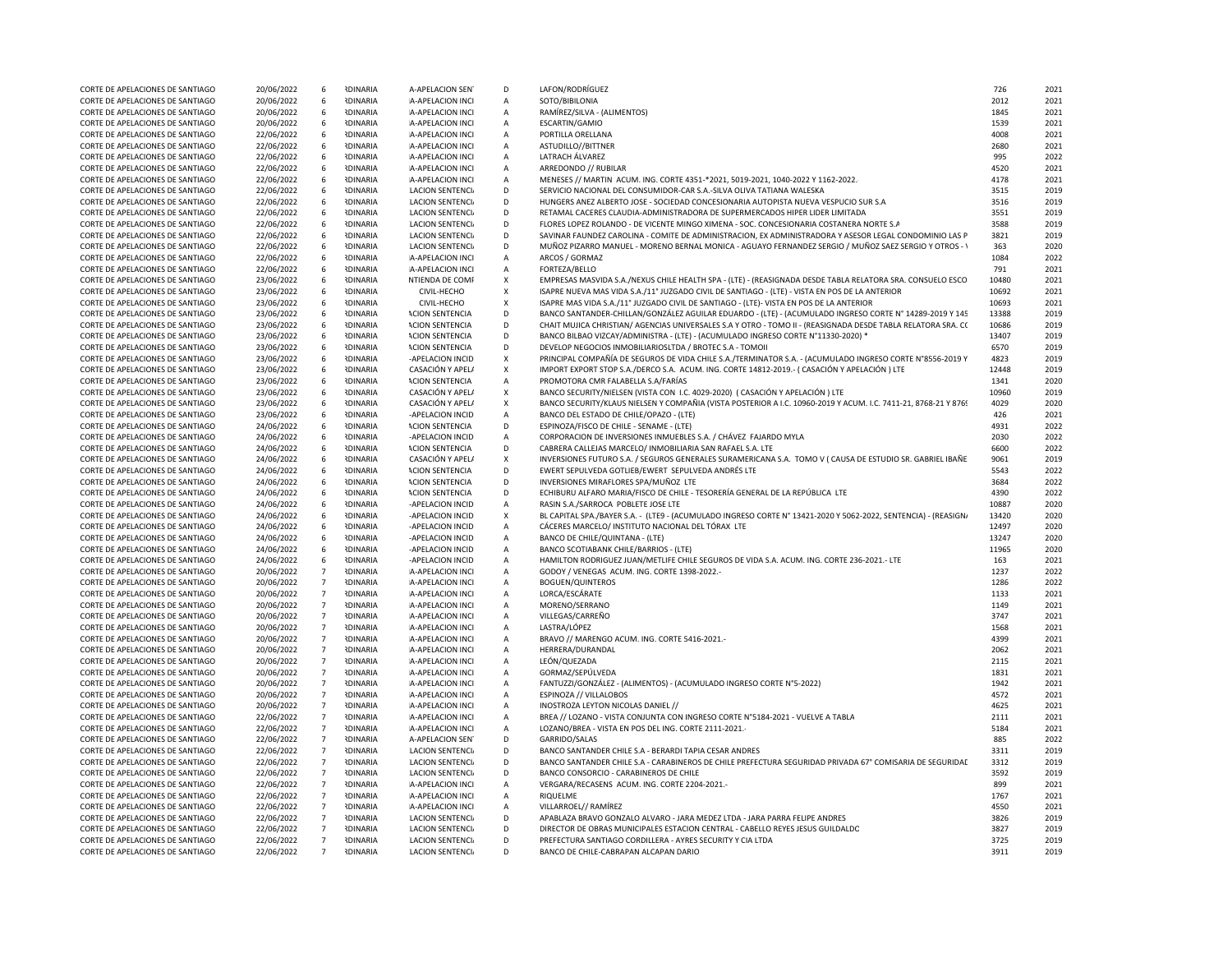| | | | | | | | | |
|---|---|---|---|---|---|---|---|---|
| CORTE DE APELACIONES DE SANTIAGO | 20/06/2022 | 6 | RDINARIA | A-APELACION SENT | D | LAFON/RODRÍGUEZ | 726 | 2021 |
| CORTE DE APELACIONES DE SANTIAGO | 20/06/2022 | 6 | RDINARIA | A-APELACION INCI | A | SOTO/BIBILONIA | 2012 | 2021 |
| CORTE DE APELACIONES DE SANTIAGO | 20/06/2022 | 6 | RDINARIA | A-APELACION INCI | A | RAMÍREZ/SILVA - (ALIMENTOS) | 1845 | 2021 |
| CORTE DE APELACIONES DE SANTIAGO | 20/06/2022 | 6 | RDINARIA | A-APELACION INCI | A | ESCARTIN/GAMIO | 1539 | 2021 |
| CORTE DE APELACIONES DE SANTIAGO | 22/06/2022 | 6 | RDINARIA | A-APELACION INCI | A | PORTILLA ORELLANA | 4008 | 2021 |
| CORTE DE APELACIONES DE SANTIAGO | 22/06/2022 | 6 | RDINARIA | A-APELACION INCI | A | ASTUDILLO//BITTNER | 2680 | 2021 |
| CORTE DE APELACIONES DE SANTIAGO | 22/06/2022 | 6 | RDINARIA | A-APELACION INCI | A | LATRACH ÁLVAREZ | 995 | 2022 |
| CORTE DE APELACIONES DE SANTIAGO | 22/06/2022 | 6 | RDINARIA | A-APELACION INCI | A | ARREDONDO // RUBILAR | 4520 | 2021 |
| CORTE DE APELACIONES DE SANTIAGO | 22/06/2022 | 6 | RDINARIA | A-APELACION INCI | A | MENESES // MARTIN ACUM. ING. CORTE 4351-*2021, 5019-2021, 1040-2022 Y 1162-2022. | 4178 | 2021 |
| CORTE DE APELACIONES DE SANTIAGO | 22/06/2022 | 6 | RDINARIA | LACION SENTENCI | D | SERVICIO NACIONAL DEL CONSUMIDOR-CAR S.A.-SILVA OLIVA TATIANA WALESKA | 3515 | 2019 |
| CORTE DE APELACIONES DE SANTIAGO | 22/06/2022 | 6 | RDINARIA | LACION SENTENCI | D | HUNGERS ANEZ ALBERTO JOSE - SOCIEDAD CONCESIONARIA AUTOPISTA NUEVA VESPUCIO SUR S.A | 3516 | 2019 |
| CORTE DE APELACIONES DE SANTIAGO | 22/06/2022 | 6 | RDINARIA | LACION SENTENCI | D | RETAMAL CACERES CLAUDIA-ADMINISTRADORA DE SUPERMERCADOS HIPER LIDER LIMITADA | 3551 | 2019 |
| CORTE DE APELACIONES DE SANTIAGO | 22/06/2022 | 6 | RDINARIA | LACION SENTENCI | D | FLORES LOPEZ ROLANDO - DE VICENTE MINGO XIMENA - SOC. CONCESIONARIA COSTANERA NORTE S.A | 3588 | 2019 |
| CORTE DE APELACIONES DE SANTIAGO | 22/06/2022 | 6 | RDINARIA | LACION SENTENCI | D | SAVINAR FAUNDEZ CAROLINA - COMITE DE ADMINISTRACION, EX ADMINISTRADORA Y ASESOR LEGAL CONDOMINIO LAS P | 3821 | 2019 |
| CORTE DE APELACIONES DE SANTIAGO | 22/06/2022 | 6 | RDINARIA | LACION SENTENCI | D | MUÑOZ PIZARRO MANUEL - MORENO BERNAL MONICA - AGUAYO FERNANDEZ SERGIO / MUÑOZ SAEZ SERGIO Y OTROS - \ | 363 | 2020 |
| CORTE DE APELACIONES DE SANTIAGO | 22/06/2022 | 6 | RDINARIA | A-APELACION INCI | A | ARCOS / GORMAZ | 1084 | 2022 |
| CORTE DE APELACIONES DE SANTIAGO | 22/06/2022 | 6 | RDINARIA | A-APELACION INCI | A | FORTEZA/BELLO | 791 | 2021 |
| CORTE DE APELACIONES DE SANTIAGO | 23/06/2022 | 6 | RDINARIA | NTIENDA DE COMF | X | EMPRESAS MASVIDA S.A./NEXUS CHILE HEALTH SPA - (LTE) - (REASIGNADA DESDE TABLA RELATORA SRA. CONSUELO ESCO | 10480 | 2021 |
| CORTE DE APELACIONES DE SANTIAGO | 23/06/2022 | 6 | RDINARIA | CIVIL-HECHO | X | ISAPRE NUEVA MAS VIDA S.A./11° JUZGADO CIVIL DE SANTIAGO - (LTE) - VISTA EN POS DE LA ANTERIOR | 10692 | 2021 |
| CORTE DE APELACIONES DE SANTIAGO | 23/06/2022 | 6 | RDINARIA | CIVIL-HECHO | X | ISAPRE MAS VIDA S.A./11° JUZGADO CIVIL DE SANTIAGO - (LTE)- VISTA EN POS DE LA ANTERIOR | 10693 | 2021 |
| CORTE DE APELACIONES DE SANTIAGO | 23/06/2022 | 6 | RDINARIA | ACION SENTENCIA | D | BANCO SANTANDER-CHILLAN/GONZÁLEZ AGUILAR EDUARDO - (LTE) - (ACUMULADO INGRESO CORTE N° 14289-2019 Y 14! | 13388 | 2019 |
| CORTE DE APELACIONES DE SANTIAGO | 23/06/2022 | 6 | RDINARIA | ACION SENTENCIA | D | CHAIT MUJICA CHRISTIAN/ AGENCIAS UNIVERSALES S.A Y OTRO - TOMO II - (REASIGNADA DESDE TABLA RELATORA SRA. C( | 10686 | 2019 |
| CORTE DE APELACIONES DE SANTIAGO | 23/06/2022 | 6 | RDINARIA | ACION SENTENCIA | D | BANCO BILBAO VIZCAY/ADMINISTRA - (LTE) - (ACUMULADO INGRESO CORTE N°11330-2020) * | 13407 | 2019 |
| CORTE DE APELACIONES DE SANTIAGO | 23/06/2022 | 6 | RDINARIA | ACION SENTENCIA | D | DEVELOP NEGOCIOS INMOBILIARIOSLTDA / BROTEC S.A - TOMOII | 6570 | 2019 |
| CORTE DE APELACIONES DE SANTIAGO | 23/06/2022 | 6 | RDINARIA | -APELACION INCID | X | PRINCIPAL COMPAÑÍA DE SEGUROS DE VIDA CHILE S.A./TERMINATOR S.A. - (ACUMULADO INGRESO CORTE N°8556-2019 Y | 4823 | 2019 |
| CORTE DE APELACIONES DE SANTIAGO | 23/06/2022 | 6 | RDINARIA | CASACIÓN Y APELA | X | IMPORT EXPORT STOP S.A./DERCO S.A. ACUM. ING. CORTE 14812-2019.- ( CASACIÓN Y APELACIÓN ) LTE | 12448 | 2019 |
| CORTE DE APELACIONES DE SANTIAGO | 23/06/2022 | 6 | RDINARIA | ACION SENTENCIA | A | PROMOTORA CMR FALABELLA S.A/FARÍAS | 1341 | 2020 |
| CORTE DE APELACIONES DE SANTIAGO | 23/06/2022 | 6 | RDINARIA | CASACIÓN Y APELA | X | BANCO SECURITY/NIELSEN (VISTA CON I.C. 4029-2020) ( CASACIÓN Y APELACIÓN ) LTE | 10960 | 2019 |
| CORTE DE APELACIONES DE SANTIAGO | 23/06/2022 | 6 | RDINARIA | CASACIÓN Y APELA | X | BANCO SECURITY/KLAUS NIELSEN Y COMPAÑIA (VISTA POSTERIOR A I.C. 10960-2019 Y ACUM. I.C. 7411-21, 8768-21 Y 876! | 4029 | 2020 |
| CORTE DE APELACIONES DE SANTIAGO | 23/06/2022 | 6 | RDINARIA | -APELACION INCID | A | BANCO DEL ESTADO DE CHILE/OPAZO - (LTE) | 426 | 2021 |
| CORTE DE APELACIONES DE SANTIAGO | 24/06/2022 | 6 | RDINARIA | ACION SENTENCIA | D | ESPINOZA/FISCO DE CHILE - SENAME - (LTE) | 4931 | 2022 |
| CORTE DE APELACIONES DE SANTIAGO | 24/06/2022 | 6 | RDINARIA | -APELACION INCID | A | CORPORACION DE INVERSIONES INMUEBLES S.A. / CHÁVEZ FAJARDO MYLA | 2030 | 2022 |
| CORTE DE APELACIONES DE SANTIAGO | 24/06/2022 | 6 | RDINARIA | ACION SENTENCIA | D | CABRERA CALLEJAS MARCELO/ INMOBILIARIA SAN RAFAEL S.A. LTE | 6600 | 2022 |
| CORTE DE APELACIONES DE SANTIAGO | 24/06/2022 | 6 | RDINARIA | CASACIÓN Y APELA | X | INVERSIONES FUTURO S.A. / SEGUROS GENERALES SURAMERICANA S.A. TOMO V ( CAUSA DE ESTUDIO SR. GABRIEL IBAÑE | 9061 | 2019 |
| CORTE DE APELACIONES DE SANTIAGO | 24/06/2022 | 6 | RDINARIA | ACION SENTENCIA | D | EWERT SEPULVEDA GOTLIEB/EWERT SEPULVEDA ANDRÉS LTE | 5543 | 2022 |
| CORTE DE APELACIONES DE SANTIAGO | 24/06/2022 | 6 | RDINARIA | ACION SENTENCIA | D | INVERSIONES MIRAFLORES SPA/MUÑOZ LTE | 3684 | 2022 |
| CORTE DE APELACIONES DE SANTIAGO | 24/06/2022 | 6 | RDINARIA | ACION SENTENCIA | D | ECHIBURU ALFARO MARIA/FISCO DE CHILE - TESORERÍA GENERAL DE LA REPÚBLICA LTE | 4390 | 2022 |
| CORTE DE APELACIONES DE SANTIAGO | 24/06/2022 | 6 | RDINARIA | -APELACION INCID | A | RASIN S.A./SARROCA POBLETE JOSE LTE | 10887 | 2020 |
| CORTE DE APELACIONES DE SANTIAGO | 24/06/2022 | 6 | RDINARIA | -APELACION INCID | X | BL CAPITAL SPA./BAYER S.A. - (LTE9 - (ACUMULADO INGRESO CORTE N° 13421-2020 Y 5062-2022, SENTENCIA) - (REASIGN/ | 13420 | 2020 |
| CORTE DE APELACIONES DE SANTIAGO | 24/06/2022 | 6 | RDINARIA | -APELACION INCID | A | CÁCERES MARCELO/ INSTITUTO NACIONAL DEL TÓRAX LTE | 12497 | 2020 |
| CORTE DE APELACIONES DE SANTIAGO | 24/06/2022 | 6 | RDINARIA | -APELACION INCID | A | BANCO DE CHILE/QUINTANA - (LTE) | 13247 | 2020 |
| CORTE DE APELACIONES DE SANTIAGO | 24/06/2022 | 6 | RDINARIA | -APELACION INCID | A | BANCO SCOTIABANK CHILE/BARRIOS - (LTE) | 11965 | 2020 |
| CORTE DE APELACIONES DE SANTIAGO | 24/06/2022 | 6 | RDINARIA | -APELACION INCID | A | HAMILTON RODRIGUEZ JUAN/METLIFE CHILE SEGUROS DE VIDA S.A. ACUM. ING. CORTE 236-2021.- LTE | 163 | 2021 |
| CORTE DE APELACIONES DE SANTIAGO | 20/06/2022 | 7 | RDINARIA | A-APELACION INCI | A | GODOY / VENEGAS ACUM. ING. CORTE 1398-2022.- | 1237 | 2022 |
| CORTE DE APELACIONES DE SANTIAGO | 20/06/2022 | 7 | RDINARIA | A-APELACION INCI | A | BOGUEN/QUINTEROS | 1286 | 2022 |
| CORTE DE APELACIONES DE SANTIAGO | 20/06/2022 | 7 | RDINARIA | A-APELACION INCI | A | LORCA/ESCÁRATE | 1133 | 2021 |
| CORTE DE APELACIONES DE SANTIAGO | 20/06/2022 | 7 | RDINARIA | A-APELACION INCI | A | MORENO/SERRANO | 1149 | 2021 |
| CORTE DE APELACIONES DE SANTIAGO | 20/06/2022 | 7 | RDINARIA | A-APELACION INCI | A | VILLEGAS/CARREÑO | 3747 | 2021 |
| CORTE DE APELACIONES DE SANTIAGO | 20/06/2022 | 7 | RDINARIA | A-APELACION INCI | A | LASTRA/LÓPEZ | 1568 | 2021 |
| CORTE DE APELACIONES DE SANTIAGO | 20/06/2022 | 7 | RDINARIA | A-APELACION INCI | A | BRAVO // MARENGO ACUM. ING. CORTE 5416-2021.- | 4399 | 2021 |
| CORTE DE APELACIONES DE SANTIAGO | 20/06/2022 | 7 | RDINARIA | A-APELACION INCI | A | HERRERA/DURANDAL | 2062 | 2021 |
| CORTE DE APELACIONES DE SANTIAGO | 20/06/2022 | 7 | RDINARIA | A-APELACION INCI | A | LEÓN/QUEZADA | 2115 | 2021 |
| CORTE DE APELACIONES DE SANTIAGO | 20/06/2022 | 7 | RDINARIA | A-APELACION INCI | A | GORMAZ/SEPÚLVEDA | 1831 | 2021 |
| CORTE DE APELACIONES DE SANTIAGO | 20/06/2022 | 7 | RDINARIA | A-APELACION INCI | A | FANTUZZI/GONZÁLEZ - (ALIMENTOS) - (ACUMULADO INGRESO CORTE N°5-2022) | 1942 | 2021 |
| CORTE DE APELACIONES DE SANTIAGO | 20/06/2022 | 7 | RDINARIA | A-APELACION INCI | A | ESPINOZA // VILLALOBOS | 4572 | 2021 |
| CORTE DE APELACIONES DE SANTIAGO | 20/06/2022 | 7 | RDINARIA | A-APELACION INCI | A | INOSTROZA LEYTON NICOLAS DANIEL // | 4625 | 2021 |
| CORTE DE APELACIONES DE SANTIAGO | 22/06/2022 | 7 | RDINARIA | A-APELACION INCI | A | BREA // LOZANO - VISTA CONJUNTA CON INGRESO CORTE N°5184-2021 - VUELVE A TABLA | 2111 | 2021 |
| CORTE DE APELACIONES DE SANTIAGO | 22/06/2022 | 7 | RDINARIA | A-APELACION INCI | A | LOZANO/BREA - VISTA EN POS DEL ING. CORTE 2111-2021.- | 5184 | 2021 |
| CORTE DE APELACIONES DE SANTIAGO | 22/06/2022 | 7 | RDINARIA | A-APELACION SENT | D | GARRIDO/SALAS | 885 | 2022 |
| CORTE DE APELACIONES DE SANTIAGO | 22/06/2022 | 7 | RDINARIA | LACION SENTENCI | D | BANCO SANTANDER CHILE S.A - BERARDI TAPIA CESAR ANDRES | 3311 | 2019 |
| CORTE DE APELACIONES DE SANTIAGO | 22/06/2022 | 7 | RDINARIA | LACION SENTENCI | D | BANCO SANTANDER CHILE S.A - CARABINEROS DE CHILE PREFECTURA SEGURIDAD PRIVADA 67° COMISARIA DE SEGURIDAD | 3312 | 2019 |
| CORTE DE APELACIONES DE SANTIAGO | 22/06/2022 | 7 | RDINARIA | LACION SENTENCI | D | BANCO CONSORCIO - CARABINEROS DE CHILE | 3592 | 2019 |
| CORTE DE APELACIONES DE SANTIAGO | 22/06/2022 | 7 | RDINARIA | A-APELACION INCI | A | VERGARA/RECASENS ACUM. ING. CORTE 2204-2021.- | 899 | 2021 |
| CORTE DE APELACIONES DE SANTIAGO | 22/06/2022 | 7 | RDINARIA | A-APELACION INCI | A | RIQUELME | 1767 | 2021 |
| CORTE DE APELACIONES DE SANTIAGO | 22/06/2022 | 7 | RDINARIA | A-APELACION INCI | A | VILLARROEL// RAMÍREZ | 4550 | 2021 |
| CORTE DE APELACIONES DE SANTIAGO | 22/06/2022 | 7 | RDINARIA | LACION SENTENCI | D | APABLAZA BRAVO GONZALO ALVARO - JARA MEDEZ LTDA - JARA PARRA FELIPE ANDRES | 3826 | 2019 |
| CORTE DE APELACIONES DE SANTIAGO | 22/06/2022 | 7 | RDINARIA | LACION SENTENCI | D | DIRECTOR DE OBRAS MUNICIPALES ESTACION CENTRAL - CABELLO REYES JESUS GUILDALDC | 3827 | 2019 |
| CORTE DE APELACIONES DE SANTIAGO | 22/06/2022 | 7 | RDINARIA | LACION SENTENCI | D | PREFECTURA SANTIAGO CORDILLERA - AYRES SECURITY Y CIA LTDA | 3725 | 2019 |
| CORTE DE APELACIONES DE SANTIAGO | 22/06/2022 | 7 | RDINARIA | LACION SENTENCI | D | BANCO DE CHILE-CABRAPAN ALCAPAN DARIO | 3911 | 2019 |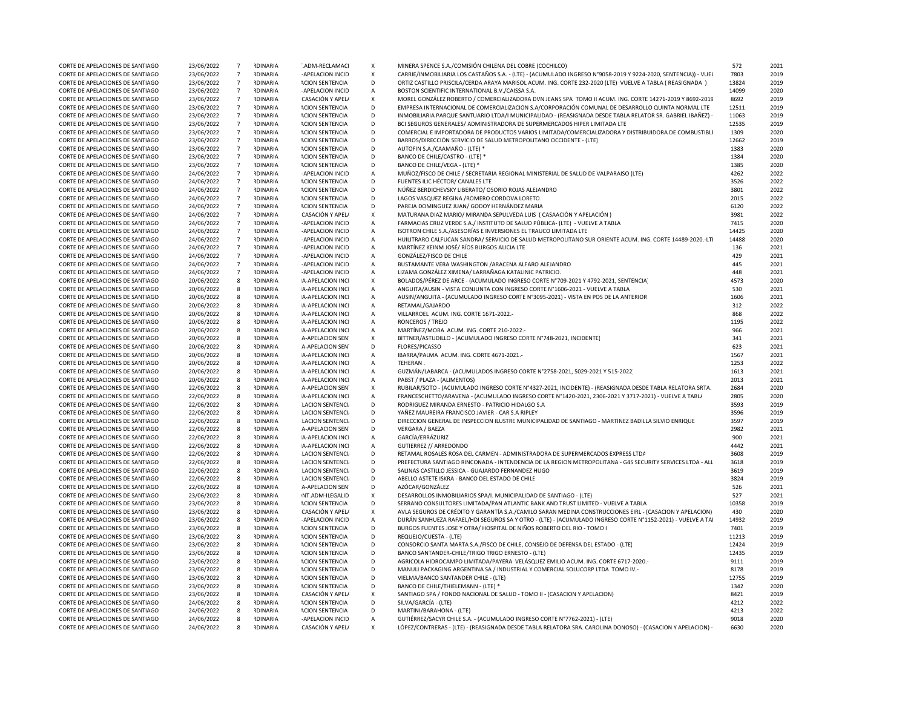| | | | | | | | | |
|---|---|---|---|---|---|---|---|---|
| CORTE DE APELACIONES DE SANTIAGO | 23/06/2022 | 7 | RDINARIA | .ADM-RECLAMACI | X | MINERA SPENCE S.A./COMISIÓN CHILENA DEL COBRE (COCHILCO) | 572 | 2021 |
| CORTE DE APELACIONES DE SANTIAGO | 23/06/2022 | 7 | RDINARIA | -APELACION INCID | X | CARRIE/INMOBILIARIA LOS CASTAÑOS S.A. - (LTE) - (ACUMULADO INGRESO N°9058-2019 Y 9224-2020, SENTENCIA)) - VUEL | 7803 | 2019 |
| CORTE DE APELACIONES DE SANTIAGO | 23/06/2022 | 7 | RDINARIA | ACION SENTENCIA | D | ORTIZ CASTILLO PRISCILA/CERDA ARAYA MARISOL ACUM. ING. CORTE 232-2020 (LTE) VUELVE A TABLA ( REASIGNADA ) | 13824 | 2019 |
| CORTE DE APELACIONES DE SANTIAGO | 23/06/2022 | 7 | RDINARIA | -APELACION INCID | A | BOSTON SCIENTIFIC INTERNATIONAL B.V./CAISSA S.A. | 14099 | 2020 |
| CORTE DE APELACIONES DE SANTIAGO | 23/06/2022 | 7 | RDINARIA | CASACIÓN Y APEL/ | X | MOREL GONZÁLEZ ROBERTO / COMERCIALIZADORA DVN JEANS SPA TOMO II ACUM. ING. CORTE 14271-2019 Y 8692-2019 | 8692 | 2019 |
| CORTE DE APELACIONES DE SANTIAGO | 23/06/2022 | 7 | RDINARIA | ACION SENTENCIA | D | EMPRESA INTERNACIONAL DE COMERCIALIZACION S.A/CORPORACIÓN COMUNAL DE DESARROLLO QUINTA NORMAL LTE | 12511 | 2019 |
| CORTE DE APELACIONES DE SANTIAGO | 23/06/2022 | 7 | RDINARIA | ACION SENTENCIA | D | INMOBILIARIA PARQUE SANTUARIO LTDA/I MUNICIPALIDAD - (REASIGNADA DESDE TABLA RELATOR SR. GABRIEL IBAÑEZ) - | 11063 | 2019 |
| CORTE DE APELACIONES DE SANTIAGO | 23/06/2022 | 7 | RDINARIA | ACION SENTENCIA | D | BCI SEGUROS GENERALES/ ADMINISTRADORA DE SUPERMERCADOS HIPER LIMITADA LTE | 12535 | 2019 |
| CORTE DE APELACIONES DE SANTIAGO | 23/06/2022 | 7 | RDINARIA | ACION SENTENCIA | D | COMERCIAL E IMPORTADORA DE PRODUCTOS VARIOS LIMITADA/COMERCIALIZADORA Y DISTRIBUIDORA DE COMBUSTIBLE | 1309 | 2020 |
| CORTE DE APELACIONES DE SANTIAGO | 23/06/2022 | 7 | RDINARIA | ACION SENTENCIA | D | BARROS/DIRECCIÓN SERVICIO DE SALUD METROPOLITANO OCCIDENTE - (LTE) | 12662 | 2019 |
| CORTE DE APELACIONES DE SANTIAGO | 23/06/2022 | 7 | RDINARIA | ACION SENTENCIA | D | AUTOFIN S.A./CAAMAÑO - (LTE) * | 1383 | 2020 |
| CORTE DE APELACIONES DE SANTIAGO | 23/06/2022 | 7 | RDINARIA | ACION SENTENCIA | D | BANCO DE CHILE/CASTRO - (LTE) * | 1384 | 2020 |
| CORTE DE APELACIONES DE SANTIAGO | 23/06/2022 | 7 | RDINARIA | ACION SENTENCIA | D | BANCO DE CHILE/VEGA - (LTE) * | 1385 | 2020 |
| CORTE DE APELACIONES DE SANTIAGO | 24/06/2022 | 7 | RDINARIA | -APELACION INCID | A | MUÑOZ/FISCO DE CHILE / SECRETARIA REGIONAL MINISTERIAL DE SALUD DE VALPARAISO (LTE) | 4262 | 2022 |
| CORTE DE APELACIONES DE SANTIAGO | 24/06/2022 | 7 | RDINARIA | ACION SENTENCIA | D | FUENTES ILIC HÉCTOR/ CANALES LTE | 3526 | 2022 |
| CORTE DE APELACIONES DE SANTIAGO | 24/06/2022 | 7 | RDINARIA | ACION SENTENCIA | D | NÚÑEZ BERDICHEVSKY LIBERATO/ OSORIO ROJAS ALEJANDRO | 3801 | 2022 |
| CORTE DE APELACIONES DE SANTIAGO | 24/06/2022 | 7 | RDINARIA | ACION SENTENCIA | D | LAGOS VASQUEZ REGINA /ROMERO CORDOVA LORETO | 2015 | 2022 |
| CORTE DE APELACIONES DE SANTIAGO | 24/06/2022 | 7 | RDINARIA | ACION SENTENCIA | D | PAREJA DOMINGUEZ JUAN/ GODOY HERNÁNDEZ MARIA | 6120 | 2022 |
| CORTE DE APELACIONES DE SANTIAGO | 24/06/2022 | 7 | RDINARIA | CASACIÓN Y APEL/ | X | MATURANA DIAZ MARIO/ MIRANDA SEPULVEDA LUIS ( CASAACIÓN Y APELACIÓN ) | 3981 | 2022 |
| CORTE DE APELACIONES DE SANTIAGO | 24/06/2022 | 7 | RDINARIA | -APELACION INCID | A | FARMACIAS CRUZ VERDE S.A./ INSTITUTO DE SALUD PÚBLICA- (LTE) - VUELVE A TABLA | 7415 | 2020 |
| CORTE DE APELACIONES DE SANTIAGO | 24/06/2022 | 7 | RDINARIA | -APELACION INCID | A | ISOTRON CHILE S.A./ASESORÍAS E INVERSIONES EL TRAUCO LIMITADA LTE | 14425 | 2020 |
| CORTE DE APELACIONES DE SANTIAGO | 24/06/2022 | 7 | RDINARIA | -APELACION INCID | A | HUILITRARO CALFUCAN SANDRA/ SERVICIO DE SALUD METROPOLITANO SUR ORIENTE ACUM. ING. CORTE 14489-2020.-LTI | 14488 | 2020 |
| CORTE DE APELACIONES DE SANTIAGO | 24/06/2022 | 7 | RDINARIA | -APELACION INCID | A | MARTÍNEZ KEINM JOSÉ/ RÍOS BURGOS ALICIA LTE | 136 | 2021 |
| CORTE DE APELACIONES DE SANTIAGO | 24/06/2022 | 7 | RDINARIA | -APELACION INCID | A | GONZÁLEZ/FISCO DE CHILE | 429 | 2021 |
| CORTE DE APELACIONES DE SANTIAGO | 24/06/2022 | 7 | RDINARIA | -APELACION INCID | A | BUSTAMANTE VERA WASHINGTON /ARACENA ALFARO ALEJANDRO | 445 | 2021 |
| CORTE DE APELACIONES DE SANTIAGO | 24/06/2022 | 7 | RDINARIA | -APELACION INCID | A | LIZAMA GONZÁLEZ XIMENA/ LARRAÑAGA KATALINIC PATRICIO. | 448 | 2021 |
| CORTE DE APELACIONES DE SANTIAGO | 20/06/2022 | 8 | RDINARIA | A-APELACION INCI | X | BOLADOS/PÉREZ DE ARCE - (ACUMULADO INGRESO CORTE N°709-2021 Y 4792-2021, SENTENCIA) | 4573 | 2020 |
| CORTE DE APELACIONES DE SANTIAGO | 20/06/2022 | 8 | RDINARIA | A-APELACION INCI | A | ANGUITA/AUSIN - VISTA CONJUNTA CON INGRESO CORTE N°1606-2021 - VUELVE A TABLA | 530 | 2021 |
| CORTE DE APELACIONES DE SANTIAGO | 20/06/2022 | 8 | RDINARIA | A-APELACION INCI | A | AUSIN/ANGUITA - (ACUMULADO INGRESO CORTE N°3095-2021) - VISTA EN POS DE LA ANTERIOR | 1606 | 2021 |
| CORTE DE APELACIONES DE SANTIAGO | 20/06/2022 | 8 | RDINARIA | A-APELACION INCI | A | RETAMAL/GAJARDO | 312 | 2022 |
| CORTE DE APELACIONES DE SANTIAGO | 20/06/2022 | 8 | RDINARIA | A-APELACION INCI | A | VILLARROEL ACUM. ING. CORTE 1671-2022.- | 868 | 2022 |
| CORTE DE APELACIONES DE SANTIAGO | 20/06/2022 | 8 | RDINARIA | A-APELACION INCI | A | RONCEROS / TREJO | 1195 | 2022 |
| CORTE DE APELACIONES DE SANTIAGO | 20/06/2022 | 8 | RDINARIA | A-APELACION INCI | A | MARTÍNEZ/MORA ACUM. ING. CORTE 210-2022.- | 966 | 2021 |
| CORTE DE APELACIONES DE SANTIAGO | 20/06/2022 | 8 | RDINARIA | A-APELACION SEN | X | BITTNER/ASTUDILLO - (ACUMULADO INGRESO CORTE N°748-2021, INCIDENTE) | 341 | 2021 |
| CORTE DE APELACIONES DE SANTIAGO | 20/06/2022 | 8 | RDINARIA | A-APELACION SEN | D | FLORES/PICASSO | 623 | 2021 |
| CORTE DE APELACIONES DE SANTIAGO | 20/06/2022 | 8 | RDINARIA | A-APELACION INCI | A | IBARRA/PALMA ACUM. ING. CORTE 4671-2021.- | 1567 | 2021 |
| CORTE DE APELACIONES DE SANTIAGO | 20/06/2022 | 8 | RDINARIA | A-APELACION INCI | A | TEHERAN . | 1253 | 2022 |
| CORTE DE APELACIONES DE SANTIAGO | 20/06/2022 | 8 | RDINARIA | A-APELACION INCI | A | GUZMÁN/LABARCA - (ACUMULADOS INGRESO CORTE N°2758-2021, 5029-2021 Y 515-2022) | 1613 | 2021 |
| CORTE DE APELACIONES DE SANTIAGO | 20/06/2022 | 8 | RDINARIA | A-APELACION INCI | A | PABST / PLAZA - (ALIMENTOS) | 2013 | 2021 |
| CORTE DE APELACIONES DE SANTIAGO | 22/06/2022 | 8 | RDINARIA | A-APELACION SEN | X | RUBILAR/SOTO - (ACUMULADO INGRESO CORTE N°4327-2021, INCIDENTE) - (REASIGNADA DESDE TABLA RELATORA SRTA. | 2684 | 2020 |
| CORTE DE APELACIONES DE SANTIAGO | 22/06/2022 | 8 | RDINARIA | A-APELACION INCI | A | FRANCESCHETTO/ARAVENA - (ACUMULADO INGRESO CORTE N°1420-2021, 2306-2021 Y 3717-2021) - VUELVE A TABLA | 2805 | 2020 |
| CORTE DE APELACIONES DE SANTIAGO | 22/06/2022 | 8 | RDINARIA | LACION SENTENCIA | D | RODRIGUEZ MIRANDA ERNESTO - PATRICIO HIDALGO S.A | 3593 | 2019 |
| CORTE DE APELACIONES DE SANTIAGO | 22/06/2022 | 8 | RDINARIA | LACION SENTENCIA | D | YAÑEZ MAUREIRA FRANCISCO JAVIER - CAR S.A RIPLEY | 3596 | 2019 |
| CORTE DE APELACIONES DE SANTIAGO | 22/06/2022 | 8 | RDINARIA | LACION SENTENCIA | D | DIRECCION GENERAL DE INSPECCION ILUSTRE MUNICIPALIDAD DE SANTIAGO - MARTINEZ BADILLA SILVIO ENRIQUE | 3597 | 2019 |
| CORTE DE APELACIONES DE SANTIAGO | 22/06/2022 | 8 | RDINARIA | A-APELACION SEN | D | VERGARA / BAEZA | 2982 | 2021 |
| CORTE DE APELACIONES DE SANTIAGO | 22/06/2022 | 8 | RDINARIA | A-APELACION INCI | A | GARCÍA/ERRÁZURIZ | 900 | 2021 |
| CORTE DE APELACIONES DE SANTIAGO | 22/06/2022 | 8 | RDINARIA | A-APELACION INCI | A | GUTIERREZ // ARREDONDO | 4442 | 2021 |
| CORTE DE APELACIONES DE SANTIAGO | 22/06/2022 | 8 | RDINARIA | LACION SENTENCIA | D | RETAMAL ROSALES ROSA DEL CARMEN - ADMINISTRADORA DE SUPERMERCADOS EXPRESS LTDA | 3608 | 2019 |
| CORTE DE APELACIONES DE SANTIAGO | 22/06/2022 | 8 | RDINARIA | LACION SENTENCIA | D | PREFECTURA SANTIAGO RINCONADA - INTENDENCIA DE LA REGION METROPOLITANA - G4S SECURITY SERVICES LTDA - ALL | 3618 | 2019 |
| CORTE DE APELACIONES DE SANTIAGO | 22/06/2022 | 8 | RDINARIA | LACION SENTENCIA | D | SALINAS CASTILLO JESSICA - GUAJARDO FERNANDEZ HUGO | 3619 | 2019 |
| CORTE DE APELACIONES DE SANTIAGO | 22/06/2022 | 8 | RDINARIA | LACION SENTENCIA | D | ABELLO ASTETE ISKRA - BANCO DEL ESTADO DE CHILE | 3824 | 2019 |
| CORTE DE APELACIONES DE SANTIAGO | 22/06/2022 | 8 | RDINARIA | A-APELACION SEN | D | AZÓCAR/GONZÁLEZ | 526 | 2021 |
| CORTE DE APELACIONES DE SANTIAGO | 23/06/2022 | 8 | RDINARIA | NT.ADM-ILEGALID | X | DESARROLLOS INMOBILIARIOS SPA/I. MUNICIPALIDAD DE SANTIAGO - (LTE) | 527 | 2021 |
| CORTE DE APELACIONES DE SANTIAGO | 23/06/2022 | 8 | RDINARIA | ACION SENTENCIA | D | SERRANO CONSULTORES LIMITADA/PAN ATLANTIC BANK AND TRUST LIMITED - VUELVE A TABLA | 10358 | 2019 |
| CORTE DE APELACIONES DE SANTIAGO | 23/06/2022 | 8 | RDINARIA | CASACIÓN Y APEL/ | X | AVLA SEGUROS DE CRÉDITO Y GARANTÍA S.A./CAMILO SARAN MEDINA CONSTRUCCIONES EIRL - (CASACION Y APELACION) | 430 | 2020 |
| CORTE DE APELACIONES DE SANTIAGO | 23/06/2022 | 8 | RDINARIA | -APELACION INCID | A | DURÁN SANHUEZA RAFAEL/HDI SEGUROS SA Y OTRO - (LTE) - (ACUMULADO INGRESO CORTE N°1152-2021) - VUELVE A TAI | 14932 | 2019 |
| CORTE DE APELACIONES DE SANTIAGO | 23/06/2022 | 8 | RDINARIA | ACION SENTENCIA | D | BURGOS FUENTES JOSE Y OTRA/ HOSPITAL DE NIÑOS ROBERTO DEL RIO - TOMO I | 7401 | 2019 |
| CORTE DE APELACIONES DE SANTIAGO | 23/06/2022 | 8 | RDINARIA | ACION SENTENCIA | D | REQUEJO/CUESTA - (LTE) | 11213 | 2019 |
| CORTE DE APELACIONES DE SANTIAGO | 23/06/2022 | 8 | RDINARIA | ACION SENTENCIA | D | CONSORCIO SANTA MARTA S.A./FISCO DE CHILE, CONSEJO DE DEFENSA DEL ESTADO - (LTE) | 12424 | 2019 |
| CORTE DE APELACIONES DE SANTIAGO | 23/06/2022 | 8 | RDINARIA | ACION SENTENCIA | D | BANCO SANTANDER-CHILE/TRIGO TRIGO ERNESTO - (LTE) | 12435 | 2019 |
| CORTE DE APELACIONES DE SANTIAGO | 23/06/2022 | 8 | RDINARIA | ACION SENTENCIA | D | AGRICOLA HIDROCAMPO LIMITADA/PAYERA VELÁSQUEZ EMILIO ACUM. ING. CORTE 6717-2020.- | 9111 | 2019 |
| CORTE DE APELACIONES DE SANTIAGO | 23/06/2022 | 8 | RDINARIA | ACION SENTENCIA | D | MANULI PACKAGING ARGENTINA SA / INDUSTRIAL Y COMERCIAL SOLUCORP LTDA TOMO IV.- | 8178 | 2019 |
| CORTE DE APELACIONES DE SANTIAGO | 23/06/2022 | 8 | RDINARIA | ACION SENTENCIA | D | VIELMA/BANCO SANTANDER CHILE - (LTE) | 12755 | 2019 |
| CORTE DE APELACIONES DE SANTIAGO | 23/06/2022 | 8 | RDINARIA | ACION SENTENCIA | D | BANCO DE CHILE/THIELEMANN - (LTE) * | 1342 | 2020 |
| CORTE DE APELACIONES DE SANTIAGO | 23/06/2022 | 8 | RDINARIA | CASACIÓN Y APEL/ | X | SANTIAGO SPA / FONDO NACIONAL DE SALUD - TOMO II - (CASACION Y APELACION) | 8421 | 2019 |
| CORTE DE APELACIONES DE SANTIAGO | 24/06/2022 | 8 | RDINARIA | ACION SENTENCIA | D | SILVA/GARCÍA - (LTE) | 4212 | 2022 |
| CORTE DE APELACIONES DE SANTIAGO | 24/06/2022 | 8 | RDINARIA | ACION SENTENCIA | D | MARTINI/BARAHONA - (LTE) | 4213 | 2022 |
| CORTE DE APELACIONES DE SANTIAGO | 24/06/2022 | 8 | RDINARIA | -APELACION INCID | A | GUTIÉRREZ/SACYR CHILE S.A. - (ACUMULADO INGRESO CORTE N°7762-2021) - (LTE) | 9018 | 2020 |
| CORTE DE APELACIONES DE SANTIAGO | 24/06/2022 | 8 | RDINARIA | CASACIÓN Y APEL/ | X | LÓPEZ/CONTRERAS - (LTE) - (REASIGNADA DESDE TABLA RELATORA SRA. CAROLINA DONOSO) - (CASACION Y APELACION) - | 6630 | 2020 |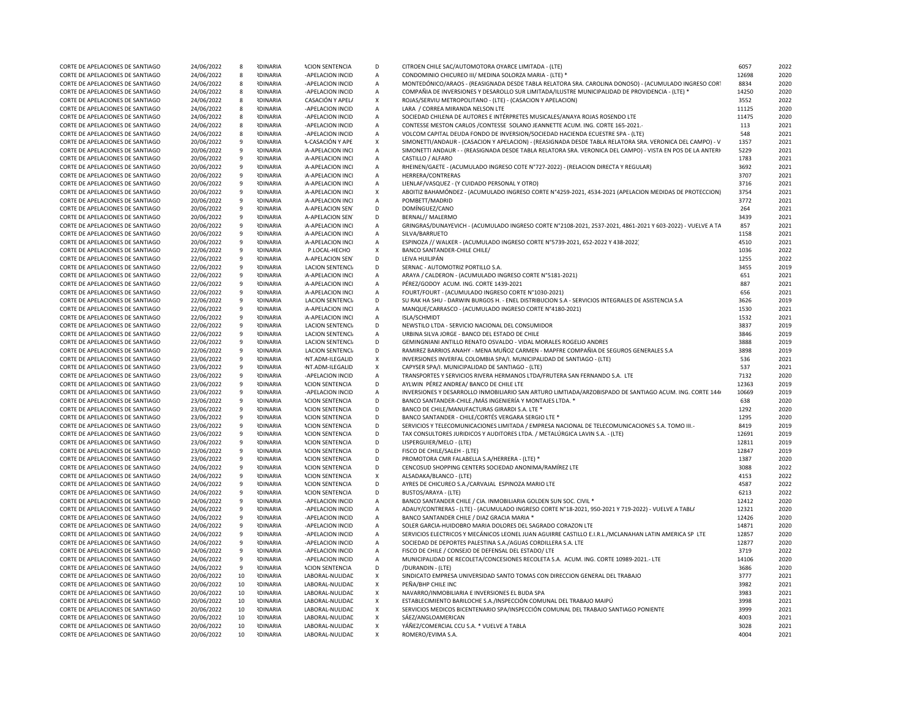| | | | | | | | | |
|---|---|---|---|---|---|---|---|---|
| CORTE DE APELACIONES DE SANTIAGO | 24/06/2022 | 8 | RDINARIA | ACION SENTENCIA | D | CITROEN CHILE SAC/AUTOMOTORA OYARCE LIMITADA - (LTE) | 6057 | 2022 |
| CORTE DE APELACIONES DE SANTIAGO | 24/06/2022 | 8 | RDINARIA | -APELACION INCID | A | CONDOMINIO CHICUREO III/ MEDINA SOLORZA MARIA - (LTE) * | 12698 | 2020 |
| CORTE DE APELACIONES DE SANTIAGO | 24/06/2022 | 8 | RDINARIA | -APELACION INCID | A | MONTEDÓNICO/ARAOS - (REASIGNADA DESDE TABLA RELATORA SRA. CAROLINA DONOSO) - (ACUMULADO INGRESO CORT | 8834 | 2020 |
| CORTE DE APELACIONES DE SANTIAGO | 24/06/2022 | 8 | RDINARIA | -APELACION INCID | A | COMPAÑIA DE INVERSIONES Y DESAROLLO SUR LIMITADA/ILUSTRE MUNICIPALIDAD DE PROVIDENCIA - (LTE) * | 14250 | 2020 |
| CORTE DE APELACIONES DE SANTIAGO | 24/06/2022 | 8 | RDINARIA | CASACIÓN Y APEL/ | X | ROJAS/SERVIU METROPOLITANO - (LTE) - (CASACION Y APELACION) | 3552 | 2022 |
| CORTE DE APELACIONES DE SANTIAGO | 24/06/2022 | 8 | RDINARIA | -APELACION INCID | A | LARA / CORREA MIRANDA NELSON LTE | 11125 | 2020 |
| CORTE DE APELACIONES DE SANTIAGO | 24/06/2022 | 8 | RDINARIA | -APELACION INCID | A | SOCIEDAD CHILENA DE AUTORES E INTÉRPRETES MUSICALES/ANAYA ROJAS ROSENDO LTE | 11475 | 2020 |
| CORTE DE APELACIONES DE SANTIAGO | 24/06/2022 | 8 | RDINARIA | -APELACION INCID | A | CONTESSE MESTON CARLOS /CONTESSE SOLANO JEANNETTE ACUM. ING. CORTE 165-2021.- | 113 | 2021 |
| CORTE DE APELACIONES DE SANTIAGO | 24/06/2022 | 8 | RDINARIA | -APELACION INCID | A | VOLCOM CAPITAL DEUDA FONDO DE INVERSION/SOCIEDAD HACIENDA ECUESTRE SPA - (LTE) | 548 | 2021 |
| CORTE DE APELACIONES DE SANTIAGO | 20/06/2022 | 9 | RDINARIA | A-CASACIÓN Y APE | X | SIMONETTI/ANDAUR - (CASACION Y APELACION) - (REASIGNADA DESDE TABLA RELATORA SRA. VERONICA DEL CAMPO) - V | 1357 | 2021 |
| CORTE DE APELACIONES DE SANTIAGO | 20/06/2022 | 9 | RDINARIA | A-APELACION INCI | A | SIMONETTI ANDAUR - - (REASIGNADA DESDE TABLA RELATORA SRA. VERONICA DEL CAMPO) - VISTA EN POS DE LA ANTERI | 5229 | 2021 |
| CORTE DE APELACIONES DE SANTIAGO | 20/06/2022 | 9 | RDINARIA | A-APELACION INCI | A | CASTILLO / ALFARO | 1783 | 2021 |
| CORTE DE APELACIONES DE SANTIAGO | 20/06/2022 | 9 | RDINARIA | A-APELACION INCI | A | RHEINEN/GAETE - (ACUMULADO INGRESO COTE N°727-2022) - (RELACION DIRECTA Y REGULAR) | 3692 | 2021 |
| CORTE DE APELACIONES DE SANTIAGO | 20/06/2022 | 9 | RDINARIA | A-APELACION INCI | A | HERRERA/CONTRERAS | 3707 | 2021 |
| CORTE DE APELACIONES DE SANTIAGO | 20/06/2022 | 9 | RDINARIA | A-APELACION INCI | A | LIENLAF/VASQUEZ - (Y CUIDADO PERSONAL Y OTRO) | 3716 | 2021 |
| CORTE DE APELACIONES DE SANTIAGO | 20/06/2022 | 9 | RDINARIA | A-APELACION INCI | X | ABOITIZ BAHAMÓNDEZ - (ACUMULADO INGRESO CORTE N°4259-2021, 4534-2021 (APELACION MEDIDAS DE PROTECCION) | 3754 | 2021 |
| CORTE DE APELACIONES DE SANTIAGO | 20/06/2022 | 9 | RDINARIA | A-APELACION INCI | A | POMBETT/MADRID | 3772 | 2021 |
| CORTE DE APELACIONES DE SANTIAGO | 20/06/2022 | 9 | RDINARIA | A-APELACION SENT | D | DOMÍNGUEZ/CANO | 264 | 2021 |
| CORTE DE APELACIONES DE SANTIAGO | 20/06/2022 | 9 | RDINARIA | A-APELACION SENT | D | BERNAL// MALERMO | 3439 | 2021 |
| CORTE DE APELACIONES DE SANTIAGO | 20/06/2022 | 9 | RDINARIA | A-APELACION INCI | A | GRINGRAS/DUNAYEVICH - (ACUMULADO INGRESO CORTE N°2108-2021, 2537-2021, 4861-2021 Y 603-2022) - VUELVE A TA | 857 | 2021 |
| CORTE DE APELACIONES DE SANTIAGO | 20/06/2022 | 9 | RDINARIA | A-APELACION INCI | A | SILVA/BARRUETO | 1158 | 2021 |
| CORTE DE APELACIONES DE SANTIAGO | 20/06/2022 | 9 | RDINARIA | A-APELACION INCI | A | ESPINOZA // WALKER - (ACUMULADO INGRESO CORTE N°5739-2021, 652-2022 Y 438-2022) | 4510 | 2021 |
| CORTE DE APELACIONES DE SANTIAGO | 22/06/2022 | 9 | RDINARIA | P.LOCAL-HECHO | X | BANCO SANTANDER-CHILE CHILE/ | 1036 | 2022 |
| CORTE DE APELACIONES DE SANTIAGO | 22/06/2022 | 9 | RDINARIA | A-APELACION SENT | D | LEIVA HUILIPÁN | 1255 | 2022 |
| CORTE DE APELACIONES DE SANTIAGO | 22/06/2022 | 9 | RDINARIA | LACION SENTENCI/ | D | SERNAC - AUTOMOTRIZ PORTILLO S.A. | 3455 | 2019 |
| CORTE DE APELACIONES DE SANTIAGO | 22/06/2022 | 9 | RDINARIA | A-APELACION INCI | A | ARAYA / CALDERON - (ACUMULADO INGRESO CORTE N°5181-2021) | 651 | 2021 |
| CORTE DE APELACIONES DE SANTIAGO | 22/06/2022 | 9 | RDINARIA | A-APELACION INCI | A | PÉREZ/GODOY ACUM. ING. CORTE 1439-2021 | 887 | 2021 |
| CORTE DE APELACIONES DE SANTIAGO | 22/06/2022 | 9 | RDINARIA | A-APELACION INCI | A | FOURT/FOURT - (ACUMULADO INGRESO CORTE N°1030-2021) | 656 | 2021 |
| CORTE DE APELACIONES DE SANTIAGO | 22/06/2022 | 9 | RDINARIA | LACION SENTENCI/ | D | SU RAK HA SHU - DARWIN BURGOS H. - ENEL DISTRIBUCION S.A - SERVICIOS INTEGRALES DE ASISTENCIA S.A | 3626 | 2019 |
| CORTE DE APELACIONES DE SANTIAGO | 22/06/2022 | 9 | RDINARIA | A-APELACION INCI | A | MANQUE/CARRASCO - (ACUMULADO INGRESO CORTE N°4180-2021) | 1530 | 2021 |
| CORTE DE APELACIONES DE SANTIAGO | 22/06/2022 | 9 | RDINARIA | A-APELACION INCI | A | ISLA/SCHMIDT | 1532 | 2021 |
| CORTE DE APELACIONES DE SANTIAGO | 22/06/2022 | 9 | RDINARIA | LACION SENTENCI/ | D | NEWSTILO LTDA - SERVICIO NACIONAL DEL CONSUMIDOR | 3837 | 2019 |
| CORTE DE APELACIONES DE SANTIAGO | 22/06/2022 | 9 | RDINARIA | LACION SENTENCI/ | A | URBINA SILVA JORGE - BANCO DEL ESTADO DE CHILE | 3846 | 2019 |
| CORTE DE APELACIONES DE SANTIAGO | 22/06/2022 | 9 | RDINARIA | LACION SENTENCI/ | D | GEMINGNIANI ANTILLO RENATO OSVALDO - VIDAL MORALES ROGELIO ANDRES | 3888 | 2019 |
| CORTE DE APELACIONES DE SANTIAGO | 22/06/2022 | 9 | RDINARIA | LACION SENTENCI/ | D | RAMIREZ BARRIOS ANAHY - MENA MUÑOZ CARMEN - MAPFRE COMPAÑIA DE SEGUROS GENERALES S.A | 3898 | 2019 |
| CORTE DE APELACIONES DE SANTIAGO | 23/06/2022 | 9 | RDINARIA | NT.ADM-ILEGALID | X | INVERSIONES INVERFAL COLOMBIA SPA/I. MUNICIPALIDAD DE SANTIAGO - (LTE) | 536 | 2021 |
| CORTE DE APELACIONES DE SANTIAGO | 23/06/2022 | 9 | RDINARIA | NT.ADM-ILEGALID | X | CAPYSER SPA/I. MUNICIPALIDAD DE SANTIAGO - (LTE) | 537 | 2021 |
| CORTE DE APELACIONES DE SANTIAGO | 23/06/2022 | 9 | RDINARIA | -APELACION INCID | A | TRANSPORTES Y SERVICIOS RIVERA HERMANOS LTDA/FRUTERA SAN FERNANDO S.A. LTE | 7132 | 2020 |
| CORTE DE APELACIONES DE SANTIAGO | 23/06/2022 | 9 | RDINARIA | ACION SENTENCIA | D | AYLWIN PÉREZ ANDREA/ BANCO DE CHILE LTE | 12363 | 2019 |
| CORTE DE APELACIONES DE SANTIAGO | 23/06/2022 | 9 | RDINARIA | -APELACION INCID | A | INVERSIONES Y DESARROLLO INMOBILIARIO SAN ARTURO LIMTIADA/ARZOBISPADO DE SANTIAGO ACUM. ING. CORTE 144 | 10669 | 2019 |
| CORTE DE APELACIONES DE SANTIAGO | 23/06/2022 | 9 | RDINARIA | ACION SENTENCIA | D | BANCO SANTANDER-CHILE./MÁS INGENIERÍA Y MONTAJES LTDA. * | 638 | 2020 |
| CORTE DE APELACIONES DE SANTIAGO | 23/06/2022 | 9 | RDINARIA | ACION SENTENCIA | D | BANCO DE CHILE/MANUFACTURAS GIRARDI S.A. LTE * | 1292 | 2020 |
| CORTE DE APELACIONES DE SANTIAGO | 23/06/2022 | 9 | RDINARIA | ACION SENTENCIA | D | BANCO SANTANDER - CHILE/CORTÉS VERGARA SERGIO LTE * | 1295 | 2020 |
| CORTE DE APELACIONES DE SANTIAGO | 23/06/2022 | 9 | RDINARIA | ACION SENTENCIA | D | SERVICIOS Y TELECOMUNICACIONES LIMITADA / EMPRESA NACIONAL DE TELECOMUNICACIONES S.A. TOMO III.- | 8419 | 2019 |
| CORTE DE APELACIONES DE SANTIAGO | 23/06/2022 | 9 | RDINARIA | ACION SENTENCIA | D | TAX CONSULTORES JURIDICOS Y AUDITORES LTDA. / METALÚRGICA LAVIN S.A. - (LTE) | 12691 | 2019 |
| CORTE DE APELACIONES DE SANTIAGO | 23/06/2022 | 9 | RDINARIA | ACION SENTENCIA | D | LISPERGUIER/MELO - (LTE) | 12811 | 2019 |
| CORTE DE APELACIONES DE SANTIAGO | 23/06/2022 | 9 | RDINARIA | ACION SENTENCIA | D | FISCO DE CHILE/SALEH - (LTE) | 12847 | 2019 |
| CORTE DE APELACIONES DE SANTIAGO | 23/06/2022 | 9 | RDINARIA | ACION SENTENCIA | D | PROMOTORA CMR FALABELLA S.A/HERRERA - (LTE) * | 1387 | 2020 |
| CORTE DE APELACIONES DE SANTIAGO | 24/06/2022 | 9 | RDINARIA | ACION SENTENCIA | D | CENCOSUD SHOPPING CENTERS SOCIEDAD ANONIMA/RAMÍREZ LTE | 3088 | 2022 |
| CORTE DE APELACIONES DE SANTIAGO | 24/06/2022 | 9 | RDINARIA | ACION SENTENCIA | X | ALSADAKA/BLANCO - (LTE) | 4153 | 2022 |
| CORTE DE APELACIONES DE SANTIAGO | 24/06/2022 | 9 | RDINARIA | ACION SENTENCIA | D | AYRES DE CHICUREO S.A./CARVAJAL ESPINOZA MARIO LTE | 4587 | 2022 |
| CORTE DE APELACIONES DE SANTIAGO | 24/06/2022 | 9 | RDINARIA | ACION SENTENCIA | D | BUSTOS/ARAYA - (LTE) | 6213 | 2022 |
| CORTE DE APELACIONES DE SANTIAGO | 24/06/2022 | 9 | RDINARIA | -APELACION INCID | A | BANCO SANTANDER CHILE / CIA. INMOBILIARIA GOLDEN SUN SOC. CIVIL * | 12412 | 2020 |
| CORTE DE APELACIONES DE SANTIAGO | 24/06/2022 | 9 | RDINARIA | -APELACION INCID | A | ADAUY/CONTRERAS - (LTE) - (ACUMULADO INGRESO CORTE N°18-2021, 950-2021 Y 719-2022) - VUELVE A TABL/ | 12321 | 2020 |
| CORTE DE APELACIONES DE SANTIAGO | 24/06/2022 | 9 | RDINARIA | -APELACION INCID | A | BANCO SANTANDER CHILE / DIAZ GRACIA MARIA * | 12426 | 2020 |
| CORTE DE APELACIONES DE SANTIAGO | 24/06/2022 | 9 | RDINARIA | -APELACION INCID | A | SOLER GARCIA-HUIDOBRO MARIA DOLORES DEL SAGRADO CORAZON LTE | 14871 | 2020 |
| CORTE DE APELACIONES DE SANTIAGO | 24/06/2022 | 9 | RDINARIA | -APELACION INCID | A | SERVICIOS ELECTRICOS Y MECÁNICOS LEONEL JUAN AGUIRRE CASTILLO E.I.R.L./MCLANAHAN LATIN AMERICA SP LTE | 12857 | 2020 |
| CORTE DE APELACIONES DE SANTIAGO | 24/06/2022 | 9 | RDINARIA | -APELACION INCID | A | SOCIEDAD DE DEPORTES PALESTINA S.A./AGUAS CORDILLERA S.A. LTE | 12877 | 2020 |
| CORTE DE APELACIONES DE SANTIAGO | 24/06/2022 | 9 | RDINARIA | -APELACION INCID | A | FISCO DE CHILE / CONSEJO DE DEFENSAL DEL ESTADO/ LTE | 3719 | 2022 |
| CORTE DE APELACIONES DE SANTIAGO | 24/06/2022 | 9 | RDINARIA | -APELACION INCID | A | MUNICIPALIDAD DE RECOLETA/CONCESIONES RECOLETA S.A. ACUM. ING. CORTE 10989-2021.- LTE | 14106 | 2020 |
| CORTE DE APELACIONES DE SANTIAGO | 24/06/2022 | 9 | RDINARIA | ACION SENTENCIA | D | /DURANDIN - (LTE) | 3686 | 2020 |
| CORTE DE APELACIONES DE SANTIAGO | 20/06/2022 | 10 | RDINARIA | LABORAL-NULIDAD | X | SINDICATO EMPRESA UNIVERSIDAD SANTO TOMAS CON DIRECCION GENERAL DEL TRABAJO | 3777 | 2021 |
| CORTE DE APELACIONES DE SANTIAGO | 20/06/2022 | 10 | RDINARIA | LABORAL-NULIDAD | X | PEÑA/BHP CHILE INC | 3982 | 2021 |
| CORTE DE APELACIONES DE SANTIAGO | 20/06/2022 | 10 | RDINARIA | LABORAL-NULIDAD | X | NAVARRO/INMOBILIARIA E INVERSIONES EL BUDA SPA | 3983 | 2021 |
| CORTE DE APELACIONES DE SANTIAGO | 20/06/2022 | 10 | RDINARIA | LABORAL-NULIDAD | X | ESTABLECIMIENTO BARILOCHE S.A./INSPECCIÓN COMUNAL DEL TRABAJO MAIPÚ | 3998 | 2021 |
| CORTE DE APELACIONES DE SANTIAGO | 20/06/2022 | 10 | RDINARIA | LABORAL-NULIDAD | X | SERVICIOS MEDICOS BICENTENARIO SPA/INSPECCIÓN COMUNAL DEL TRABAJO SANTIAGO PONIENTE | 3999 | 2021 |
| CORTE DE APELACIONES DE SANTIAGO | 20/06/2022 | 10 | RDINARIA | LABORAL-NULIDAD | X | SÁEZ/ANGLOAMERICAN | 4003 | 2021 |
| CORTE DE APELACIONES DE SANTIAGO | 20/06/2022 | 10 | RDINARIA | LABORAL-NULIDAD | X | YÁÑEZ/COMERCIAL CCU S.A. * VUELVE A TABLA | 3028 | 2021 |
| CORTE DE APELACIONES DE SANTIAGO | 20/06/2022 | 10 | RDINARIA | LABORAL-NULIDAD | X | ROMERO/EVIMA S.A. | 4004 | 2021 |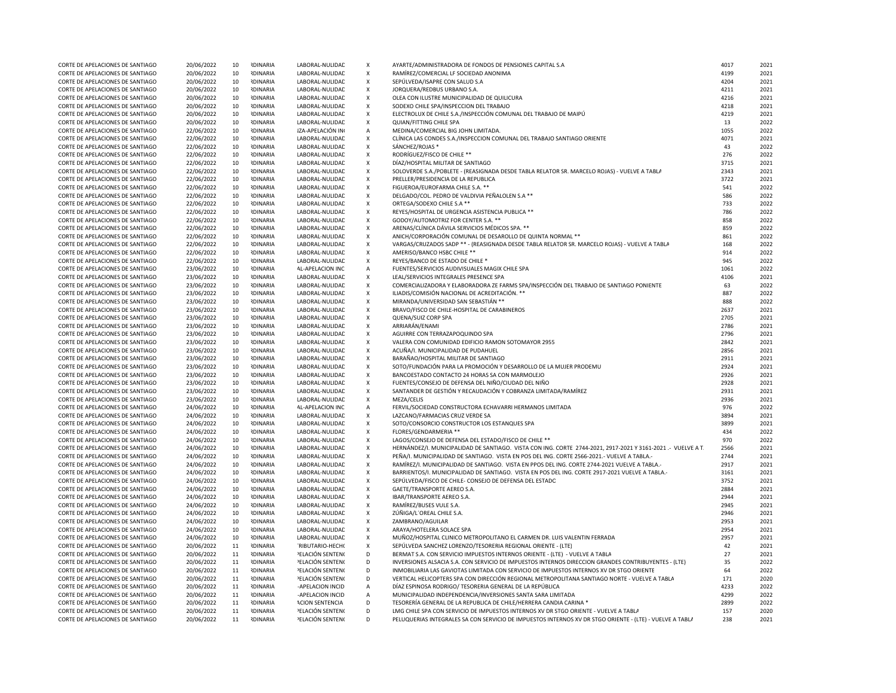| | | | | | | | | |
|---|---|---|---|---|---|---|---|---|
| CORTE DE APELACIONES DE SANTIAGO | 20/06/2022 | 10 | RDINARIA | LABORAL-NULIDAD | X | AYARTE/ADMINISTRADORA DE FONDOS DE PENSIONES CAPITAL S.A | 4017 | 2021 |
| CORTE DE APELACIONES DE SANTIAGO | 20/06/2022 | 10 | RDINARIA | LABORAL-NULIDAD | X | RAMÍREZ/COMERCIAL LF SOCIEDAD ANONIMA | 4199 | 2021 |
| CORTE DE APELACIONES DE SANTIAGO | 20/06/2022 | 10 | RDINARIA | LABORAL-NULIDAD | X | SEPÚLVEDA/ISAPRE CON SALUD S.A | 4204 | 2021 |
| CORTE DE APELACIONES DE SANTIAGO | 20/06/2022 | 10 | RDINARIA | LABORAL-NULIDAD | X | JORQUERA/REDBUS URBANO S.A. | 4211 | 2021 |
| CORTE DE APELACIONES DE SANTIAGO | 20/06/2022 | 10 | RDINARIA | LABORAL-NULIDAD | X | OLEA CON ILUSTRE MUNICIPALIDAD DE QUILICURA | 4216 | 2021 |
| CORTE DE APELACIONES DE SANTIAGO | 20/06/2022 | 10 | RDINARIA | LABORAL-NULIDAD | X | SODEXO CHILE SPA/INSPECCION DEL TRABAJO | 4218 | 2021 |
| CORTE DE APELACIONES DE SANTIAGO | 20/06/2022 | 10 | RDINARIA | LABORAL-NULIDAD | X | ELECTROLUX DE CHILE S.A./INSPECCIÓN COMUNAL DEL TRABAJO DE MAIPÚ | 4219 | 2021 |
| CORTE DE APELACIONES DE SANTIAGO | 20/06/2022 | 10 | RDINARIA | LABORAL-NULIDAD | X | QUIAN/FITTING CHILE SPA | 13 | 2022 |
| CORTE DE APELACIONES DE SANTIAGO | 22/06/2022 | 10 | RDINARIA | IZA-APELACIÓN IN | A | MEDINA/COMERCIAL BIG JOHN LIMITADA. | 1055 | 2022 |
| CORTE DE APELACIONES DE SANTIAGO | 22/06/2022 | 10 | RDINARIA | LABORAL-NULIDAD | X | CLÍNICA LAS CONDES S.A./INSPECCION COMUNAL DEL TRABAJO SANTIAGO ORIENTE | 4071 | 2021 |
| CORTE DE APELACIONES DE SANTIAGO | 22/06/2022 | 10 | RDINARIA | LABORAL-NULIDAD | X | SÁNCHEZ/ROJAS * | 43 | 2022 |
| CORTE DE APELACIONES DE SANTIAGO | 22/06/2022 | 10 | RDINARIA | LABORAL-NULIDAD | X | RODRÍGUEZ/FISCO DE CHILE ** | 276 | 2022 |
| CORTE DE APELACIONES DE SANTIAGO | 22/06/2022 | 10 | RDINARIA | LABORAL-NULIDAD | X | DÍAZ/HOSPITAL MILITAR DE SANTIAGO | 3715 | 2021 |
| CORTE DE APELACIONES DE SANTIAGO | 22/06/2022 | 10 | RDINARIA | LABORAL-NULIDAD | X | SOLOVERDE S.A./POBLETE - (REASIGNADA DESDE TABLA RELATOR SR. MARCELO ROJAS) - VUELVE A TABLA | 2343 | 2021 |
| CORTE DE APELACIONES DE SANTIAGO | 22/06/2022 | 10 | RDINARIA | LABORAL-NULIDAD | X | PRELLER/PRESIDENCIA DE LA REPUBLICA | 3722 | 2021 |
| CORTE DE APELACIONES DE SANTIAGO | 22/06/2022 | 10 | RDINARIA | LABORAL-NULIDAD | X | FIGUEROA/EUROFARMA CHILE S.A. ** | 541 | 2022 |
| CORTE DE APELACIONES DE SANTIAGO | 22/06/2022 | 10 | RDINARIA | LABORAL-NULIDAD | X | DELGADO/COL. PEDRO DE VALDIVIA PEÑALOLEN S.A ** | 586 | 2022 |
| CORTE DE APELACIONES DE SANTIAGO | 22/06/2022 | 10 | RDINARIA | LABORAL-NULIDAD | X | ORTEGA/SODEXO CHILE S.A ** | 733 | 2022 |
| CORTE DE APELACIONES DE SANTIAGO | 22/06/2022 | 10 | RDINARIA | LABORAL-NULIDAD | X | REYES/HOSPITAL DE URGENCIA ASISTENCIA PUBLICA ** | 786 | 2022 |
| CORTE DE APELACIONES DE SANTIAGO | 22/06/2022 | 10 | RDINARIA | LABORAL-NULIDAD | X | GODOY/AUTOMOTRIZ FOR CENTER S.A. ** | 858 | 2022 |
| CORTE DE APELACIONES DE SANTIAGO | 22/06/2022 | 10 | RDINARIA | LABORAL-NULIDAD | X | ARENAS/CLÍNICA DÁVILA SERVICIOS MÉDICOS SPA. ** | 859 | 2022 |
| CORTE DE APELACIONES DE SANTIAGO | 22/06/2022 | 10 | RDINARIA | LABORAL-NULIDAD | X | ANICH/CORPORACIÓN COMUNAL DE DESAROLLO DE QUINTA NORMAL ** | 861 | 2022 |
| CORTE DE APELACIONES DE SANTIAGO | 22/06/2022 | 10 | RDINARIA | LABORAL-NULIDAD | X | VARGAS/CRUZADOS SADP ** - (REASIGNADA DESDE TABLA RELATOR SR. MARCELO ROJAS) - VUELVE A TABLA | 168 | 2022 |
| CORTE DE APELACIONES DE SANTIAGO | 22/06/2022 | 10 | RDINARIA | LABORAL-NULIDAD | X | AMERISO/BANCO HSBC CHILE ** | 914 | 2022 |
| CORTE DE APELACIONES DE SANTIAGO | 22/06/2022 | 10 | RDINARIA | LABORAL-NULIDAD | X | REYES/BANCO DE ESTADO DE CHILE * | 945 | 2022 |
| CORTE DE APELACIONES DE SANTIAGO | 23/06/2022 | 10 | RDINARIA | AL-APELACION INC | A | FUENTES/SERVICIOS AUDIVISUALES MAGIX CHILE SPA | 1061 | 2022 |
| CORTE DE APELACIONES DE SANTIAGO | 23/06/2022 | 10 | RDINARIA | LABORAL-NULIDAD | X | LEAL/SERVICIOS INTEGRALES PRESENCE SPA | 4106 | 2021 |
| CORTE DE APELACIONES DE SANTIAGO | 23/06/2022 | 10 | RDINARIA | LABORAL-NULIDAD | X | COMERCIALIZADORA Y ELABORADORA ZE FARMS SPA/INSPECCIÓN DEL TRABAJO DE SANTIAGO PONIENTE | 63 | 2022 |
| CORTE DE APELACIONES DE SANTIAGO | 23/06/2022 | 10 | RDINARIA | LABORAL-NULIDAD | X | ILIADIS/COMISIÓN NACIONAL DE ACREDITACIÓN. ** | 887 | 2022 |
| CORTE DE APELACIONES DE SANTIAGO | 23/06/2022 | 10 | RDINARIA | LABORAL-NULIDAD | X | MIRANDA/UNIVERSIDAD SAN SEBASTIÁN ** | 888 | 2022 |
| CORTE DE APELACIONES DE SANTIAGO | 23/06/2022 | 10 | RDINARIA | LABORAL-NULIDAD | X | BRAVO/FISCO DE CHILE-HOSPITAL DE CARABINEROS | 2637 | 2021 |
| CORTE DE APELACIONES DE SANTIAGO | 23/06/2022 | 10 | RDINARIA | LABORAL-NULIDAD | X | QUENA/SUIZ CORP SPA | 2705 | 2021 |
| CORTE DE APELACIONES DE SANTIAGO | 23/06/2022 | 10 | RDINARIA | LABORAL-NULIDAD | X | ARRIARÁN/ENAMI | 2786 | 2021 |
| CORTE DE APELACIONES DE SANTIAGO | 23/06/2022 | 10 | RDINARIA | LABORAL-NULIDAD | X | AGUIRRE CON TERRAZAPOQUINDO SPA | 2796 | 2021 |
| CORTE DE APELACIONES DE SANTIAGO | 23/06/2022 | 10 | RDINARIA | LABORAL-NULIDAD | X | VALERA CON COMUNIDAD EDIFICIO RAMON SOTOMAYOR 2955 | 2842 | 2021 |
| CORTE DE APELACIONES DE SANTIAGO | 23/06/2022 | 10 | RDINARIA | LABORAL-NULIDAD | X | ACUÑA/I. MUNICIPALIDAD DE PUDAHUEL | 2856 | 2021 |
| CORTE DE APELACIONES DE SANTIAGO | 23/06/2022 | 10 | RDINARIA | LABORAL-NULIDAD | X | BARAÑAO/HOSPITAL MILITAR DE SANTIAGO | 2911 | 2021 |
| CORTE DE APELACIONES DE SANTIAGO | 23/06/2022 | 10 | RDINARIA | LABORAL-NULIDAD | X | SOTO/FUNDACIÓN PARA LA PROMOCIÓN Y DESARROLLO DE LA MUJER PRODEMU | 2924 | 2021 |
| CORTE DE APELACIONES DE SANTIAGO | 23/06/2022 | 10 | RDINARIA | LABORAL-NULIDAD | X | BANCOESTADO CONTACTO 24 HORAS SA CON MARMOLEJO | 2926 | 2021 |
| CORTE DE APELACIONES DE SANTIAGO | 23/06/2022 | 10 | RDINARIA | LABORAL-NULIDAD | X | FUENTES/CONSEJO DE DEFENSA DEL NIÑO/CIUDAD DEL NIÑO | 2928 | 2021 |
| CORTE DE APELACIONES DE SANTIAGO | 23/06/2022 | 10 | RDINARIA | LABORAL-NULIDAD | X | SANTANDER DE GESTIÓN Y RECAUDACIÓN Y COBRANZA LIMITADA/RAMÍREZ | 2931 | 2021 |
| CORTE DE APELACIONES DE SANTIAGO | 23/06/2022 | 10 | RDINARIA | LABORAL-NULIDAD | X | MEZA/CELIS | 2936 | 2021 |
| CORTE DE APELACIONES DE SANTIAGO | 24/06/2022 | 10 | RDINARIA | AL-APELACION INC | A | FERVIL/SOCIEDAD CONSTRUCTORA ECHAVARRI HERMANOS LIMITADA | 976 | 2022 |
| CORTE DE APELACIONES DE SANTIAGO | 24/06/2022 | 10 | RDINARIA | LABORAL-NULIDAD | X | LAZCANO/FARMACIAS CRUZ VERDE SA | 3894 | 2021 |
| CORTE DE APELACIONES DE SANTIAGO | 24/06/2022 | 10 | RDINARIA | LABORAL-NULIDAD | X | SOTO/CONSORCIO CONSTRUCTOR LOS ESTANQUES SPA | 3899 | 2021 |
| CORTE DE APELACIONES DE SANTIAGO | 24/06/2022 | 10 | RDINARIA | LABORAL-NULIDAD | X | FLORES/GENDARMERIA ** | 434 | 2022 |
| CORTE DE APELACIONES DE SANTIAGO | 24/06/2022 | 10 | RDINARIA | LABORAL-NULIDAD | X | LAGOS/CONSEJO DE DEFENSA DEL ESTADO/FISCO DE CHILE ** | 970 | 2022 |
| CORTE DE APELACIONES DE SANTIAGO | 24/06/2022 | 10 | RDINARIA | LABORAL-NULIDAD | X | HERNÁNDEZ/I. MUNICIPALIDAD DE SANTIAGO. VISTA CON ING. CORTE 2744-2021, 2917-2021 Y 3161-2021 .- VUELVE A T. | 2566 | 2021 |
| CORTE DE APELACIONES DE SANTIAGO | 24/06/2022 | 10 | RDINARIA | LABORAL-NULIDAD | X | PEÑA/I. MUNICIPALIDAD DE SANTIAGO. VISTA EN POS DEL ING. CORTE 2566-2021.- VUELVE A TABLA.- | 2744 | 2021 |
| CORTE DE APELACIONES DE SANTIAGO | 24/06/2022 | 10 | RDINARIA | LABORAL-NULIDAD | X | RAMÍREZ/I. MUNICIPALIDAD DE SANTIAGO. VISTA EN PPOS DEL ING. CORTE 2744-2021 VUELVE A TABLA.- | 2917 | 2021 |
| CORTE DE APELACIONES DE SANTIAGO | 24/06/2022 | 10 | RDINARIA | LABORAL-NULIDAD | X | BARRIENTOS/I. MUNICIPALIDAD DE SANTIAGO. VISTA EN POS DEL ING. CORTE 2917-2021 VUELVE A TABLA.- | 3161 | 2021 |
| CORTE DE APELACIONES DE SANTIAGO | 24/06/2022 | 10 | RDINARIA | LABORAL-NULIDAD | X | SEPÚLVEDA/FISCO DE CHILE- CONSEJO DE DEFENSA DEL ESTADO | 3752 | 2021 |
| CORTE DE APELACIONES DE SANTIAGO | 24/06/2022 | 10 | RDINARIA | LABORAL-NULIDAD | X | GAETE/TRANSPORTE AEREO S.A. | 2884 | 2021 |
| CORTE DE APELACIONES DE SANTIAGO | 24/06/2022 | 10 | RDINARIA | LABORAL-NULIDAD | X | IBAR/TRANSPORTE AEREO S.A. | 2944 | 2021 |
| CORTE DE APELACIONES DE SANTIAGO | 24/06/2022 | 10 | RDINARIA | LABORAL-NULIDAD | X | RAMÍREZ/BUSES VULE S.A. | 2945 | 2021 |
| CORTE DE APELACIONES DE SANTIAGO | 24/06/2022 | 10 | RDINARIA | LABORAL-NULIDAD | X | ZÚÑIGA/L´OREAL CHILE S.A. | 2946 | 2021 |
| CORTE DE APELACIONES DE SANTIAGO | 24/06/2022 | 10 | RDINARIA | LABORAL-NULIDAD | X | ZAMBRANO/AGUILAR | 2953 | 2021 |
| CORTE DE APELACIONES DE SANTIAGO | 24/06/2022 | 10 | RDINARIA | LABORAL-NULIDAD | X | ARAYA/HOTELERA SOLACE SPA | 2954 | 2021 |
| CORTE DE APELACIONES DE SANTIAGO | 24/06/2022 | 10 | RDINARIA | LABORAL-NULIDAD | X | MUÑOZ/HOSPITAL CLINICO METROPOLITANO EL CARMEN DR. LUIS VALENTIN FERRADA | 2957 | 2021 |
| CORTE DE APELACIONES DE SANTIAGO | 20/06/2022 | 11 | RDINARIA | TRIBUTARIO-HECH | X | SEPÚLVEDA SANCHEZ LORENZO/TESORERIA REGIONAL ORIENTE - (LTE) | 42 | 2021 |
| CORTE DE APELACIONES DE SANTIAGO | 20/06/2022 | 11 | RDINARIA | PELACIÓN SENTEN | D | BERMAT S.A. CON SERVICIO IMPUESTOS INTERNOS ORIENTE - (LTE) - VUELVE A TABLA | 27 | 2021 |
| CORTE DE APELACIONES DE SANTIAGO | 20/06/2022 | 11 | RDINARIA | PELACIÓN SENTEN | D | INVERSIONES ALSACIA S.A. CON SERVICIO DE IMPUESTOS INTERNOS DIRECCION GRANDES CONTRIBUYENTES - (LTE) | 35 | 2022 |
| CORTE DE APELACIONES DE SANTIAGO | 20/06/2022 | 11 | RDINARIA | PELACIÓN SENTEN | D | INMOBILIARIA LAS GAVIOTAS LIMITADA CON SERVICIO DE IMPUESTOS INTERNOS XV DR STGO ORIENTE | 64 | 2022 |
| CORTE DE APELACIONES DE SANTIAGO | 20/06/2022 | 11 | RDINARIA | PELACIÓN SENTEN | D | VERTICAL HELICOPTERS SPA CON DIRECCIÓN REGIONAL METROPOLITANA SANTIAGO NORTE - VUELVE A TABLA | 171 | 2020 |
| CORTE DE APELACIONES DE SANTIAGO | 20/06/2022 | 11 | RDINARIA | -APELACION INCID | A | DÍAZ ESPINOSA RODRIGO/ TESORERIA GENERAL DE LA REPÚBLICA | 4233 | 2022 |
| CORTE DE APELACIONES DE SANTIAGO | 20/06/2022 | 11 | RDINARIA | -APELACION INCID | A | MUNICIPALIDAD INDEPENDENCIA/INVERSIONES SANTA SARA LIMITADA | 4299 | 2022 |
| CORTE DE APELACIONES DE SANTIAGO | 20/06/2022 | 11 | RDINARIA | ACION SENTENCIA | D | TESORERÍA GENERAL DE LA REPUBLICA DE CHILE/HERRERA CANDIA CARINA * | 2899 | 2022 |
| CORTE DE APELACIONES DE SANTIAGO | 20/06/2022 | 11 | RDINARIA | PELACIÓN SENTEN | D | LMG CHILE SPA CON SERVICIO DE IMPUESTOS INTERNOS XV DR STGO ORIENTE - VUELVE A TABLA | 157 | 2020 |
| CORTE DE APELACIONES DE SANTIAGO | 20/06/2022 | 11 | RDINARIA | PELACIÓN SENTEN | D | PELUQUERIAS INTEGRALES SA CON SERVICIO DE IMPUESTOS INTERNOS XV DR STGO ORIENTE - (LTE) - VUELVE A TABLA | 238 | 2021 |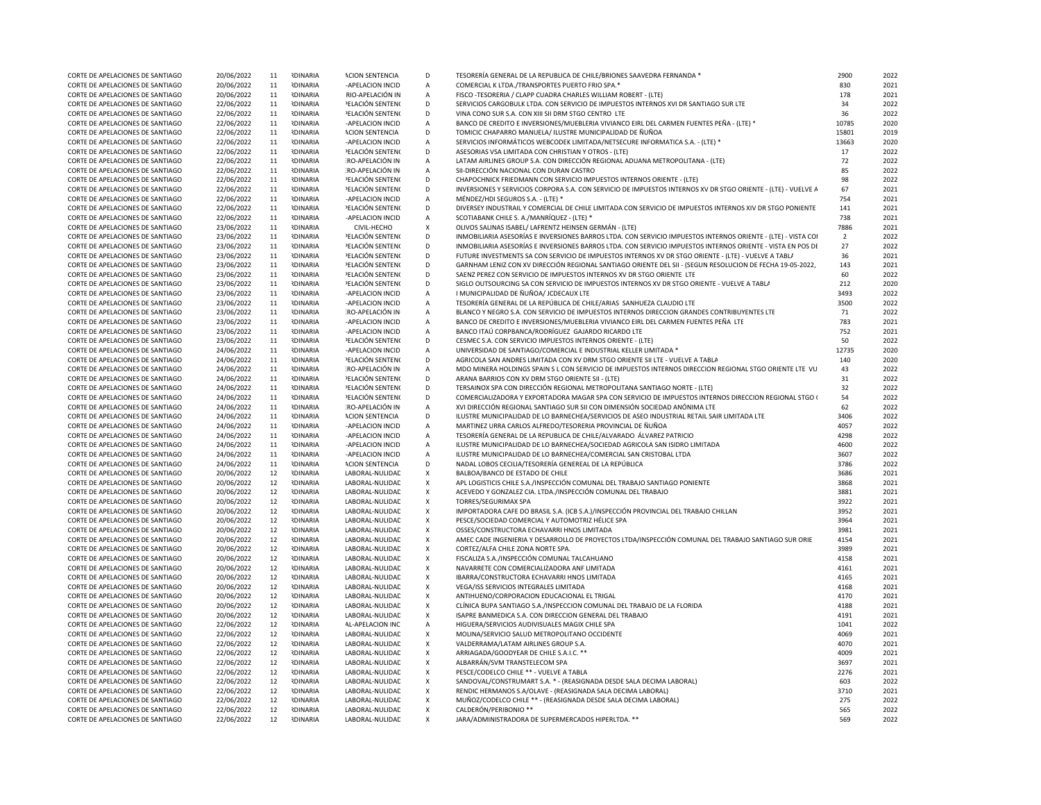| | | | | | | | | |
|---|---|---|---|---|---|---|---|---|
| CORTE DE APELACIONES DE SANTIAGO | 20/06/2022 | 11 | RDINARIA | ACION SENTENCIA | D | TESORERÍA GENERAL DE LA REPUBLICA DE CHILE/BRIONES SAAVEDRA FERNANDA * | 2900 | 2022 |
| CORTE DE APELACIONES DE SANTIAGO | 20/06/2022 | 11 | RDINARIA | -APELACION INCID | A | COMERCIAL K LTDA./TRANSPORTES PUERTO FRIO SPA.* | 830 | 2021 |
| CORTE DE APELACIONES DE SANTIAGO | 20/06/2022 | 11 | RDINARIA | RIO-APELACIÓN IN | A | FISCO -TESORERIA / CLAPP CUADRA CHARLES WILLIAM ROBERT - (LTE) | 178 | 2021 |
| CORTE DE APELACIONES DE SANTIAGO | 22/06/2022 | 11 | RDINARIA | PELACIÓN SENTENC | D | SERVICIOS CARGOBULK LTDA. CON SERVICIO DE IMPUESTOS INTERNOS XVI DR SANTIAGO SUR LTE | 34 | 2022 |
| CORTE DE APELACIONES DE SANTIAGO | 22/06/2022 | 11 | RDINARIA | PELACIÓN SENTENC | D | VINA CONO SUR S.A. CON XIII SII DRM STGO CENTRO LTE | 36 | 2022 |
| CORTE DE APELACIONES DE SANTIAGO | 22/06/2022 | 11 | RDINARIA | -APELACION INCID | A | BANCO DE CREDITO E INVERSIONES/MUEBLERIA VIVIANCO EIRL DEL CARMEN FUENTES PEÑA - (LTE) * | 10785 | 2020 |
| CORTE DE APELACIONES DE SANTIAGO | 22/06/2022 | 11 | RDINARIA | ACION SENTENCIA | D | TOMICIC CHAPARRO MANUELA/ ILUSTRE MUNICIPALIDAD DE ÑUÑOA | 15801 | 2019 |
| CORTE DE APELACIONES DE SANTIAGO | 22/06/2022 | 11 | RDINARIA | -APELACION INCID | A | SERVICIOS INFORMÁTICOS WEBCODEK LIMITADA/NETSECURE INFORMATICA S.A. - (LTE) * | 13663 | 2020 |
| CORTE DE APELACIONES DE SANTIAGO | 22/06/2022 | 11 | RDINARIA | PELACIÓN SENTENC | D | ASESORIAS VSA LIMITADA CON CHRISTIAN Y OTROS - (LTE) | 17 | 2022 |
| CORTE DE APELACIONES DE SANTIAGO | 22/06/2022 | 11 | RDINARIA | RO-APELACIÓN IN | A | LATAM AIRLINES GROUP S.A. CON DIRECCIÓN REGIONAL ADUANA METROPOLITANA - (LTE) | 72 | 2022 |
| CORTE DE APELACIONES DE SANTIAGO | 22/06/2022 | 11 | RDINARIA | RO-APELACIÓN IN | A | SII-DIRECCIÓN NACIONAL CON DURAN CASTRO | 85 | 2022 |
| CORTE DE APELACIONES DE SANTIAGO | 22/06/2022 | 11 | RDINARIA | PELACIÓN SENTENC | D | CHAPOCHNICK FRIEDMANN CON SERVICIO IMPUESTOS INTERNOS ORIENTE - (LTE) | 98 | 2022 |
| CORTE DE APELACIONES DE SANTIAGO | 22/06/2022 | 11 | RDINARIA | PELACIÓN SENTENC | D | INVERSIONES Y SERVICIOS CORPORA S.A. CON SERVICIO DE IMPUESTOS INTERNOS XV DR STGO ORIENTE - (LTE) - VUELVE A | 67 | 2021 |
| CORTE DE APELACIONES DE SANTIAGO | 22/06/2022 | 11 | RDINARIA | -APELACION INCID | A | MÉNDEZ/HDI SEGUROS S.A. - (LTE) * | 754 | 2021 |
| CORTE DE APELACIONES DE SANTIAGO | 22/06/2022 | 11 | RDINARIA | PELACIÓN SENTENC | D | DIVERSEY INDUSTRAIL Y COMERCIAL DE CHILE LIMITADA CON SERVICIO DE IMPUESTOS INTERNOS XIV DR STGO PONIENTE | 141 | 2021 |
| CORTE DE APELACIONES DE SANTIAGO | 22/06/2022 | 11 | RDINARIA | -APELACION INCID | A | SCOTIABANK CHILE S. A./MANRÍQUEZ - (LTE) * | 738 | 2021 |
| CORTE DE APELACIONES DE SANTIAGO | 23/06/2022 | 11 | RDINARIA | CIVIL-HECHO | X | OLIVOS SALINAS ISABEL/ LAFRENTZ HEINSEN GERMÁN - (LTE) | 7886 | 2021 |
| CORTE DE APELACIONES DE SANTIAGO | 23/06/2022 | 11 | RDINARIA | PELACIÓN SENTENC | D | INMOBILIARIA ASESORÍAS E INVERSIONES BARROS LTDA. CON SERVICIO IMPUESTOS INTERNOS ORIENTE - (LTE) - VISTA COI | 2 | 2022 |
| CORTE DE APELACIONES DE SANTIAGO | 23/06/2022 | 11 | RDINARIA | PELACIÓN SENTENC | D | INMOBILIARIA ASESORÍAS E INVERSIONES BARROS LTDA. CON SERVICIO IMPUESTOS INTERNOS ORIENTE - VISTA EN POS DE | 27 | 2022 |
| CORTE DE APELACIONES DE SANTIAGO | 23/06/2022 | 11 | RDINARIA | PELACIÓN SENTENC | D | FUTURE INVESTMENTS SA CON SERVICIO DE IMPUESTOS INTERNOS XV DR STGO ORIENTE - (LTE) - VUELVE A TABLA | 36 | 2021 |
| CORTE DE APELACIONES DE SANTIAGO | 23/06/2022 | 11 | RDINARIA | PELACIÓN SENTENC | D | GARNHAM LENIZ CON XV DIRECCIÓN REGIONAL SANTIAGO ORIENTE DEL SII - (SEGUN RESOLUCION DE FECHA 19-05-2022, | 143 | 2021 |
| CORTE DE APELACIONES DE SANTIAGO | 23/06/2022 | 11 | RDINARIA | PELACIÓN SENTENC | D | SAENZ PEREZ CON SERVICIO DE IMPUESTOS INTERNOS XV DR STGO ORIENTE LTE | 60 | 2022 |
| CORTE DE APELACIONES DE SANTIAGO | 23/06/2022 | 11 | RDINARIA | PELACIÓN SENTENC | D | SIGLO OUTSOURCING SA CON SERVICIO DE IMPUESTOS INTERNOS XV DR STGO ORIENTE - VUELVE A TABLA | 212 | 2020 |
| CORTE DE APELACIONES DE SANTIAGO | 23/06/2022 | 11 | RDINARIA | -APELACION INCID | A | I MUNICIPALIDAD DE ÑUÑOA/ JCDECAUX LTE | 3493 | 2022 |
| CORTE DE APELACIONES DE SANTIAGO | 23/06/2022 | 11 | RDINARIA | -APELACION INCID | A | TESORERÍA GENERAL DE LA REPÚBLICA DE CHILE/ARIAS SANHUEZA CLAUDIO LTE | 3500 | 2022 |
| CORTE DE APELACIONES DE SANTIAGO | 23/06/2022 | 11 | RDINARIA | RO-APELACIÓN IN | A | BLANCO Y NEGRO S.A. CON SERVICIO DE IMPUESTOS INTERNOS DIRECCION GRANDES CONTRIBUYENTES LTE | 71 | 2022 |
| CORTE DE APELACIONES DE SANTIAGO | 23/06/2022 | 11 | RDINARIA | -APELACION INCID | A | BANCO DE CREDITO E INVERSIONES/MUEBLERIA VIVIANCO EIRL DEL CARMEN FUENTES PEÑA LTE | 783 | 2021 |
| CORTE DE APELACIONES DE SANTIAGO | 23/06/2022 | 11 | RDINARIA | -APELACION INCID | A | BANCO ITAÚ CORPBANCA/RODRÍGUEZ GAJARDO RICARDO LTE | 752 | 2021 |
| CORTE DE APELACIONES DE SANTIAGO | 23/06/2022 | 11 | RDINARIA | PELACIÓN SENTENC | D | CESMEC S.A. CON SERVICIO IMPUESTOS INTERNOS ORIENTE - (LTE) | 50 | 2022 |
| CORTE DE APELACIONES DE SANTIAGO | 24/06/2022 | 11 | RDINARIA | -APELACION INCID | A | UNIVERSIDAD DE SANTIAGO/COMERCIAL E INDUSTRIAL KELLER LIMITADA * | 12735 | 2020 |
| CORTE DE APELACIONES DE SANTIAGO | 24/06/2022 | 11 | RDINARIA | PELACIÓN SENTENC | D | AGRICOLA SAN ANDRES LIMITADA CON XV DRM STGO ORIENTE SII LTE - VUELVE A TABLA | 140 | 2020 |
| CORTE DE APELACIONES DE SANTIAGO | 24/06/2022 | 11 | RDINARIA | RO-APELACIÓN IN | A | MDO MINERA HOLDINGS SPAIN S L CON SERVICIO DE IMPUESTOS INTERNOS DIRECCION REGIONAL STGO ORIENTE LTE VU | 43 | 2022 |
| CORTE DE APELACIONES DE SANTIAGO | 24/06/2022 | 11 | RDINARIA | PELACIÓN SENTENC | D | ARANA BARRIOS CON XV DRM STGO ORIENTE SII - (LTE) | 31 | 2022 |
| CORTE DE APELACIONES DE SANTIAGO | 24/06/2022 | 11 | RDINARIA | PELACIÓN SENTENC | D | TERSAINOX SPA CON DIRECCIÓN REGIONAL METROPOLITANA SANTIAGO NORTE - (LTE) | 32 | 2022 |
| CORTE DE APELACIONES DE SANTIAGO | 24/06/2022 | 11 | RDINARIA | PELACIÓN SENTENC | D | COMERCIALIZADORA Y EXPORTADORA MAGAR SPA CON SERVICIO DE IMPUESTOS INTERNOS DIRECCION REGIONAL STGO ( | 54 | 2022 |
| CORTE DE APELACIONES DE SANTIAGO | 24/06/2022 | 11 | RDINARIA | RO-APELACIÓN IN | A | XVI DIRECCIÓN REGIONAL SANTIAGO SUR SII CON DIMENSIÓN SOCIEDAD ANÓNIMA LTE | 62 | 2022 |
| CORTE DE APELACIONES DE SANTIAGO | 24/06/2022 | 11 | RDINARIA | ACION SENTENCIA | D | ILUSTRE MUNICIPALIDAD DE LO BARNECHEA/SERVICIOS DE ASEO INDUSTRIAL RETAIL SAIR LIMITADA LTE | 3406 | 2022 |
| CORTE DE APELACIONES DE SANTIAGO | 24/06/2022 | 11 | RDINARIA | -APELACION INCID | A | MARTINEZ URRA CARLOS ALFREDO/TESORERIA PROVINCIAL DE ÑUÑOA | 4057 | 2022 |
| CORTE DE APELACIONES DE SANTIAGO | 24/06/2022 | 11 | RDINARIA | -APELACION INCID | A | TESORERÍA GENERAL DE LA REPUBLICA DE CHILE/ALVARADO ÁLVAREZ PATRICIO | 4298 | 2022 |
| CORTE DE APELACIONES DE SANTIAGO | 24/06/2022 | 11 | RDINARIA | -APELACION INCID | A | ILUSTRE MUNICIPALIDAD DE LO BARNECHEA/SOCIEDAD AGRICOLA SAN ISIDRO LIMITADA | 4600 | 2022 |
| CORTE DE APELACIONES DE SANTIAGO | 24/06/2022 | 11 | RDINARIA | -APELACION INCID | A | ILUSTRE MUNICIPALIDAD DE LO BARNECHEA/COMERCIAL SAN CRISTOBAL LTDA | 3607 | 2022 |
| CORTE DE APELACIONES DE SANTIAGO | 24/06/2022 | 11 | RDINARIA | ACION SENTENCIA | D | NADAL LOBOS CECILIA/TESORERÍA GENEREAL DE LA REPÚBLICA | 3786 | 2022 |
| CORTE DE APELACIONES DE SANTIAGO | 20/06/2022 | 12 | RDINARIA | LABORAL-NULIDAD | X | BALBOA/BANCO DE ESTADO DE CHILE | 3686 | 2021 |
| CORTE DE APELACIONES DE SANTIAGO | 20/06/2022 | 12 | RDINARIA | LABORAL-NULIDAD | X | APL LOGISTICIS CHILE S.A./INSPECCIÓN COMUNAL DEL TRABAJO SANTIAGO PONIENTE | 3868 | 2021 |
| CORTE DE APELACIONES DE SANTIAGO | 20/06/2022 | 12 | RDINARIA | LABORAL-NULIDAD | X | ACEVEDO Y GONZALEZ CIA. LTDA./INSPECCIÓN COMUNAL DEL TRABAJO | 3881 | 2021 |
| CORTE DE APELACIONES DE SANTIAGO | 20/06/2022 | 12 | RDINARIA | LABORAL-NULIDAD | X | TORRES/SEGURIMAX SPA | 3922 | 2021 |
| CORTE DE APELACIONES DE SANTIAGO | 20/06/2022 | 12 | RDINARIA | LABORAL-NULIDAD | X | IMPORTADORA CAFE DO BRASIL S.A. (ICB S.A.)/INSPECCIÓN PROVINCIAL DEL TRABAJO CHILLAN | 3952 | 2021 |
| CORTE DE APELACIONES DE SANTIAGO | 20/06/2022 | 12 | RDINARIA | LABORAL-NULIDAD | X | PESCE/SOCIEDAD COMERCIAL Y AUTOMOTRIZ HÉLICE SPA | 3964 | 2021 |
| CORTE DE APELACIONES DE SANTIAGO | 20/06/2022 | 12 | RDINARIA | LABORAL-NULIDAD | X | OSSES/CONSTRUCTORA ECHAVARRI HNOS LIMITADA | 3981 | 2021 |
| CORTE DE APELACIONES DE SANTIAGO | 20/06/2022 | 12 | RDINARIA | LABORAL-NULIDAD | X | AMEC CADE INGENIERIA Y DESARROLLO DE PROYECTOS LTDA/INSPECCIÓN COMUNAL DEL TRABAJO SANTIAGO SUR ORIE | 4154 | 2021 |
| CORTE DE APELACIONES DE SANTIAGO | 20/06/2022 | 12 | RDINARIA | LABORAL-NULIDAD | X | CORTEZ/ALFA CHILE ZONA NORTE SPA. | 3989 | 2021 |
| CORTE DE APELACIONES DE SANTIAGO | 20/06/2022 | 12 | RDINARIA | LABORAL-NULIDAD | X | FISCALIZA S.A./INSPECCIÓN COMUNAL TALCAHUANO | 4158 | 2021 |
| CORTE DE APELACIONES DE SANTIAGO | 20/06/2022 | 12 | RDINARIA | LABORAL-NULIDAD | X | NAVARRETE CON COMERCIALIZADORA ANF LIMITADA | 4161 | 2021 |
| CORTE DE APELACIONES DE SANTIAGO | 20/06/2022 | 12 | RDINARIA | LABORAL-NULIDAD | X | IBARRA/CONSTRUCTORA ECHAVARRI HNOS LIMITADA | 4165 | 2021 |
| CORTE DE APELACIONES DE SANTIAGO | 20/06/2022 | 12 | RDINARIA | LABORAL-NULIDAD | X | VEGA/ISS SERVICIOS INTEGRALES LIMITADA | 4168 | 2021 |
| CORTE DE APELACIONES DE SANTIAGO | 20/06/2022 | 12 | RDINARIA | LABORAL-NULIDAD | X | ANTIHUENO/CORPORACION EDUCACIONAL EL TRIGAL | 4170 | 2021 |
| CORTE DE APELACIONES DE SANTIAGO | 20/06/2022 | 12 | RDINARIA | LABORAL-NULIDAD | X | CLÍNICA BUPA SANTIAGO S.A./INSPECCION COMUNAL DEL TRABAJO DE LA FLORIDA | 4188 | 2021 |
| CORTE DE APELACIONES DE SANTIAGO | 20/06/2022 | 12 | RDINARIA | LABORAL-NULIDAD | X | ISAPRE BANMEDICA S.A. CON DIRECCION GENERAL DEL TRABAJO | 4191 | 2021 |
| CORTE DE APELACIONES DE SANTIAGO | 22/06/2022 | 12 | RDINARIA | AL-APELACION INC | A | HIGUERA/SERVICIOS AUDIVISUALES MAGIX CHILE SPA | 1041 | 2022 |
| CORTE DE APELACIONES DE SANTIAGO | 22/06/2022 | 12 | RDINARIA | LABORAL-NULIDAD | X | MOLINA/SERVICIO SALUD METROPOLITANO OCCIDENTE | 4069 | 2021 |
| CORTE DE APELACIONES DE SANTIAGO | 22/06/2022 | 12 | RDINARIA | LABORAL-NULIDAD | X | VALDERRAMA/LATAM AIRLINES GROUP S.A. | 4070 | 2021 |
| CORTE DE APELACIONES DE SANTIAGO | 22/06/2022 | 12 | RDINARIA | LABORAL-NULIDAD | X | ARRIAGADA/GOODYEAR DE CHILE S.A.I.C. ** | 4009 | 2021 |
| CORTE DE APELACIONES DE SANTIAGO | 22/06/2022 | 12 | RDINARIA | LABORAL-NULIDAD | X | ALBARRÁN/SVM TRANSTELECOM SPA | 3697 | 2021 |
| CORTE DE APELACIONES DE SANTIAGO | 22/06/2022 | 12 | RDINARIA | LABORAL-NULIDAD | X | PESCE/CODELCO CHILE ** - VUELVE A TABLA | 2276 | 2021 |
| CORTE DE APELACIONES DE SANTIAGO | 22/06/2022 | 12 | RDINARIA | LABORAL-NULIDAD | X | SANDOVAL/CONSTRUMART S.A. * - (REASIGNADA DESDE SALA DECIMA LABORAL) | 603 | 2022 |
| CORTE DE APELACIONES DE SANTIAGO | 22/06/2022 | 12 | RDINARIA | LABORAL-NULIDAD | X | RENDIC HERMANOS S.A/OLAVE - (REASIGNADA SALA DECIMA LABORAL) | 3710 | 2021 |
| CORTE DE APELACIONES DE SANTIAGO | 22/06/2022 | 12 | RDINARIA | LABORAL-NULIDAD | X | MUÑOZ/CODELCO CHILE ** - (REASIGNADA DESDE SALA DECIMA LABORAL) | 275 | 2022 |
| CORTE DE APELACIONES DE SANTIAGO | 22/06/2022 | 12 | RDINARIA | LABORAL-NULIDAD | X | CALDERÓN/PERIBONIO ** | 565 | 2022 |
| CORTE DE APELACIONES DE SANTIAGO | 22/06/2022 | 12 | RDINARIA | LABORAL-NULIDAD | X | JARA/ADMINISTRADORA DE SUPERMERCADOS HIPERLTDA. ** | 569 | 2022 |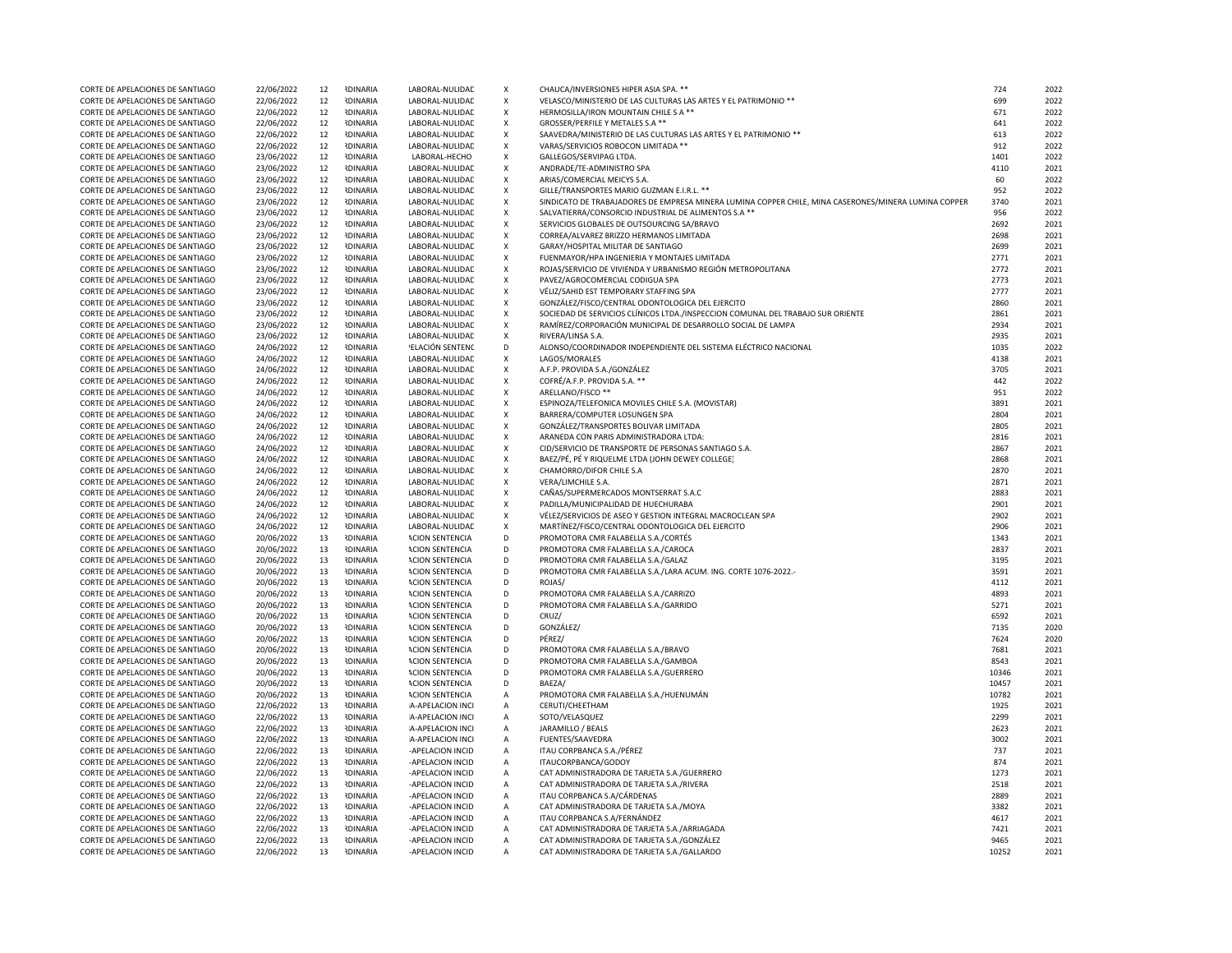| | | | | | | | | |
|---|---|---|---|---|---|---|---|---|
| CORTE DE APELACIONES DE SANTIAGO | 22/06/2022 | 12 | RDINARIA | LABORAL-NULIDAD | X | CHAUCA/INVERSIONES HIPER ASIA SPA. ** | 724 | 2022 |
| CORTE DE APELACIONES DE SANTIAGO | 22/06/2022 | 12 | RDINARIA | LABORAL-NULIDAD | X | VELASCO/MINISTERIO DE LAS CULTURAS LAS ARTES Y EL PATRIMONIO ** | 699 | 2022 |
| CORTE DE APELACIONES DE SANTIAGO | 22/06/2022 | 12 | RDINARIA | LABORAL-NULIDAD | X | HERMOSILLA/IRON MOUNTAIN CHILE S A ** | 671 | 2022 |
| CORTE DE APELACIONES DE SANTIAGO | 22/06/2022 | 12 | RDINARIA | LABORAL-NULIDAD | X | GROSSER/PERFILE Y METALES S.A ** | 641 | 2022 |
| CORTE DE APELACIONES DE SANTIAGO | 22/06/2022 | 12 | RDINARIA | LABORAL-NULIDAD | X | SAAVEDRA/MINISTERIO DE LAS CULTURAS LAS ARTES Y EL PATRIMONIO ** | 613 | 2022 |
| CORTE DE APELACIONES DE SANTIAGO | 22/06/2022 | 12 | RDINARIA | LABORAL-NULIDAD | X | VARAS/SERVICIOS ROBOCON LIMITADA ** | 912 | 2022 |
| CORTE DE APELACIONES DE SANTIAGO | 23/06/2022 | 12 | RDINARIA | LABORAL-HECHO | X | GALLEGOS/SERVIPAG LTDA. | 1401 | 2022 |
| CORTE DE APELACIONES DE SANTIAGO | 23/06/2022 | 12 | RDINARIA | LABORAL-NULIDAD | X | ANDRADE/TE-ADMINISTRO SPA | 4110 | 2021 |
| CORTE DE APELACIONES DE SANTIAGO | 23/06/2022 | 12 | RDINARIA | LABORAL-NULIDAD | X | ARIAS/COMERCIAL MEICYS S.A. | 60 | 2022 |
| CORTE DE APELACIONES DE SANTIAGO | 23/06/2022 | 12 | RDINARIA | LABORAL-NULIDAD | X | GILLE/TRANSPORTES MARIO GUZMAN E.I.R.L. ** | 952 | 2022 |
| CORTE DE APELACIONES DE SANTIAGO | 23/06/2022 | 12 | RDINARIA | LABORAL-NULIDAD | X | SINDICATO DE TRABAJADORES DE EMPRESA MINERA LUMINA COPPER CHILE, MINA CASERONES/MINERA LUMINA COPPER | 3740 | 2021 |
| CORTE DE APELACIONES DE SANTIAGO | 23/06/2022 | 12 | RDINARIA | LABORAL-NULIDAD | X | SALVATIERRA/CONSORCIO INDUSTRIAL DE ALIMENTOS S.A ** | 956 | 2022 |
| CORTE DE APELACIONES DE SANTIAGO | 23/06/2022 | 12 | RDINARIA | LABORAL-NULIDAD | X | SERVICIOS GLOBALES DE OUTSOURCING SA/BRAVO | 2692 | 2021 |
| CORTE DE APELACIONES DE SANTIAGO | 23/06/2022 | 12 | RDINARIA | LABORAL-NULIDAD | X | CORREA/ALVAREZ BRIZZO HERMANOS LIMITADA | 2698 | 2021 |
| CORTE DE APELACIONES DE SANTIAGO | 23/06/2022 | 12 | RDINARIA | LABORAL-NULIDAD | X | GARAY/HOSPITAL MILITAR DE SANTIAGO | 2699 | 2021 |
| CORTE DE APELACIONES DE SANTIAGO | 23/06/2022 | 12 | RDINARIA | LABORAL-NULIDAD | X | FUENMAYOR/HPA INGENIERIA Y MONTAJES LIMITADA | 2771 | 2021 |
| CORTE DE APELACIONES DE SANTIAGO | 23/06/2022 | 12 | RDINARIA | LABORAL-NULIDAD | X | ROJAS/SERVICIO DE VIVIENDA Y URBANISMO REGIÓN METROPOLITANA | 2772 | 2021 |
| CORTE DE APELACIONES DE SANTIAGO | 23/06/2022 | 12 | RDINARIA | LABORAL-NULIDAD | X | PAVEZ/AGROCOMERCIAL CODIGUA SPA | 2773 | 2021 |
| CORTE DE APELACIONES DE SANTIAGO | 23/06/2022 | 12 | RDINARIA | LABORAL-NULIDAD | X | VÉLIZ/SAHID EST TEMPORARY STAFFING SPA | 2777 | 2021 |
| CORTE DE APELACIONES DE SANTIAGO | 23/06/2022 | 12 | RDINARIA | LABORAL-NULIDAD | X | GONZÁLEZ/FISCO/CENTRAL ODONTOLOGICA DEL EJERCITO | 2860 | 2021 |
| CORTE DE APELACIONES DE SANTIAGO | 23/06/2022 | 12 | RDINARIA | LABORAL-NULIDAD | X | SOCIEDAD DE SERVICIOS CLÍNICOS LTDA./INSPECCION COMUNAL DEL TRABAJO SUR ORIENTE | 2861 | 2021 |
| CORTE DE APELACIONES DE SANTIAGO | 23/06/2022 | 12 | RDINARIA | LABORAL-NULIDAD | X | RAMÍREZ/CORPORACIÓN MUNICIPAL DE DESARROLLO SOCIAL DE LAMPA | 2934 | 2021 |
| CORTE DE APELACIONES DE SANTIAGO | 23/06/2022 | 12 | RDINARIA | LABORAL-NULIDAD | X | RIVERA/LINSA S.A. | 2935 | 2021 |
| CORTE DE APELACIONES DE SANTIAGO | 24/06/2022 | 12 | RDINARIA | 'ELACIÓN SENTENC | D | ALONSO/COORDINADOR INDEPENDIENTE DEL SISTEMA ELÉCTRICO NACIONAL | 1035 | 2022 |
| CORTE DE APELACIONES DE SANTIAGO | 24/06/2022 | 12 | RDINARIA | LABORAL-NULIDAD | X | LAGOS/MORALES | 4138 | 2021 |
| CORTE DE APELACIONES DE SANTIAGO | 24/06/2022 | 12 | RDINARIA | LABORAL-NULIDAD | X | A.F.P. PROVIDA S.A./GONZÁLEZ | 3705 | 2021 |
| CORTE DE APELACIONES DE SANTIAGO | 24/06/2022 | 12 | RDINARIA | LABORAL-NULIDAD | X | COFRÉ/A.F.P. PROVIDA S.A. ** | 442 | 2022 |
| CORTE DE APELACIONES DE SANTIAGO | 24/06/2022 | 12 | RDINARIA | LABORAL-NULIDAD | X | ARELLANO/FISCO ** | 951 | 2022 |
| CORTE DE APELACIONES DE SANTIAGO | 24/06/2022 | 12 | RDINARIA | LABORAL-NULIDAD | X | ESPINOZA/TELEFONICA MOVILES CHILE S.A. (MOVISTAR) | 3891 | 2021 |
| CORTE DE APELACIONES DE SANTIAGO | 24/06/2022 | 12 | RDINARIA | LABORAL-NULIDAD | X | BARRERA/COMPUTER LOSUNGEN SPA | 2804 | 2021 |
| CORTE DE APELACIONES DE SANTIAGO | 24/06/2022 | 12 | RDINARIA | LABORAL-NULIDAD | X | GONZÁLEZ/TRANSPORTES BOLIVAR LIMITADA | 2805 | 2021 |
| CORTE DE APELACIONES DE SANTIAGO | 24/06/2022 | 12 | RDINARIA | LABORAL-NULIDAD | X | ARANEDA CON PARIS ADMINISTRADORA LTDA: | 2816 | 2021 |
| CORTE DE APELACIONES DE SANTIAGO | 24/06/2022 | 12 | RDINARIA | LABORAL-NULIDAD | X | CID/SERVICIO DE TRANSPORTE DE PERSONAS SANTIAGO S.A. | 2867 | 2021 |
| CORTE DE APELACIONES DE SANTIAGO | 24/06/2022 | 12 | RDINARIA | LABORAL-NULIDAD | X | BAEZ/PÉ, PÉ Y RIQUELME LTDA (JOHN DEWEY COLLEGE) | 2868 | 2021 |
| CORTE DE APELACIONES DE SANTIAGO | 24/06/2022 | 12 | RDINARIA | LABORAL-NULIDAD | X | CHAMORRO/DIFOR CHILE S.A | 2870 | 2021 |
| CORTE DE APELACIONES DE SANTIAGO | 24/06/2022 | 12 | RDINARIA | LABORAL-NULIDAD | X | VERA/LIMCHILE S.A. | 2871 | 2021 |
| CORTE DE APELACIONES DE SANTIAGO | 24/06/2022 | 12 | RDINARIA | LABORAL-NULIDAD | X | CAÑAS/SUPERMERCADOS MONTSERRAT S.A.C | 2883 | 2021 |
| CORTE DE APELACIONES DE SANTIAGO | 24/06/2022 | 12 | RDINARIA | LABORAL-NULIDAD | X | PADILLA/MUNICIPALIDAD DE HUECHURABA | 2901 | 2021 |
| CORTE DE APELACIONES DE SANTIAGO | 24/06/2022 | 12 | RDINARIA | LABORAL-NULIDAD | X | VÉLEZ/SERVICIOS DE ASEO Y GESTION INTEGRAL MACROCLEAN SPA | 2902 | 2021 |
| CORTE DE APELACIONES DE SANTIAGO | 24/06/2022 | 12 | RDINARIA | LABORAL-NULIDAD | X | MARTÍNEZ/FISCO/CENTRAL ODONTOLOGICA DEL EJERCITO | 2906 | 2021 |
| CORTE DE APELACIONES DE SANTIAGO | 20/06/2022 | 13 | RDINARIA | ACION SENTENCIA | D | PROMOTORA CMR FALABELLA S.A./CORTÉS | 1343 | 2021 |
| CORTE DE APELACIONES DE SANTIAGO | 20/06/2022 | 13 | RDINARIA | ACION SENTENCIA | D | PROMOTORA CMR FALABELLA S.A./CAROCA | 2837 | 2021 |
| CORTE DE APELACIONES DE SANTIAGO | 20/06/2022 | 13 | RDINARIA | ACION SENTENCIA | D | PROMOTORA CMR FALABELLA S.A./GALAZ | 3195 | 2021 |
| CORTE DE APELACIONES DE SANTIAGO | 20/06/2022 | 13 | RDINARIA | ACION SENTENCIA | D | PROMOTORA CMR FALABELLA S.A./LARA ACUM. ING. CORTE 1076-2022.- | 3591 | 2021 |
| CORTE DE APELACIONES DE SANTIAGO | 20/06/2022 | 13 | RDINARIA | ACION SENTENCIA | D | ROJAS/ | 4112 | 2021 |
| CORTE DE APELACIONES DE SANTIAGO | 20/06/2022 | 13 | RDINARIA | ACION SENTENCIA | D | PROMOTORA CMR FALABELLA S.A./CARRIZO | 4893 | 2021 |
| CORTE DE APELACIONES DE SANTIAGO | 20/06/2022 | 13 | RDINARIA | ACION SENTENCIA | D | PROMOTORA CMR FALABELLA S.A./GARRIDO | 5271 | 2021 |
| CORTE DE APELACIONES DE SANTIAGO | 20/06/2022 | 13 | RDINARIA | ACION SENTENCIA | D | CRUZ/ | 6592 | 2021 |
| CORTE DE APELACIONES DE SANTIAGO | 20/06/2022 | 13 | RDINARIA | ACION SENTENCIA | D | GONZÁLEZ/ | 7135 | 2020 |
| CORTE DE APELACIONES DE SANTIAGO | 20/06/2022 | 13 | RDINARIA | ACION SENTENCIA | D | PÉREZ/ | 7624 | 2020 |
| CORTE DE APELACIONES DE SANTIAGO | 20/06/2022 | 13 | RDINARIA | ACION SENTENCIA | D | PROMOTORA CMR FALABELLA S.A./BRAVO | 7681 | 2021 |
| CORTE DE APELACIONES DE SANTIAGO | 20/06/2022 | 13 | RDINARIA | ACION SENTENCIA | D | PROMOTORA CMR FALABELLA S.A./GAMBOA | 8543 | 2021 |
| CORTE DE APELACIONES DE SANTIAGO | 20/06/2022 | 13 | RDINARIA | ACION SENTENCIA | D | PROMOTORA CMR FALABELLA S.A./GUERRERO | 10346 | 2021 |
| CORTE DE APELACIONES DE SANTIAGO | 20/06/2022 | 13 | RDINARIA | ACION SENTENCIA | D | BAEZA/ | 10457 | 2021 |
| CORTE DE APELACIONES DE SANTIAGO | 20/06/2022 | 13 | RDINARIA | ACION SENTENCIA | A | PROMOTORA CMR FALABELLA S.A./HUENUMÁN | 10782 | 2021 |
| CORTE DE APELACIONES DE SANTIAGO | 22/06/2022 | 13 | RDINARIA | A-APELACION INCI | A | CERUTI/CHEETHAM | 1925 | 2021 |
| CORTE DE APELACIONES DE SANTIAGO | 22/06/2022 | 13 | RDINARIA | A-APELACION INCI | A | SOTO/VELASQUEZ | 2299 | 2021 |
| CORTE DE APELACIONES DE SANTIAGO | 22/06/2022 | 13 | RDINARIA | A-APELACION INCI | A | JARAMILLO / BEALS | 2623 | 2021 |
| CORTE DE APELACIONES DE SANTIAGO | 22/06/2022 | 13 | RDINARIA | A-APELACION INCI | A | FUENTES/SAAVEDRA | 3002 | 2021 |
| CORTE DE APELACIONES DE SANTIAGO | 22/06/2022 | 13 | RDINARIA | -APELACION INCID | A | ITAU CORPBANCA S.A./PÉREZ | 737 | 2021 |
| CORTE DE APELACIONES DE SANTIAGO | 22/06/2022 | 13 | RDINARIA | -APELACION INCID | A | ITAUCORPBANCA/GODOY | 874 | 2021 |
| CORTE DE APELACIONES DE SANTIAGO | 22/06/2022 | 13 | RDINARIA | -APELACION INCID | A | CAT ADMINISTRADORA DE TARJETA S.A./GUERRERO | 1273 | 2021 |
| CORTE DE APELACIONES DE SANTIAGO | 22/06/2022 | 13 | RDINARIA | -APELACION INCID | A | CAT ADMINISTRADORA DE TARJETA S.A./RIVERA | 2518 | 2021 |
| CORTE DE APELACIONES DE SANTIAGO | 22/06/2022 | 13 | RDINARIA | -APELACION INCID | A | ITAU CORPBANCA S.A/CÁRDENAS | 2889 | 2021 |
| CORTE DE APELACIONES DE SANTIAGO | 22/06/2022 | 13 | RDINARIA | -APELACION INCID | A | CAT ADMINISTRADORA DE TARJETA S.A./MOYA | 3382 | 2021 |
| CORTE DE APELACIONES DE SANTIAGO | 22/06/2022 | 13 | RDINARIA | -APELACION INCID | A | ITAU CORPBANCA S.A/FERNÁNDEZ | 4617 | 2021 |
| CORTE DE APELACIONES DE SANTIAGO | 22/06/2022 | 13 | RDINARIA | -APELACION INCID | A | CAT ADMINISTRADORA DE TARJETA S.A./ARRIAGADA | 7421 | 2021 |
| CORTE DE APELACIONES DE SANTIAGO | 22/06/2022 | 13 | RDINARIA | -APELACION INCID | A | CAT ADMINISTRADORA DE TARJETA S.A./GONZÁLEZ | 9465 | 2021 |
| CORTE DE APELACIONES DE SANTIAGO | 22/06/2022 | 13 | RDINARIA | -APELACION INCID | A | CAT ADMINISTRADORA DE TARJETA S.A./GALLARDO | 10252 | 2021 |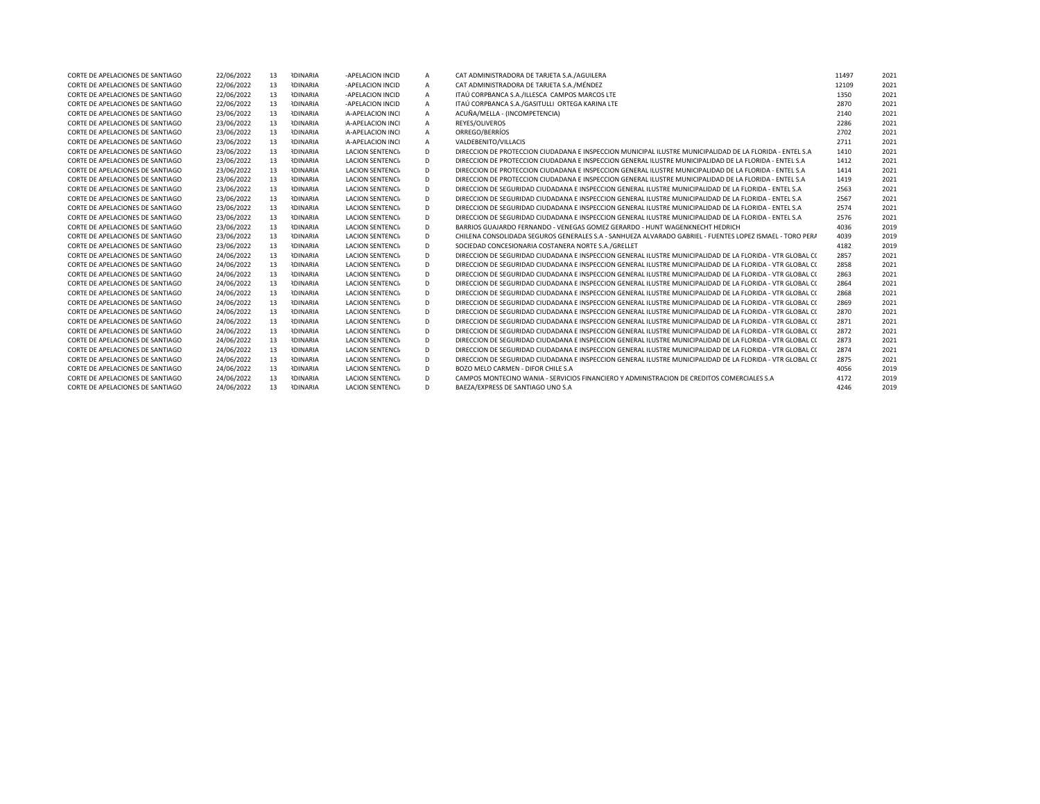| | | | | | | | | |
|---|---|---|---|---|---|---|---|---|
| CORTE DE APELACIONES DE SANTIAGO | 22/06/2022 | 13 | RDINARIA | -APELACION INCID | A | CAT ADMINISTRADORA DE TARJETA S.A./AGUILERA | 11497 | 2021 |
| CORTE DE APELACIONES DE SANTIAGO | 22/06/2022 | 13 | RDINARIA | -APELACION INCID | A | CAT ADMINISTRADORA DE TARJETA S.A./MÉNDEZ | 12109 | 2021 |
| CORTE DE APELACIONES DE SANTIAGO | 22/06/2022 | 13 | RDINARIA | -APELACION INCID | A | ITAÚ CORPBANCA S.A./ILLESCA CAMPOS MARCOS LTE | 1350 | 2021 |
| CORTE DE APELACIONES DE SANTIAGO | 22/06/2022 | 13 | RDINARIA | -APELACION INCID | A | ITAÚ CORPBANCA S.A./GASITULLI ORTEGA KARINA LTE | 2870 | 2021 |
| CORTE DE APELACIONES DE SANTIAGO | 23/06/2022 | 13 | RDINARIA | A-APELACION INCI | A | ACUÑA/MELLA - (INCOMPETENCIA) | 2140 | 2021 |
| CORTE DE APELACIONES DE SANTIAGO | 23/06/2022 | 13 | RDINARIA | A-APELACION INCI | A | REYES/OLIVEROS | 2286 | 2021 |
| CORTE DE APELACIONES DE SANTIAGO | 23/06/2022 | 13 | RDINARIA | A-APELACION INCI | A | ORREGO/BERRÍOS | 2702 | 2021 |
| CORTE DE APELACIONES DE SANTIAGO | 23/06/2022 | 13 | RDINARIA | A-APELACION INCI | A | VALDEBENITO/VILLACIS | 2711 | 2021 |
| CORTE DE APELACIONES DE SANTIAGO | 23/06/2022 | 13 | RDINARIA | LACION SENTENCI | D | DIRECCION DE PROTECCION CIUDADANA E INSPECCION MUNICIPAL ILUSTRE MUNICIPALIDAD DE LA FLORIDA - ENTEL S.A | 1410 | 2021 |
| CORTE DE APELACIONES DE SANTIAGO | 23/06/2022 | 13 | RDINARIA | LACION SENTENCI | D | DIRECCION DE PROTECCION CIUDADANA E INSPECCION GENERAL ILUSTRE MUNICIPALIDAD DE LA FLORIDA - ENTEL S.A | 1412 | 2021 |
| CORTE DE APELACIONES DE SANTIAGO | 23/06/2022 | 13 | RDINARIA | LACION SENTENCI | D | DIRECCION DE PROTECCION CIUDADANA E INSPECCION GENERAL ILUSTRE MUNICIPALIDAD DE LA FLORIDA - ENTEL S.A | 1414 | 2021 |
| CORTE DE APELACIONES DE SANTIAGO | 23/06/2022 | 13 | RDINARIA | LACION SENTENCI | D | DIRECCION DE PROTECCION CIUDADANA E INSPECCION GENERAL ILUSTRE MUNICIPALIDAD DE LA FLORIDA - ENTEL S.A | 1419 | 2021 |
| CORTE DE APELACIONES DE SANTIAGO | 23/06/2022 | 13 | RDINARIA | LACION SENTENCI | D | DIRECCION DE SEGURIDAD CIUDADANA E INSPECCION GENERAL ILUSTRE MUNICIPALIDAD DE LA FLORIDA - ENTEL S.A | 2563 | 2021 |
| CORTE DE APELACIONES DE SANTIAGO | 23/06/2022 | 13 | RDINARIA | LACION SENTENCI | D | DIRECCION DE SEGURIDAD CIUDADANA E INSPECCION GENERAL ILUSTRE MUNICIPALIDAD DE LA FLORIDA - ENTEL S.A | 2567 | 2021 |
| CORTE DE APELACIONES DE SANTIAGO | 23/06/2022 | 13 | RDINARIA | LACION SENTENCI | D | DIRECCION DE SEGURIDAD CIUDADANA E INSPECCION GENERAL ILUSTRE MUNICIPALIDAD DE LA FLORIDA - ENTEL S.A | 2574 | 2021 |
| CORTE DE APELACIONES DE SANTIAGO | 23/06/2022 | 13 | RDINARIA | LACION SENTENCI | D | DIRECCION DE SEGURIDAD CIUDADANA E INSPECCION GENERAL ILUSTRE MUNICIPALIDAD DE LA FLORIDA - ENTEL S.A | 2576 | 2021 |
| CORTE DE APELACIONES DE SANTIAGO | 23/06/2022 | 13 | RDINARIA | LACION SENTENCI | D | BARRIOS GUAJARDO FERNANDO - VENEGAS GOMEZ GERARDO - HUNT WAGENKNECHT HEDRICH | 4036 | 2019 |
| CORTE DE APELACIONES DE SANTIAGO | 23/06/2022 | 13 | RDINARIA | LACION SENTENCI | D | CHILENA CONSOLIDADA SEGUROS GENERALES S.A - SANHUEZA ALVARADO GABRIEL - FUENTES LOPEZ ISMAEL - TORO PERA | 4039 | 2019 |
| CORTE DE APELACIONES DE SANTIAGO | 23/06/2022 | 13 | RDINARIA | LACION SENTENCI | D | SOCIEDAD CONCESIONARIA COSTANERA NORTE S.A./GRELLET | 4182 | 2019 |
| CORTE DE APELACIONES DE SANTIAGO | 24/06/2022 | 13 | RDINARIA | LACION SENTENCI | D | DIRECCION DE SEGURIDAD CIUDADANA E INSPECCION GENERAL ILUSTRE MUNICIPALIDAD DE LA FLORIDA - VTR GLOBAL C( | 2857 | 2021 |
| CORTE DE APELACIONES DE SANTIAGO | 24/06/2022 | 13 | RDINARIA | LACION SENTENCI | D | DIRECCION DE SEGURIDAD CIUDADANA E INSPECCION GENERAL ILUSTRE MUNICIPALIDAD DE LA FLORIDA - VTR GLOBAL C( | 2858 | 2021 |
| CORTE DE APELACIONES DE SANTIAGO | 24/06/2022 | 13 | RDINARIA | LACION SENTENCI | D | DIRECCION DE SEGURIDAD CIUDADANA E INSPECCION GENERAL ILUSTRE MUNICIPALIDAD DE LA FLORIDA - VTR GLOBAL C( | 2863 | 2021 |
| CORTE DE APELACIONES DE SANTIAGO | 24/06/2022 | 13 | RDINARIA | LACION SENTENCI | D | DIRECCION DE SEGURIDAD CIUDADANA E INSPECCION GENERAL ILUSTRE MUNICIPALIDAD DE LA FLORIDA - VTR GLOBAL C( | 2864 | 2021 |
| CORTE DE APELACIONES DE SANTIAGO | 24/06/2022 | 13 | RDINARIA | LACION SENTENCI | D | DIRECCION DE SEGURIDAD CIUDADANA E INSPECCION GENERAL ILUSTRE MUNICIPALIDAD DE LA FLORIDA - VTR GLOBAL C( | 2868 | 2021 |
| CORTE DE APELACIONES DE SANTIAGO | 24/06/2022 | 13 | RDINARIA | LACION SENTENCI | D | DIRECCION DE SEGURIDAD CIUDADANA E INSPECCION GENERAL ILUSTRE MUNICIPALIDAD DE LA FLORIDA - VTR GLOBAL C( | 2869 | 2021 |
| CORTE DE APELACIONES DE SANTIAGO | 24/06/2022 | 13 | RDINARIA | LACION SENTENCI | D | DIRECCION DE SEGURIDAD CIUDADANA E INSPECCION GENERAL ILUSTRE MUNICIPALIDAD DE LA FLORIDA - VTR GLOBAL C( | 2870 | 2021 |
| CORTE DE APELACIONES DE SANTIAGO | 24/06/2022 | 13 | RDINARIA | LACION SENTENCI | D | DIRECCION DE SEGURIDAD CIUDADANA E INSPECCION GENERAL ILUSTRE MUNICIPALIDAD DE LA FLORIDA - VTR GLOBAL C( | 2871 | 2021 |
| CORTE DE APELACIONES DE SANTIAGO | 24/06/2022 | 13 | RDINARIA | LACION SENTENCI | D | DIRECCION DE SEGURIDAD CIUDADANA E INSPECCION GENERAL ILUSTRE MUNICIPALIDAD DE LA FLORIDA - VTR GLOBAL C( | 2872 | 2021 |
| CORTE DE APELACIONES DE SANTIAGO | 24/06/2022 | 13 | RDINARIA | LACION SENTENCI | D | DIRECCION DE SEGURIDAD CIUDADANA E INSPECCION GENERAL ILUSTRE MUNICIPALIDAD DE LA FLORIDA - VTR GLOBAL C( | 2873 | 2021 |
| CORTE DE APELACIONES DE SANTIAGO | 24/06/2022 | 13 | RDINARIA | LACION SENTENCI | D | DIRECCION DE SEGURIDAD CIUDADANA E INSPECCION GENERAL ILUSTRE MUNICIPALIDAD DE LA FLORIDA - VTR GLOBAL C( | 2874 | 2021 |
| CORTE DE APELACIONES DE SANTIAGO | 24/06/2022 | 13 | RDINARIA | LACION SENTENCI | D | DIRECCION DE SEGURIDAD CIUDADANA E INSPECCION GENERAL ILUSTRE MUNICIPALIDAD DE LA FLORIDA - VTR GLOBAL C( | 2875 | 2021 |
| CORTE DE APELACIONES DE SANTIAGO | 24/06/2022 | 13 | RDINARIA | LACION SENTENCI | D | BOZO MELO CARMEN - DIFOR CHILE S.A | 4056 | 2019 |
| CORTE DE APELACIONES DE SANTIAGO | 24/06/2022 | 13 | RDINARIA | LACION SENTENCI | D | CAMPOS MONTECINO WANIA - SERVICIOS FINANCIERO Y ADMINISTRACION DE CREDITOS COMERCIALES S.A | 4172 | 2019 |
| CORTE DE APELACIONES DE SANTIAGO | 24/06/2022 | 13 | RDINARIA | LACION SENTENCI | D | BAEZA/EXPRESS DE SANTIAGO UNO S.A | 4246 | 2019 |